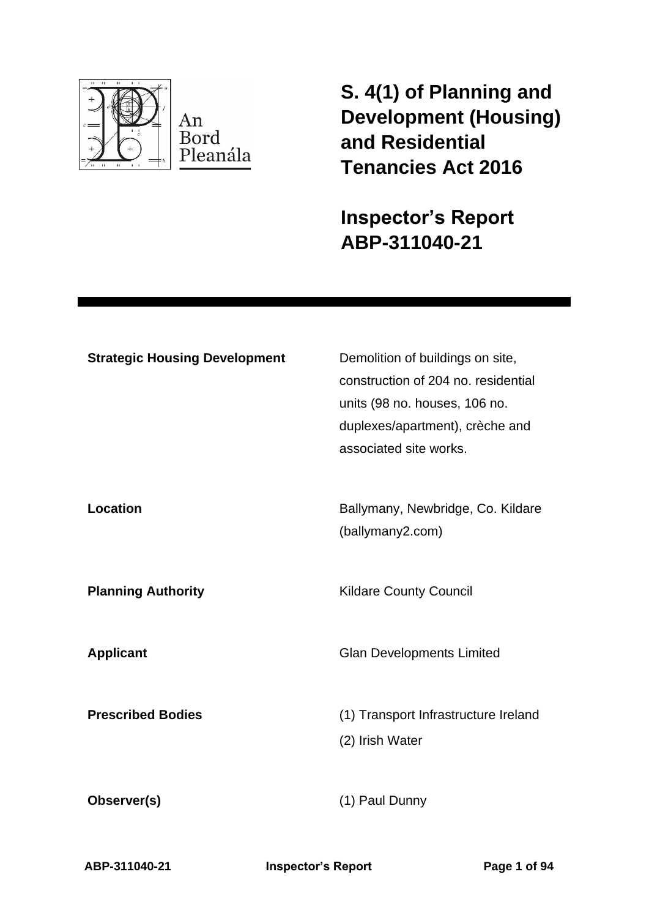An Bord Pleanála

# S. 4(1) of Planning and Development (Housing) and Residential Tenancies Act 2016

# Inspector's Report ABP-311040-21

| | |
|---|---|
| **Strategic Housing Development** | Demolition of buildings on site, construction of 204 no. residential units (98 no. houses, 106 no. duplexes/apartment), crèche and associated site works. |
| **Location** | Ballymany, Newbridge, Co. Kildare (ballymany2.com) |
| **Planning Authority** | Kildare County Council |
| **Applicant** | Glan Developments Limited |
| **Prescribed Bodies** | (1) Transport Infrastructure Ireland<br>(2) Irish Water |
| **Observer(s)** | (1) Paul Dunny |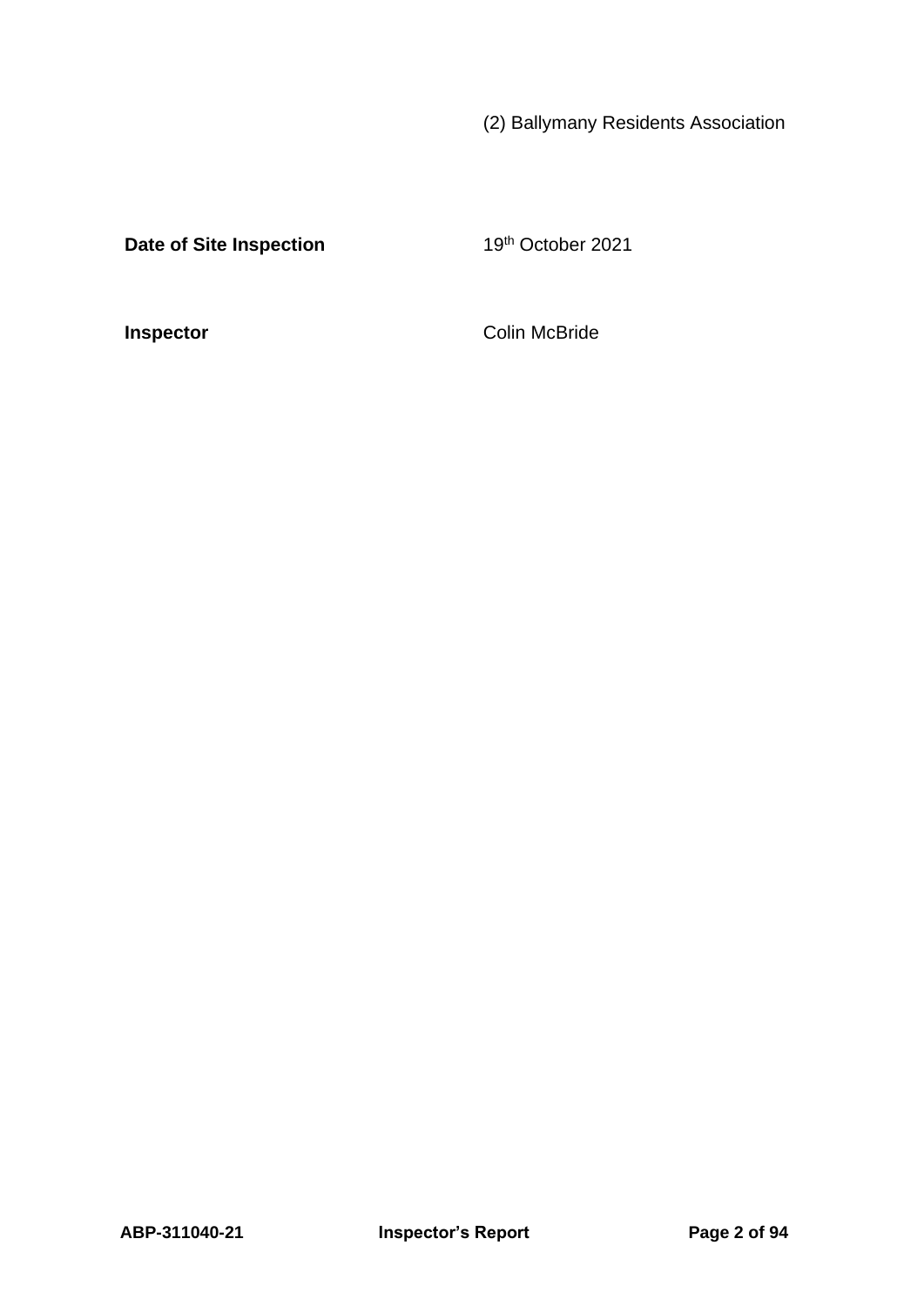(2) Ballymany Residents Association

| | |
|---|---|
| **Date of Site Inspection** | 19th October 2021 |
| **Inspector** | Colin McBride |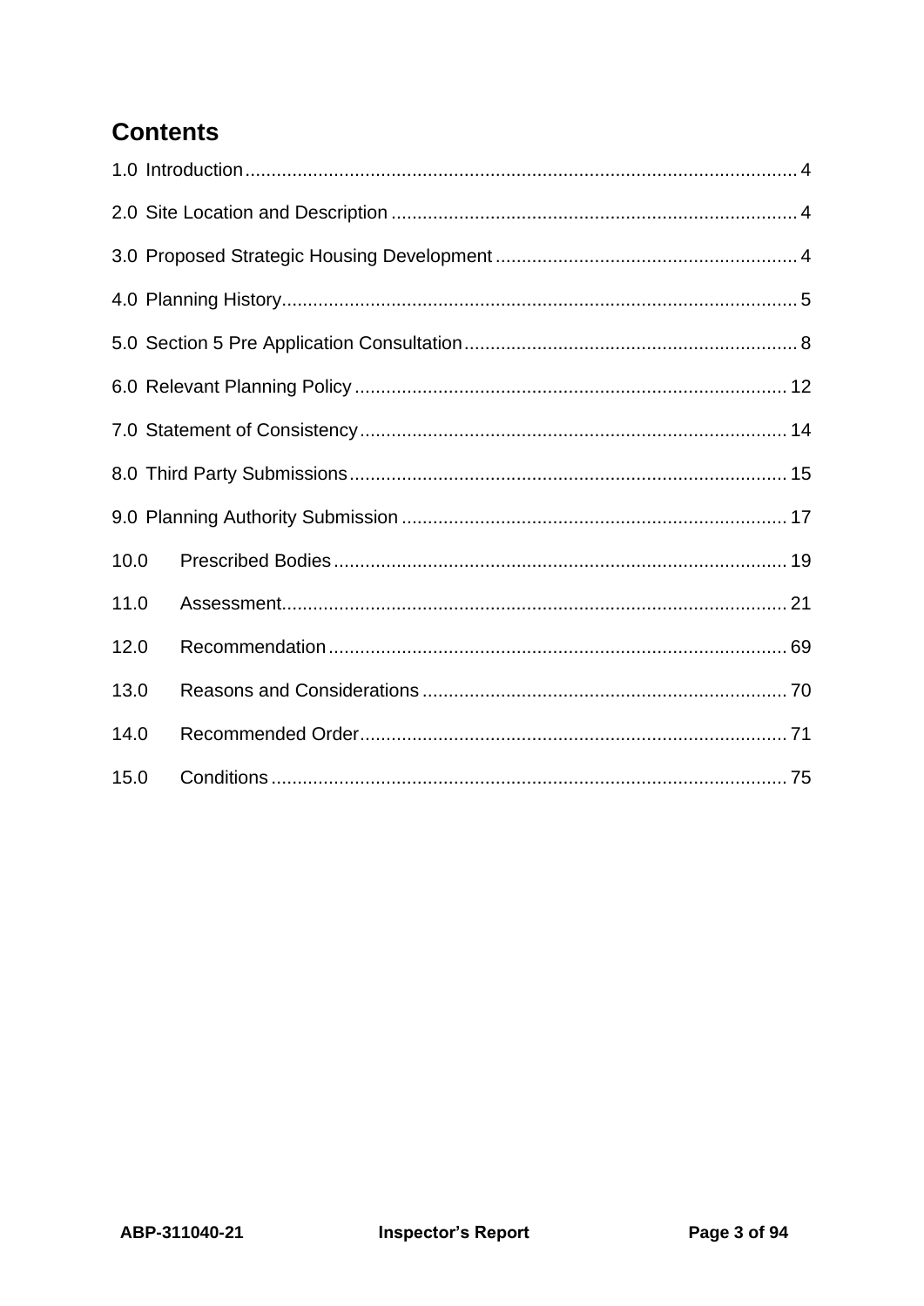## Contents

1.0 Introduction ........................................................................................................ 4

2.0 Site Location and Description ............................................................................. 4

3.0 Proposed Strategic Housing Development .......................................................... 4

4.0 Planning History .................................................................................................. 5

5.0 Section 5 Pre Application Consultation ............................................................... 8

6.0 Relevant Planning Policy .................................................................................. 12

7.0 Statement of Consistency ................................................................................. 14

8.0 Third Party Submissions ................................................................................... 15

9.0 Planning Authority Submission ......................................................................... 17

10.0 Prescribed Bodies ...................................................................................... 19

11.0 Assessment ................................................................................................ 21

12.0 Recommendation ....................................................................................... 69

13.0 Reasons and Considerations ..................................................................... 70

14.0 Recommended Order ................................................................................. 71

15.0 Conditions .................................................................................................. 75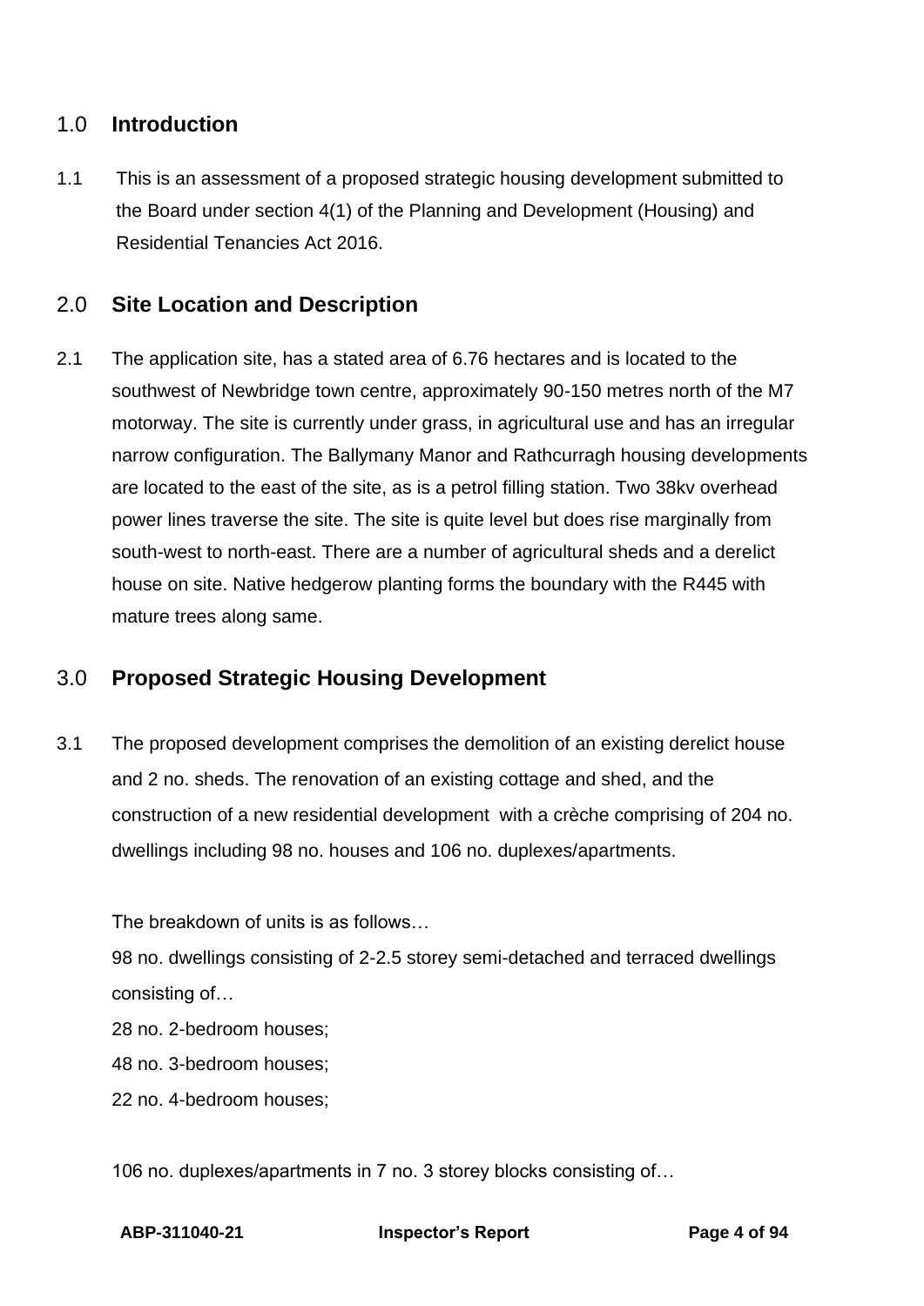## 1.0 Introduction

1.1 This is an assessment of a proposed strategic housing development submitted to the Board under section 4(1) of the Planning and Development (Housing) and Residential Tenancies Act 2016.

## 2.0 Site Location and Description

2.1 The application site, has a stated area of 6.76 hectares and is located to the southwest of Newbridge town centre, approximately 90-150 metres north of the M7 motorway. The site is currently under grass, in agricultural use and has an irregular narrow configuration. The Ballymany Manor and Rathcurragh housing developments are located to the east of the site, as is a petrol filling station. Two 38kv overhead power lines traverse the site. The site is quite level but does rise marginally from south-west to north-east. There are a number of agricultural sheds and a derelict house on site. Native hedgerow planting forms the boundary with the R445 with mature trees along same.

## 3.0 Proposed Strategic Housing Development

3.1 The proposed development comprises the demolition of an existing derelict house and 2 no. sheds. The renovation of an existing cottage and shed, and the construction of a new residential development with a crèche comprising of 204 no. dwellings including 98 no. houses and 106 no. duplexes/apartments.

The breakdown of units is as follows…

98 no. dwellings consisting of 2-2.5 storey semi-detached and terraced dwellings consisting of…

28 no. 2-bedroom houses;

48 no. 3-bedroom houses;

22 no. 4-bedroom houses;

106 no. duplexes/apartments in 7 no. 3 storey blocks consisting of…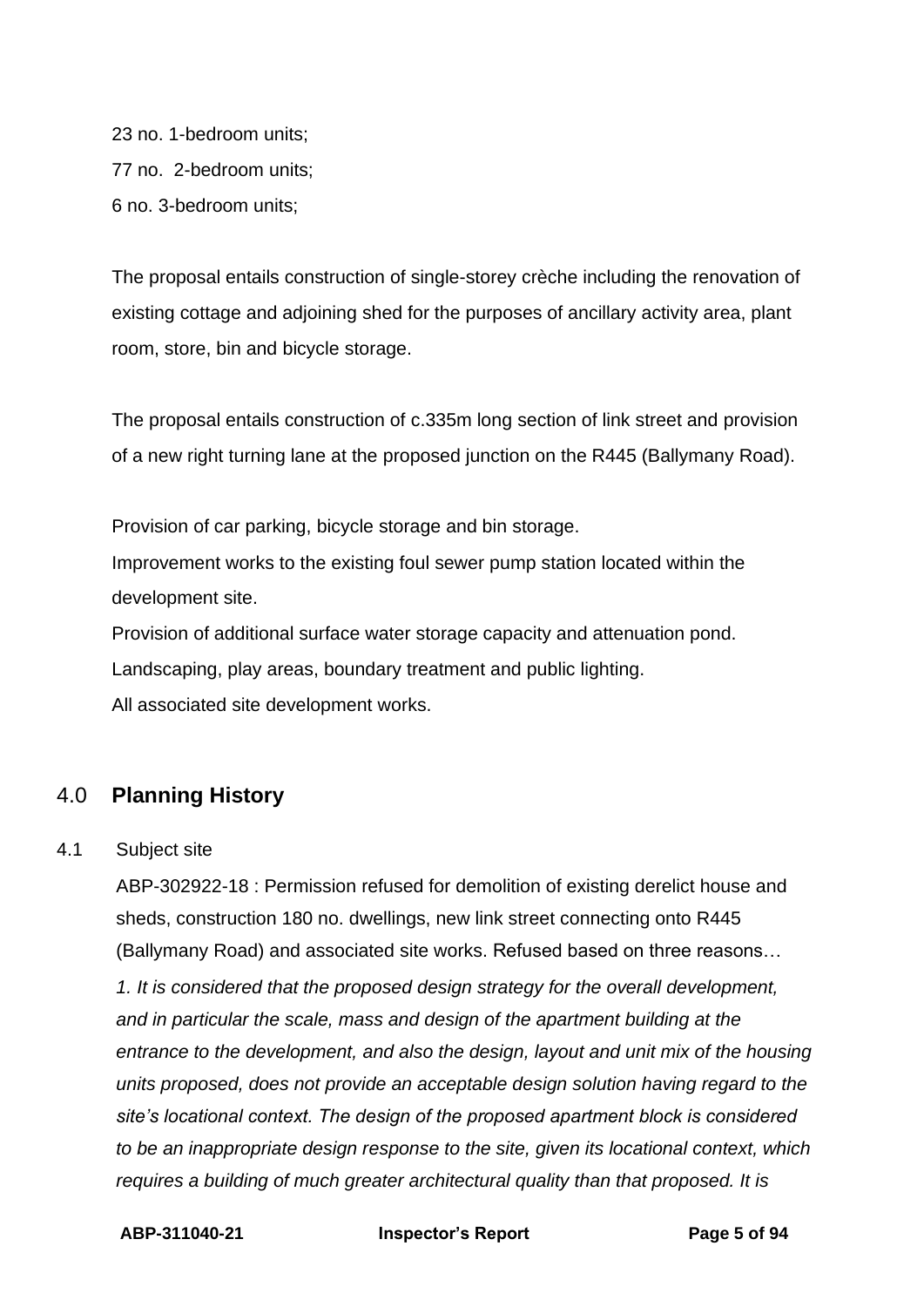23 no. 1-bedroom units;

77 no.  2-bedroom units;

6 no. 3-bedroom units;

The proposal entails construction of single-storey crèche including the renovation of existing cottage and adjoining shed for the purposes of ancillary activity area, plant room, store, bin and bicycle storage.

The proposal entails construction of c.335m long section of link street and provision of a new right turning lane at the proposed junction on the R445 (Ballymany Road).

Provision of car parking, bicycle storage and bin storage.

Improvement works to the existing foul sewer pump station located within the development site.

Provision of additional surface water storage capacity and attenuation pond.

Landscaping, play areas, boundary treatment and public lighting.

All associated site development works.

## 4.0 **Planning History**

4.1 Subject site

ABP-302922-18 : Permission refused for demolition of existing derelict house and sheds, construction 180 no. dwellings, new link street connecting onto R445 (Ballymany Road) and associated site works. Refused based on three reasons…

*1. It is considered that the proposed design strategy for the overall development, and in particular the scale, mass and design of the apartment building at the entrance to the development, and also the design, layout and unit mix of the housing units proposed, does not provide an acceptable design solution having regard to the site's locational context. The design of the proposed apartment block is considered to be an inappropriate design response to the site, given its locational context, which requires a building of much greater architectural quality than that proposed. It is*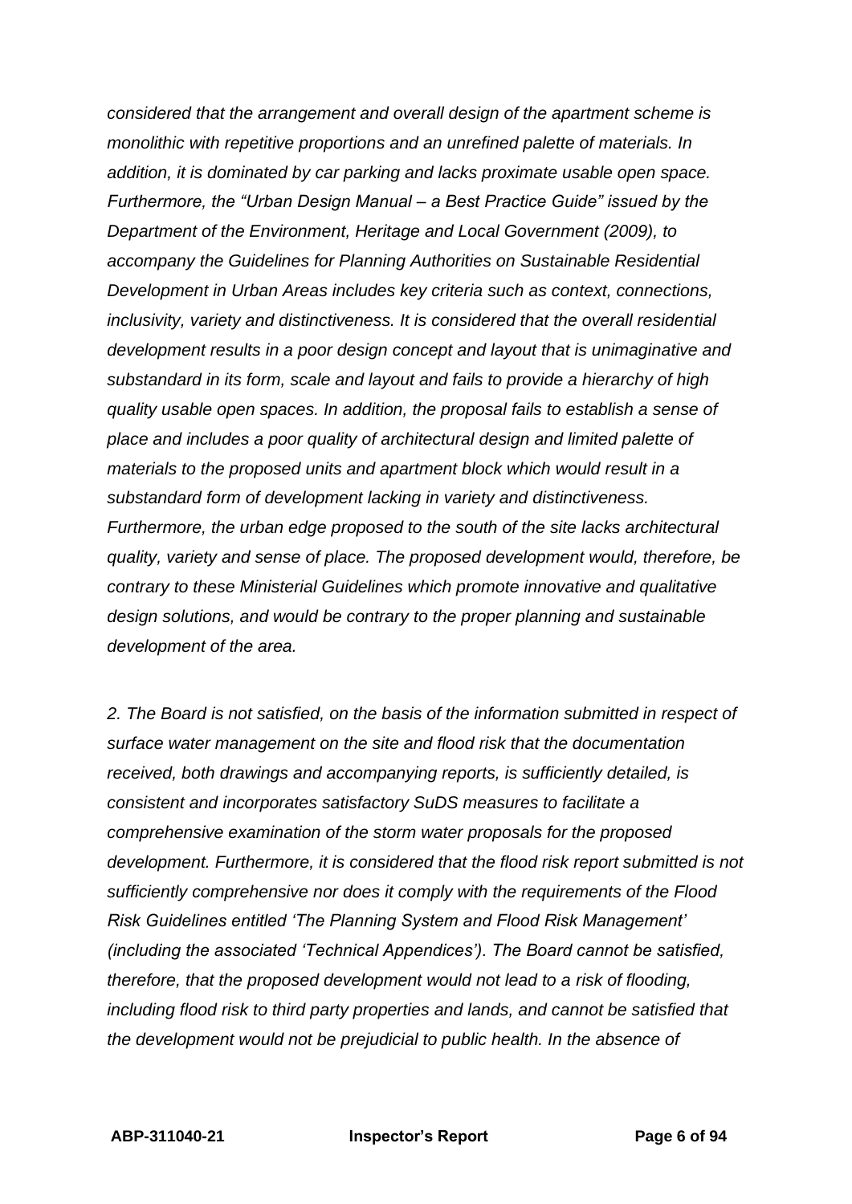*considered that the arrangement and overall design of the apartment scheme is monolithic with repetitive proportions and an unrefined palette of materials. In addition, it is dominated by car parking and lacks proximate usable open space. Furthermore, the "Urban Design Manual – a Best Practice Guide" issued by the Department of the Environment, Heritage and Local Government (2009), to accompany the Guidelines for Planning Authorities on Sustainable Residential Development in Urban Areas includes key criteria such as context, connections, inclusivity, variety and distinctiveness. It is considered that the overall residential development results in a poor design concept and layout that is unimaginative and substandard in its form, scale and layout and fails to provide a hierarchy of high quality usable open spaces. In addition, the proposal fails to establish a sense of place and includes a poor quality of architectural design and limited palette of materials to the proposed units and apartment block which would result in a substandard form of development lacking in variety and distinctiveness. Furthermore, the urban edge proposed to the south of the site lacks architectural quality, variety and sense of place. The proposed development would, therefore, be contrary to these Ministerial Guidelines which promote innovative and qualitative design solutions, and would be contrary to the proper planning and sustainable development of the area.*

*2. The Board is not satisfied, on the basis of the information submitted in respect of surface water management on the site and flood risk that the documentation received, both drawings and accompanying reports, is sufficiently detailed, is consistent and incorporates satisfactory SuDS measures to facilitate a comprehensive examination of the storm water proposals for the proposed development. Furthermore, it is considered that the flood risk report submitted is not sufficiently comprehensive nor does it comply with the requirements of the Flood Risk Guidelines entitled 'The Planning System and Flood Risk Management' (including the associated 'Technical Appendices'). The Board cannot be satisfied, therefore, that the proposed development would not lead to a risk of flooding, including flood risk to third party properties and lands, and cannot be satisfied that the development would not be prejudicial to public health. In the absence of*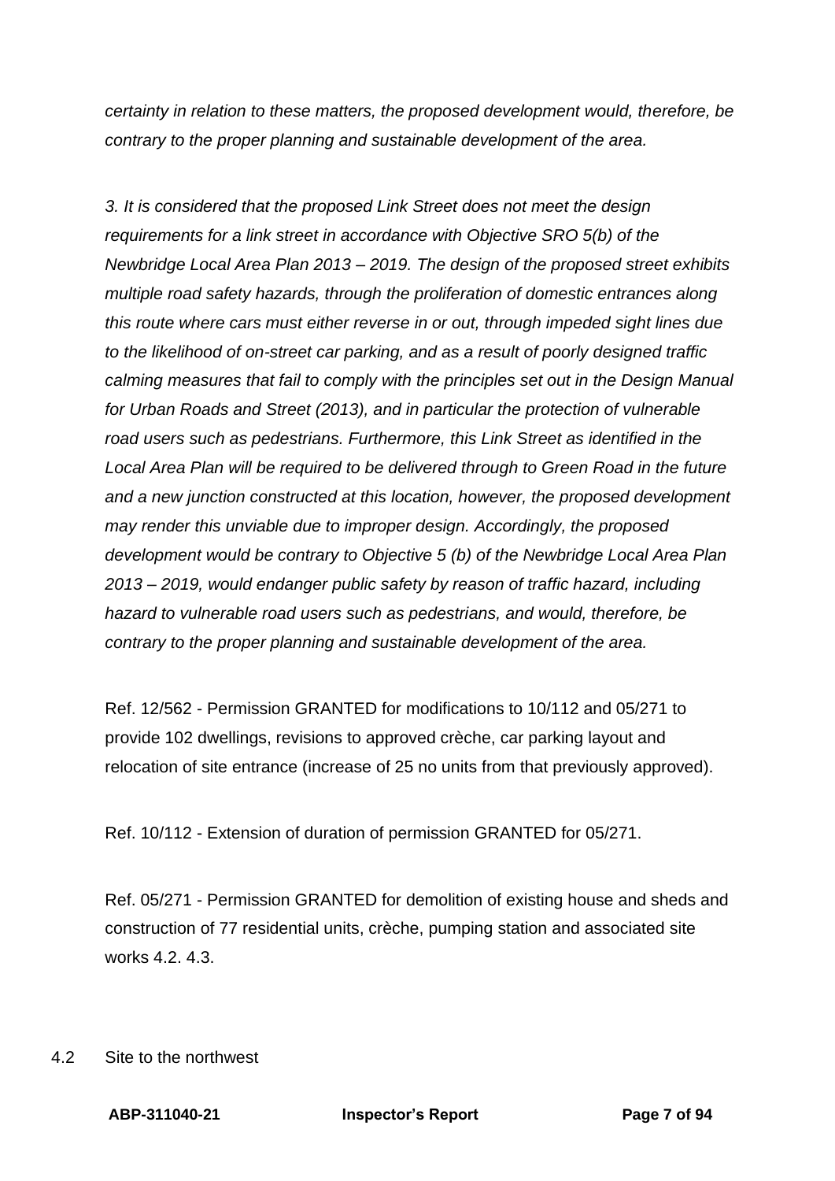*certainty in relation to these matters, the proposed development would, therefore, be contrary to the proper planning and sustainable development of the area.*

*3. It is considered that the proposed Link Street does not meet the design requirements for a link street in accordance with Objective SRO 5(b) of the Newbridge Local Area Plan 2013 – 2019. The design of the proposed street exhibits multiple road safety hazards, through the proliferation of domestic entrances along this route where cars must either reverse in or out, through impeded sight lines due to the likelihood of on-street car parking, and as a result of poorly designed traffic calming measures that fail to comply with the principles set out in the Design Manual for Urban Roads and Street (2013), and in particular the protection of vulnerable road users such as pedestrians. Furthermore, this Link Street as identified in the Local Area Plan will be required to be delivered through to Green Road in the future and a new junction constructed at this location, however, the proposed development may render this unviable due to improper design. Accordingly, the proposed development would be contrary to Objective 5 (b) of the Newbridge Local Area Plan 2013 – 2019, would endanger public safety by reason of traffic hazard, including hazard to vulnerable road users such as pedestrians, and would, therefore, be contrary to the proper planning and sustainable development of the area.*

Ref. 12/562 - Permission GRANTED for modifications to 10/112 and 05/271 to provide 102 dwellings, revisions to approved crèche, car parking layout and relocation of site entrance (increase of 25 no units from that previously approved).

Ref. 10/112 - Extension of duration of permission GRANTED for 05/271.

Ref. 05/271 - Permission GRANTED for demolition of existing house and sheds and construction of 77 residential units, crèche, pumping station and associated site works 4.2. 4.3.

4.2 Site to the northwest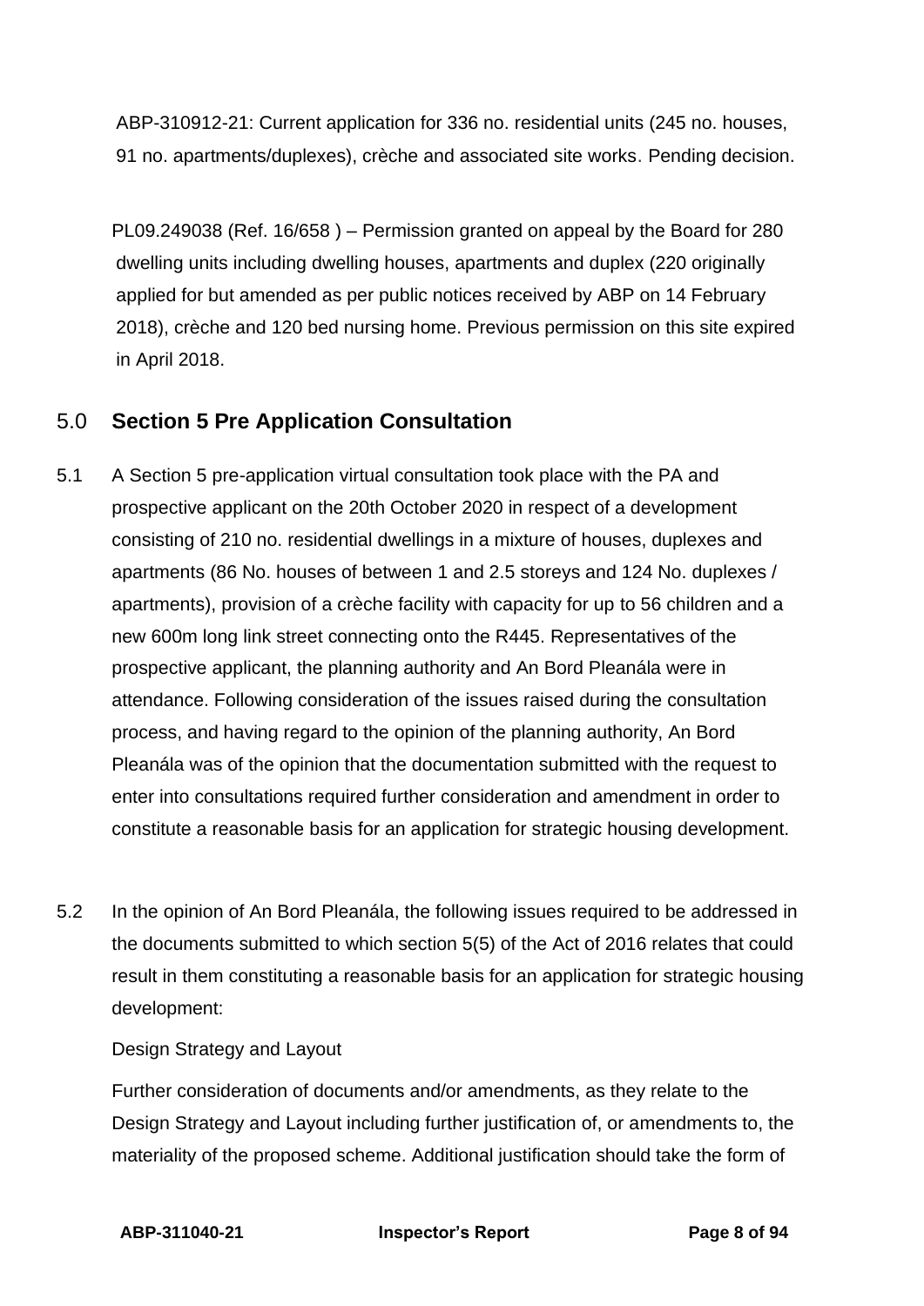ABP-310912-21: Current application for 336 no. residential units (245 no. houses, 91 no. apartments/duplexes), crèche and associated site works. Pending decision.

PL09.249038 (Ref. 16/658 ) – Permission granted on appeal by the Board for 280 dwelling units including dwelling houses, apartments and duplex (220 originally applied for but amended as per public notices received by ABP on 14 February 2018), crèche and 120 bed nursing home. Previous permission on this site expired in April 2018.

## 5.0 Section 5 Pre Application Consultation

5.1 A Section 5 pre-application virtual consultation took place with the PA and prospective applicant on the 20th October 2020 in respect of a development consisting of 210 no. residential dwellings in a mixture of houses, duplexes and apartments (86 No. houses of between 1 and 2.5 storeys and 124 No. duplexes / apartments), provision of a crèche facility with capacity for up to 56 children and a new 600m long link street connecting onto the R445. Representatives of the prospective applicant, the planning authority and An Bord Pleanála were in attendance. Following consideration of the issues raised during the consultation process, and having regard to the opinion of the planning authority, An Bord Pleanála was of the opinion that the documentation submitted with the request to enter into consultations required further consideration and amendment in order to constitute a reasonable basis for an application for strategic housing development.

5.2 In the opinion of An Bord Pleanála, the following issues required to be addressed in the documents submitted to which section 5(5) of the Act of 2016 relates that could result in them constituting a reasonable basis for an application for strategic housing development:

Design Strategy and Layout

Further consideration of documents and/or amendments, as they relate to the Design Strategy and Layout including further justification of, or amendments to, the materiality of the proposed scheme. Additional justification should take the form of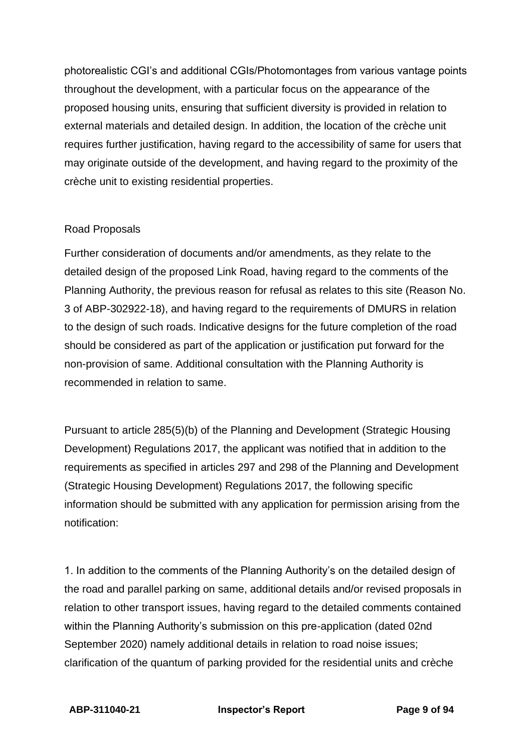photorealistic CGI's and additional CGIs/Photomontages from various vantage points throughout the development, with a particular focus on the appearance of the proposed housing units, ensuring that sufficient diversity is provided in relation to external materials and detailed design. In addition, the location of the crèche unit requires further justification, having regard to the accessibility of same for users that may originate outside of the development, and having regard to the proximity of the crèche unit to existing residential properties.

Road Proposals

Further consideration of documents and/or amendments, as they relate to the detailed design of the proposed Link Road, having regard to the comments of the Planning Authority, the previous reason for refusal as relates to this site (Reason No. 3 of ABP-302922-18), and having regard to the requirements of DMURS in relation to the design of such roads. Indicative designs for the future completion of the road should be considered as part of the application or justification put forward for the non-provision of same. Additional consultation with the Planning Authority is recommended in relation to same.

Pursuant to article 285(5)(b) of the Planning and Development (Strategic Housing Development) Regulations 2017, the applicant was notified that in addition to the requirements as specified in articles 297 and 298 of the Planning and Development (Strategic Housing Development) Regulations 2017, the following specific information should be submitted with any application for permission arising from the notification:

1. In addition to the comments of the Planning Authority's on the detailed design of the road and parallel parking on same, additional details and/or revised proposals in relation to other transport issues, having regard to the detailed comments contained within the Planning Authority's submission on this pre-application (dated 02nd September 2020) namely additional details in relation to road noise issues; clarification of the quantum of parking provided for the residential units and crèche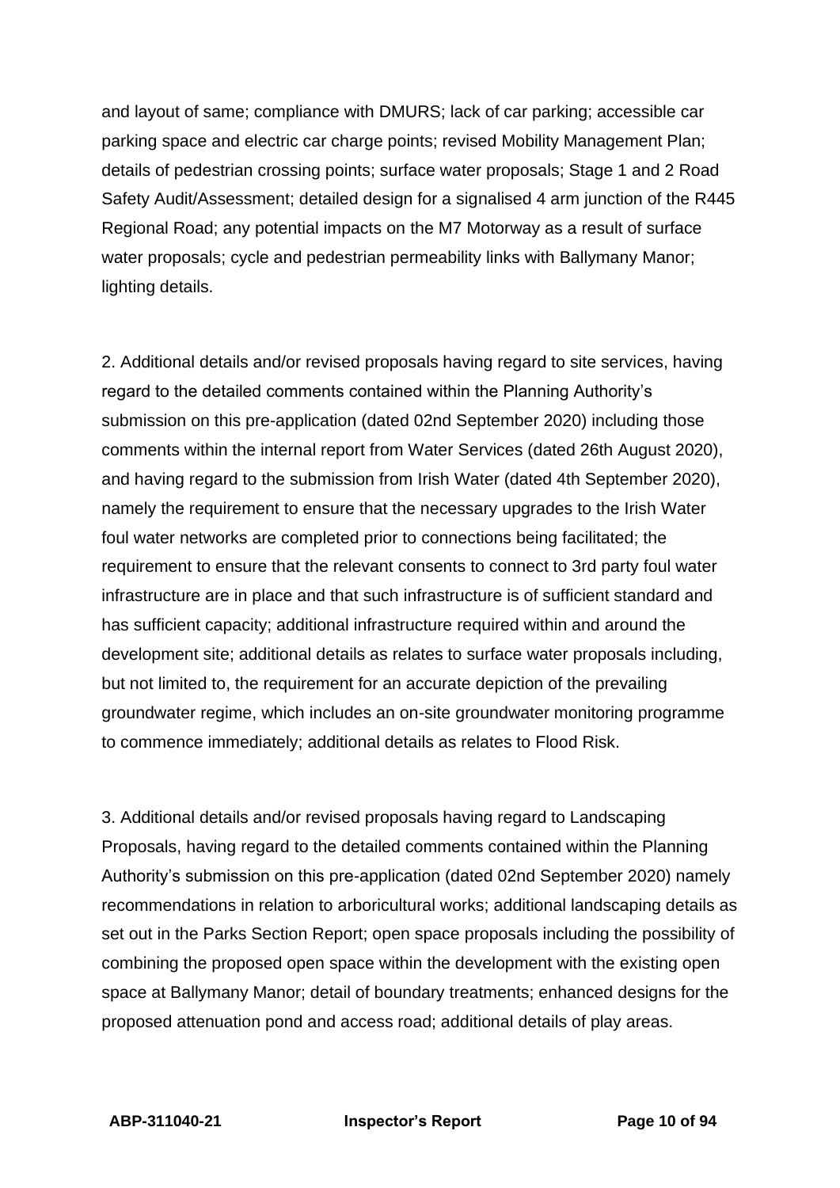and layout of same; compliance with DMURS; lack of car parking; accessible car parking space and electric car charge points; revised Mobility Management Plan; details of pedestrian crossing points; surface water proposals; Stage 1 and 2 Road Safety Audit/Assessment; detailed design for a signalised 4 arm junction of the R445 Regional Road; any potential impacts on the M7 Motorway as a result of surface water proposals; cycle and pedestrian permeability links with Ballymany Manor; lighting details.

2. Additional details and/or revised proposals having regard to site services, having regard to the detailed comments contained within the Planning Authority's submission on this pre-application (dated 02nd September 2020) including those comments within the internal report from Water Services (dated 26th August 2020), and having regard to the submission from Irish Water (dated 4th September 2020), namely the requirement to ensure that the necessary upgrades to the Irish Water foul water networks are completed prior to connections being facilitated; the requirement to ensure that the relevant consents to connect to 3rd party foul water infrastructure are in place and that such infrastructure is of sufficient standard and has sufficient capacity; additional infrastructure required within and around the development site; additional details as relates to surface water proposals including, but not limited to, the requirement for an accurate depiction of the prevailing groundwater regime, which includes an on-site groundwater monitoring programme to commence immediately; additional details as relates to Flood Risk.

3. Additional details and/or revised proposals having regard to Landscaping Proposals, having regard to the detailed comments contained within the Planning Authority's submission on this pre-application (dated 02nd September 2020) namely recommendations in relation to arboricultural works; additional landscaping details as set out in the Parks Section Report; open space proposals including the possibility of combining the proposed open space within the development with the existing open space at Ballymany Manor; detail of boundary treatments; enhanced designs for the proposed attenuation pond and access road; additional details of play areas.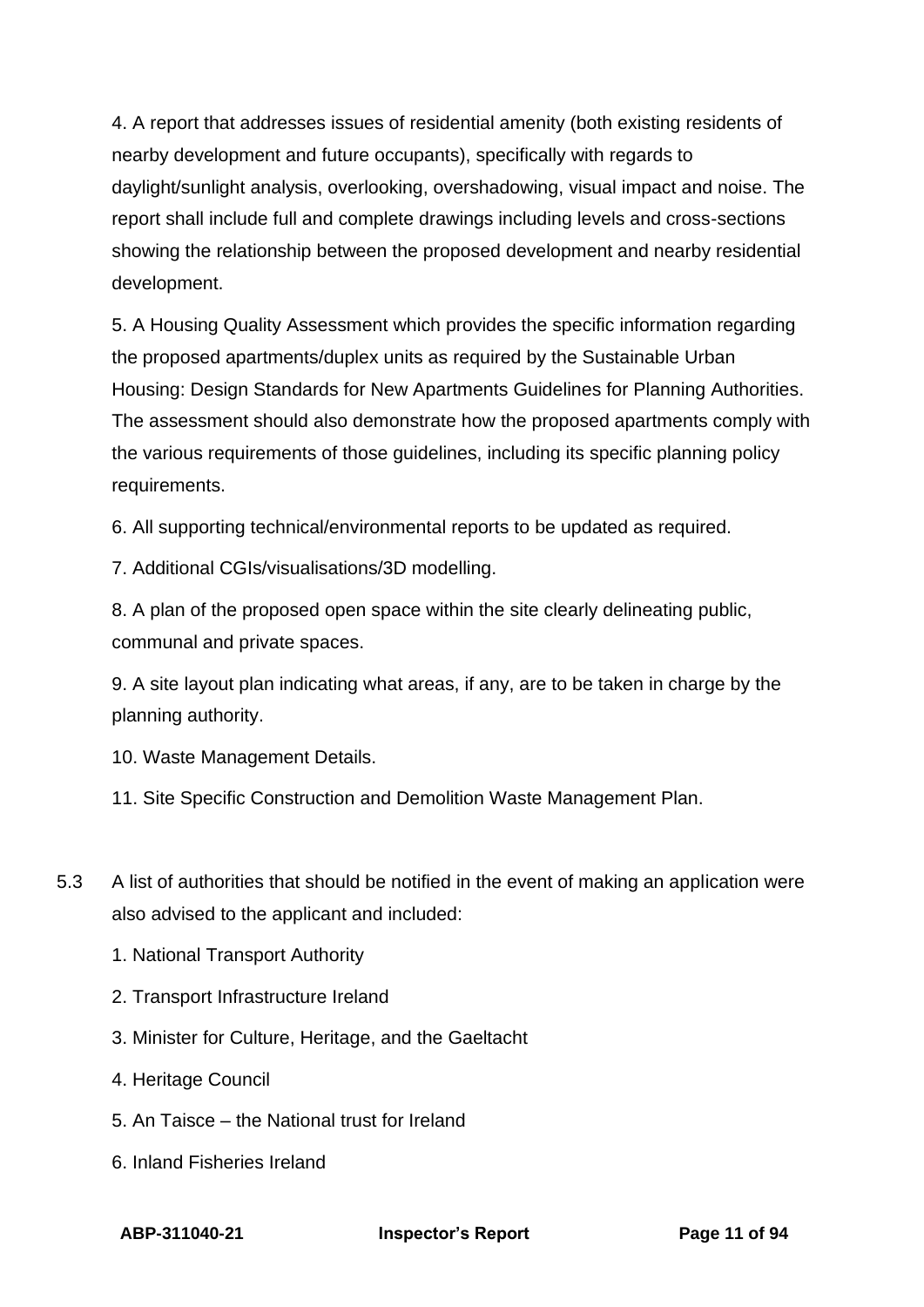4. A report that addresses issues of residential amenity (both existing residents of nearby development and future occupants), specifically with regards to daylight/sunlight analysis, overlooking, overshadowing, visual impact and noise. The report shall include full and complete drawings including levels and cross-sections showing the relationship between the proposed development and nearby residential development.

5. A Housing Quality Assessment which provides the specific information regarding the proposed apartments/duplex units as required by the Sustainable Urban Housing: Design Standards for New Apartments Guidelines for Planning Authorities. The assessment should also demonstrate how the proposed apartments comply with the various requirements of those guidelines, including its specific planning policy requirements.

6. All supporting technical/environmental reports to be updated as required.

7. Additional CGIs/visualisations/3D modelling.

8. A plan of the proposed open space within the site clearly delineating public, communal and private spaces.

9. A site layout plan indicating what areas, if any, are to be taken in charge by the planning authority.

10. Waste Management Details.

11. Site Specific Construction and Demolition Waste Management Plan.

5.3 A list of authorities that should be notified in the event of making an application were also advised to the applicant and included:

1. National Transport Authority

2. Transport Infrastructure Ireland

3. Minister for Culture, Heritage, and the Gaeltacht

4. Heritage Council

5. An Taisce – the National trust for Ireland

6. Inland Fisheries Ireland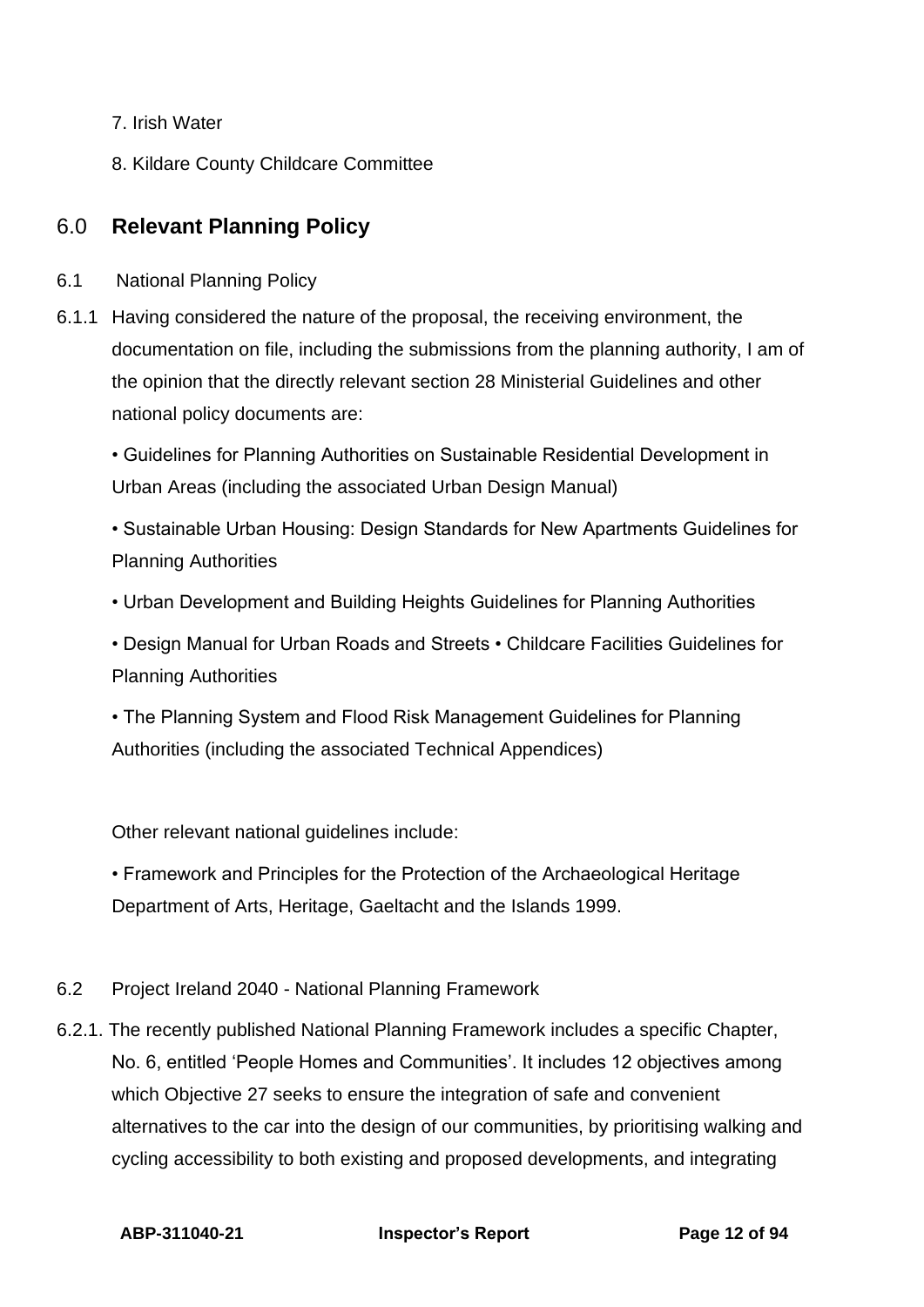7. Irish Water

8. Kildare County Childcare Committee

## 6.0 **Relevant Planning Policy**

6.1 National Planning Policy

6.1.1 Having considered the nature of the proposal, the receiving environment, the documentation on file, including the submissions from the planning authority, I am of the opinion that the directly relevant section 28 Ministerial Guidelines and other national policy documents are:

• Guidelines for Planning Authorities on Sustainable Residential Development in Urban Areas (including the associated Urban Design Manual)

• Sustainable Urban Housing: Design Standards for New Apartments Guidelines for Planning Authorities

• Urban Development and Building Heights Guidelines for Planning Authorities

• Design Manual for Urban Roads and Streets • Childcare Facilities Guidelines for Planning Authorities

• The Planning System and Flood Risk Management Guidelines for Planning Authorities (including the associated Technical Appendices)

Other relevant national guidelines include:

• Framework and Principles for the Protection of the Archaeological Heritage Department of Arts, Heritage, Gaeltacht and the Islands 1999.

6.2 Project Ireland 2040 - National Planning Framework

6.2.1. The recently published National Planning Framework includes a specific Chapter, No. 6, entitled 'People Homes and Communities'. It includes 12 objectives among which Objective 27 seeks to ensure the integration of safe and convenient alternatives to the car into the design of our communities, by prioritising walking and cycling accessibility to both existing and proposed developments, and integrating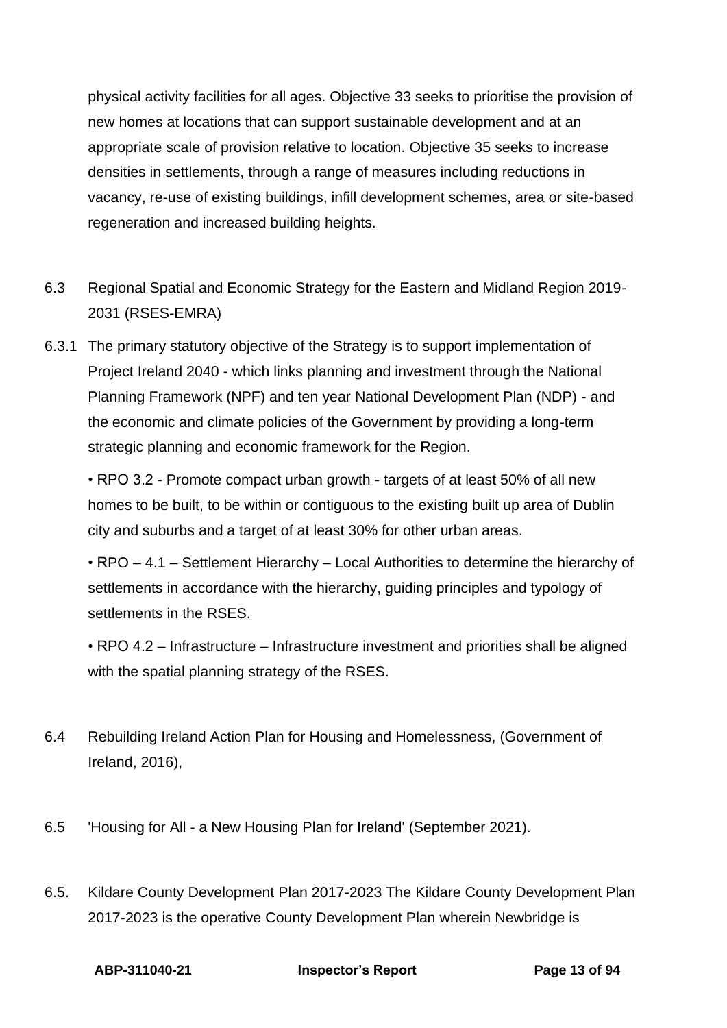physical activity facilities for all ages. Objective 33 seeks to prioritise the provision of new homes at locations that can support sustainable development and at an appropriate scale of provision relative to location. Objective 35 seeks to increase densities in settlements, through a range of measures including reductions in vacancy, re-use of existing buildings, infill development schemes, area or site-based regeneration and increased building heights.

6.3 Regional Spatial and Economic Strategy for the Eastern and Midland Region 2019-2031 (RSES-EMRA)

6.3.1 The primary statutory objective of the Strategy is to support implementation of Project Ireland 2040 - which links planning and investment through the National Planning Framework (NPF) and ten year National Development Plan (NDP) - and the economic and climate policies of the Government by providing a long-term strategic planning and economic framework for the Region.

- RPO 3.2 - Promote compact urban growth - targets of at least 50% of all new homes to be built, to be within or contiguous to the existing built up area of Dublin city and suburbs and a target of at least 30% for other urban areas.
- RPO – 4.1 – Settlement Hierarchy – Local Authorities to determine the hierarchy of settlements in accordance with the hierarchy, guiding principles and typology of settlements in the RSES.
- RPO 4.2 – Infrastructure – Infrastructure investment and priorities shall be aligned with the spatial planning strategy of the RSES.

6.4 Rebuilding Ireland Action Plan for Housing and Homelessness, (Government of Ireland, 2016),

6.5 'Housing for All - a New Housing Plan for Ireland' (September 2021).

6.5. Kildare County Development Plan 2017-2023 The Kildare County Development Plan 2017-2023 is the operative County Development Plan wherein Newbridge is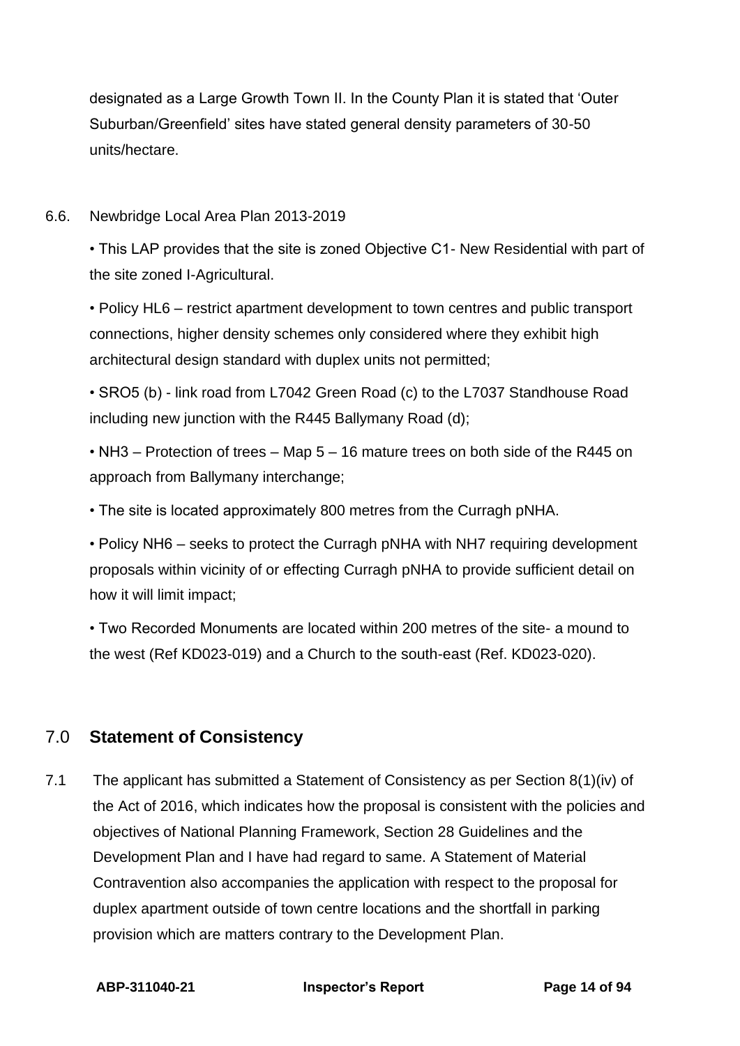designated as a Large Growth Town II. In the County Plan it is stated that 'Outer Suburban/Greenfield' sites have stated general density parameters of 30-50 units/hectare.

6.6. Newbridge Local Area Plan 2013-2019

- This LAP provides that the site is zoned Objective C1- New Residential with part of the site zoned I-Agricultural.
- Policy HL6 – restrict apartment development to town centres and public transport connections, higher density schemes only considered where they exhibit high architectural design standard with duplex units not permitted;
- SRO5 (b) - link road from L7042 Green Road (c) to the L7037 Standhouse Road including new junction with the R445 Ballymany Road (d);
- NH3 – Protection of trees – Map 5 – 16 mature trees on both side of the R445 on approach from Ballymany interchange;
- The site is located approximately 800 metres from the Curragh pNHA.
- Policy NH6 – seeks to protect the Curragh pNHA with NH7 requiring development proposals within vicinity of or effecting Curragh pNHA to provide sufficient detail on how it will limit impact;
- Two Recorded Monuments are located within 200 metres of the site- a mound to the west (Ref KD023-019) and a Church to the south-east (Ref. KD023-020).

## 7.0 Statement of Consistency

7.1 The applicant has submitted a Statement of Consistency as per Section 8(1)(iv) of the Act of 2016, which indicates how the proposal is consistent with the policies and objectives of National Planning Framework, Section 28 Guidelines and the Development Plan and I have had regard to same. A Statement of Material Contravention also accompanies the application with respect to the proposal for duplex apartment outside of town centre locations and the shortfall in parking provision which are matters contrary to the Development Plan.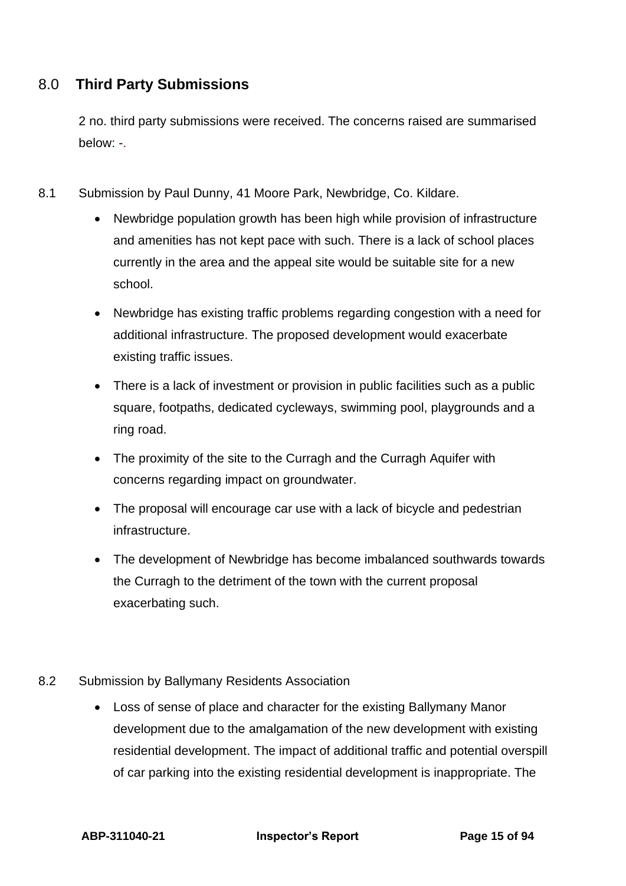## 8.0 **Third Party Submissions**

2 no. third party submissions were received. The concerns raised are summarised below: -.

8.1 Submission by Paul Dunny, 41 Moore Park, Newbridge, Co. Kildare.

- Newbridge population growth has been high while provision of infrastructure and amenities has not kept pace with such. There is a lack of school places currently in the area and the appeal site would be suitable site for a new school.
- Newbridge has existing traffic problems regarding congestion with a need for additional infrastructure. The proposed development would exacerbate existing traffic issues.
- There is a lack of investment or provision in public facilities such as a public square, footpaths, dedicated cycleways, swimming pool, playgrounds and a ring road.
- The proximity of the site to the Curragh and the Curragh Aquifer with concerns regarding impact on groundwater.
- The proposal will encourage car use with a lack of bicycle and pedestrian infrastructure.
- The development of Newbridge has become imbalanced southwards towards the Curragh to the detriment of the town with the current proposal exacerbating such.

8.2 Submission by Ballymany Residents Association

- Loss of sense of place and character for the existing Ballymany Manor development due to the amalgamation of the new development with existing residential development. The impact of additional traffic and potential overspill of car parking into the existing residential development is inappropriate. The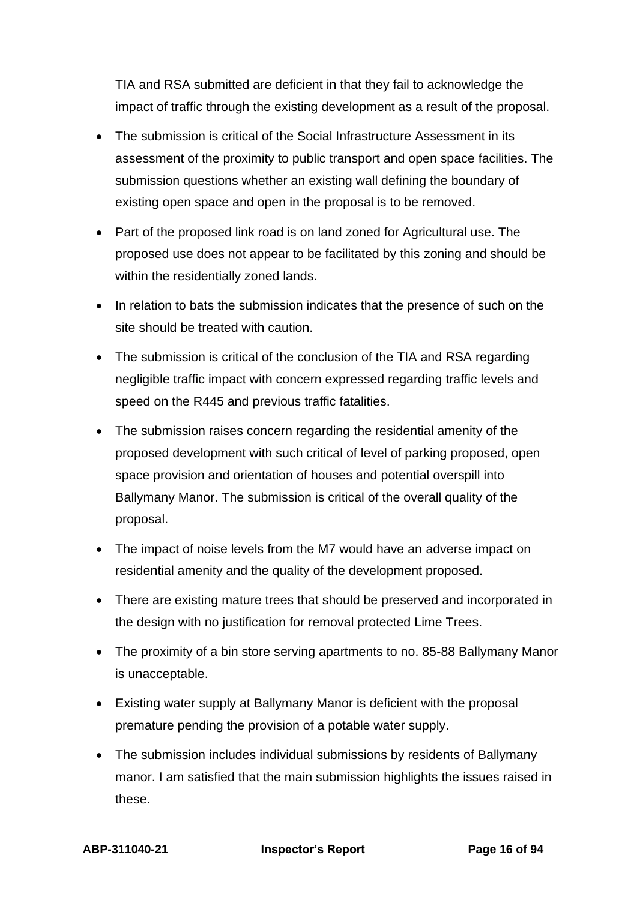TIA and RSA submitted are deficient in that they fail to acknowledge the impact of traffic through the existing development as a result of the proposal.

- The submission is critical of the Social Infrastructure Assessment in its assessment of the proximity to public transport and open space facilities. The submission questions whether an existing wall defining the boundary of existing open space and open in the proposal is to be removed.
- Part of the proposed link road is on land zoned for Agricultural use. The proposed use does not appear to be facilitated by this zoning and should be within the residentially zoned lands.
- In relation to bats the submission indicates that the presence of such on the site should be treated with caution.
- The submission is critical of the conclusion of the TIA and RSA regarding negligible traffic impact with concern expressed regarding traffic levels and speed on the R445 and previous traffic fatalities.
- The submission raises concern regarding the residential amenity of the proposed development with such critical of level of parking proposed, open space provision and orientation of houses and potential overspill into Ballymany Manor. The submission is critical of the overall quality of the proposal.
- The impact of noise levels from the M7 would have an adverse impact on residential amenity and the quality of the development proposed.
- There are existing mature trees that should be preserved and incorporated in the design with no justification for removal protected Lime Trees.
- The proximity of a bin store serving apartments to no. 85-88 Ballymany Manor is unacceptable.
- Existing water supply at Ballymany Manor is deficient with the proposal premature pending the provision of a potable water supply.
- The submission includes individual submissions by residents of Ballymany manor. I am satisfied that the main submission highlights the issues raised in these.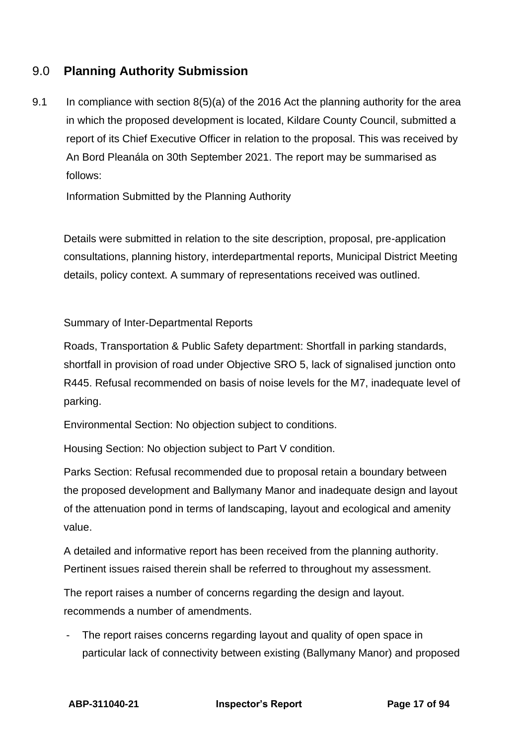## 9.0 **Planning Authority Submission**

9.1 In compliance with section 8(5)(a) of the 2016 Act the planning authority for the area in which the proposed development is located, Kildare County Council, submitted a report of its Chief Executive Officer in relation to the proposal. This was received by An Bord Pleanála on 30th September 2021. The report may be summarised as follows:

Information Submitted by the Planning Authority

Details were submitted in relation to the site description, proposal, pre-application consultations, planning history, interdepartmental reports, Municipal District Meeting details, policy context. A summary of representations received was outlined.

Summary of Inter-Departmental Reports

Roads, Transportation & Public Safety department: Shortfall in parking standards, shortfall in provision of road under Objective SRO 5, lack of signalised junction onto R445. Refusal recommended on basis of noise levels for the M7, inadequate level of parking.

Environmental Section: No objection subject to conditions.

Housing Section: No objection subject to Part V condition.

Parks Section: Refusal recommended due to proposal retain a boundary between the proposed development and Ballymany Manor and inadequate design and layout of the attenuation pond in terms of landscaping, layout and ecological and amenity value.

A detailed and informative report has been received from the planning authority. Pertinent issues raised therein shall be referred to throughout my assessment.

The report raises a number of concerns regarding the design and layout. recommends a number of amendments.

- The report raises concerns regarding layout and quality of open space in particular lack of connectivity between existing (Ballymany Manor) and proposed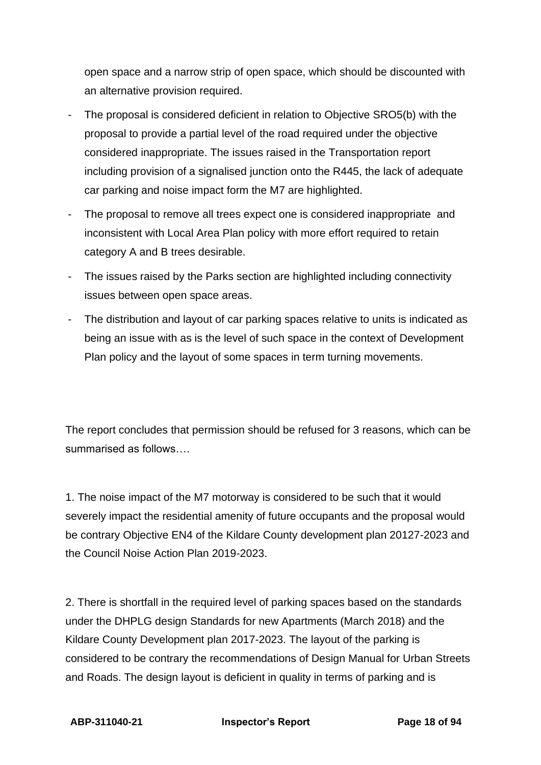open space and a narrow strip of open space, which should be discounted with an alternative provision required.

- The proposal is considered deficient in relation to Objective SRO5(b) with the proposal to provide a partial level of the road required under the objective considered inappropriate. The issues raised in the Transportation report including provision of a signalised junction onto the R445, the lack of adequate car parking and noise impact form the M7 are highlighted.
- The proposal to remove all trees expect one is considered inappropriate and inconsistent with Local Area Plan policy with more effort required to retain category A and B trees desirable.
- The issues raised by the Parks section are highlighted including connectivity issues between open space areas.
- The distribution and layout of car parking spaces relative to units is indicated as being an issue with as is the level of such space in the context of Development Plan policy and the layout of some spaces in term turning movements.

The report concludes that permission should be refused for 3 reasons, which can be summarised as follows….

1. The noise impact of the M7 motorway is considered to be such that it would severely impact the residential amenity of future occupants and the proposal would be contrary Objective EN4 of the Kildare County development plan 20127-2023 and the Council Noise Action Plan 2019-2023.

2. There is shortfall in the required level of parking spaces based on the standards under the DHPLG design Standards for new Apartments (March 2018) and the Kildare County Development plan 2017-2023. The layout of the parking is considered to be contrary the recommendations of Design Manual for Urban Streets and Roads. The design layout is deficient in quality in terms of parking and is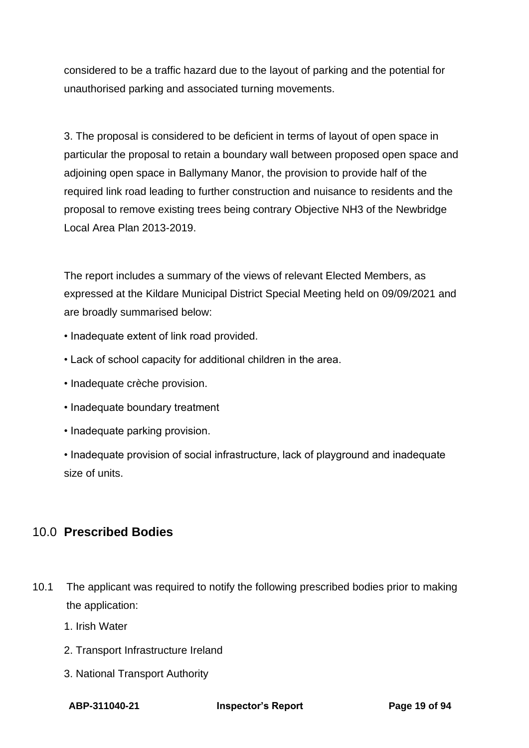considered to be a traffic hazard due to the layout of parking and the potential for unauthorised parking and associated turning movements.

3. The proposal is considered to be deficient in terms of layout of open space in particular the proposal to retain a boundary wall between proposed open space and adjoining open space in Ballymany Manor, the provision to provide half of the required link road leading to further construction and nuisance to residents and the proposal to remove existing trees being contrary Objective NH3 of the Newbridge Local Area Plan 2013-2019.

The report includes a summary of the views of relevant Elected Members, as expressed at the Kildare Municipal District Special Meeting held on 09/09/2021 and are broadly summarised below:

- Inadequate extent of link road provided.
- Lack of school capacity for additional children in the area.
- Inadequate crèche provision.
- Inadequate boundary treatment
- Inadequate parking provision.
- Inadequate provision of social infrastructure, lack of playground and inadequate size of units.

## 10.0 Prescribed Bodies

10.1 The applicant was required to notify the following prescribed bodies prior to making the application:

1. Irish Water
2. Transport Infrastructure Ireland
3. National Transport Authority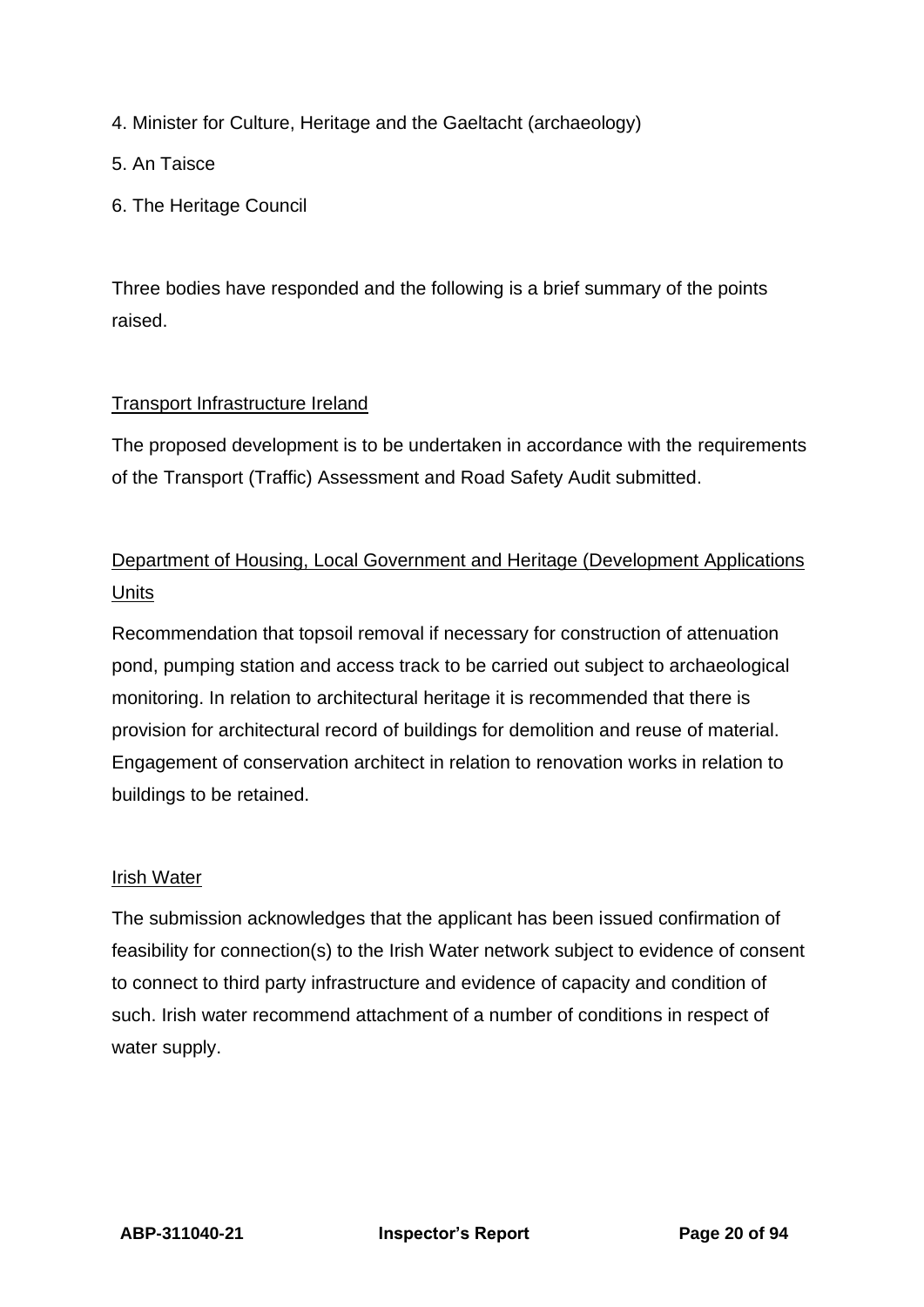4. Minister for Culture, Heritage and the Gaeltacht (archaeology)

5. An Taisce

6. The Heritage Council

Three bodies have responded and the following is a brief summary of the points raised.

Transport Infrastructure Ireland

The proposed development is to be undertaken in accordance with the requirements of the Transport (Traffic) Assessment and Road Safety Audit submitted.

Department of Housing, Local Government and Heritage (Development Applications Units

Recommendation that topsoil removal if necessary for construction of attenuation pond, pumping station and access track to be carried out subject to archaeological monitoring. In relation to architectural heritage it is recommended that there is provision for architectural record of buildings for demolition and reuse of material. Engagement of conservation architect in relation to renovation works in relation to buildings to be retained.

Irish Water

The submission acknowledges that the applicant has been issued confirmation of feasibility for connection(s) to the Irish Water network subject to evidence of consent to connect to third party infrastructure and evidence of capacity and condition of such. Irish water recommend attachment of a number of conditions in respect of water supply.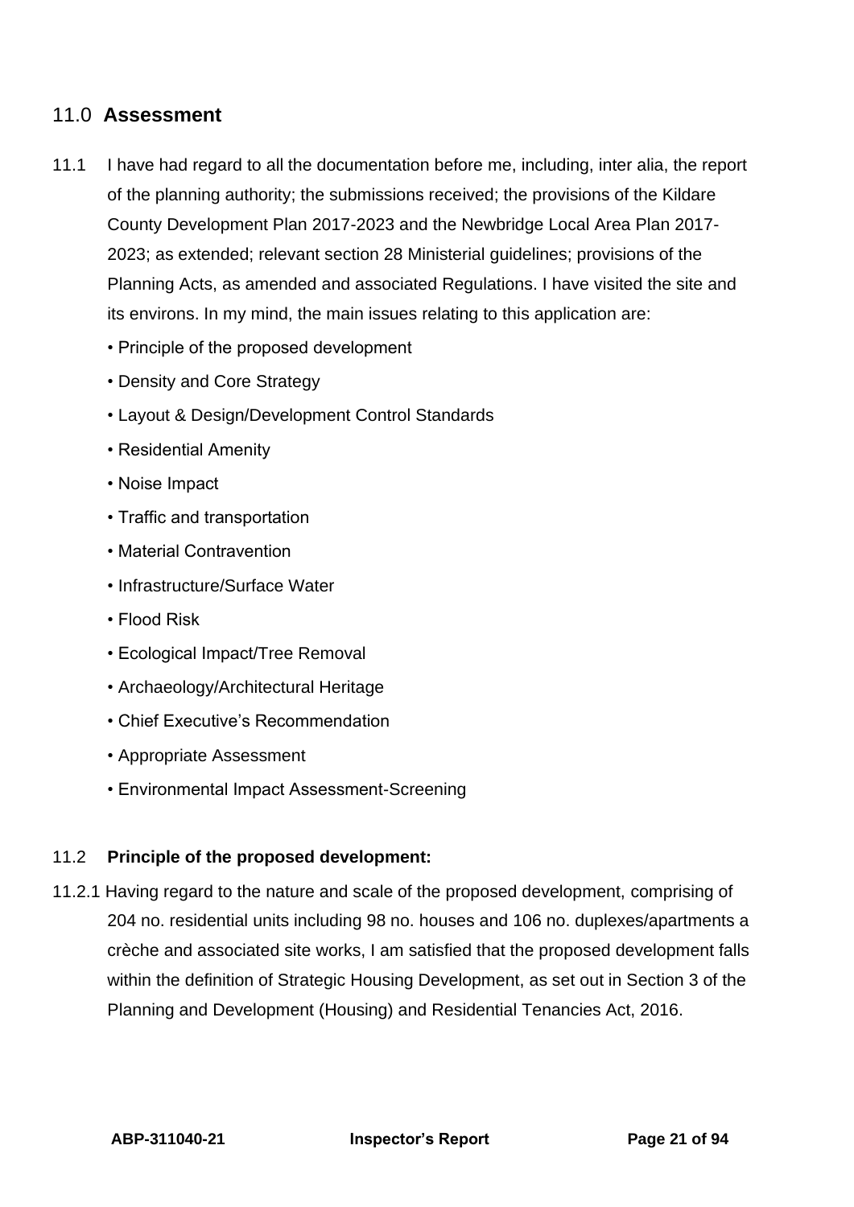## 11.0 **Assessment**

11.1 I have had regard to all the documentation before me, including, inter alia, the report of the planning authority; the submissions received; the provisions of the Kildare County Development Plan 2017-2023 and the Newbridge Local Area Plan 2017-2023; as extended; relevant section 28 Ministerial guidelines; provisions of the Planning Acts, as amended and associated Regulations. I have visited the site and its environs. In my mind, the main issues relating to this application are:

- Principle of the proposed development
- Density and Core Strategy
- Layout & Design/Development Control Standards
- Residential Amenity
- Noise Impact
- Traffic and transportation
- Material Contravention
- Infrastructure/Surface Water
- Flood Risk
- Ecological Impact/Tree Removal
- Archaeology/Architectural Heritage
- Chief Executive's Recommendation
- Appropriate Assessment
- Environmental Impact Assessment-Screening

### 11.2 **Principle of the proposed development:**

11.2.1 Having regard to the nature and scale of the proposed development, comprising of 204 no. residential units including 98 no. houses and 106 no. duplexes/apartments a crèche and associated site works, I am satisfied that the proposed development falls within the definition of Strategic Housing Development, as set out in Section 3 of the Planning and Development (Housing) and Residential Tenancies Act, 2016.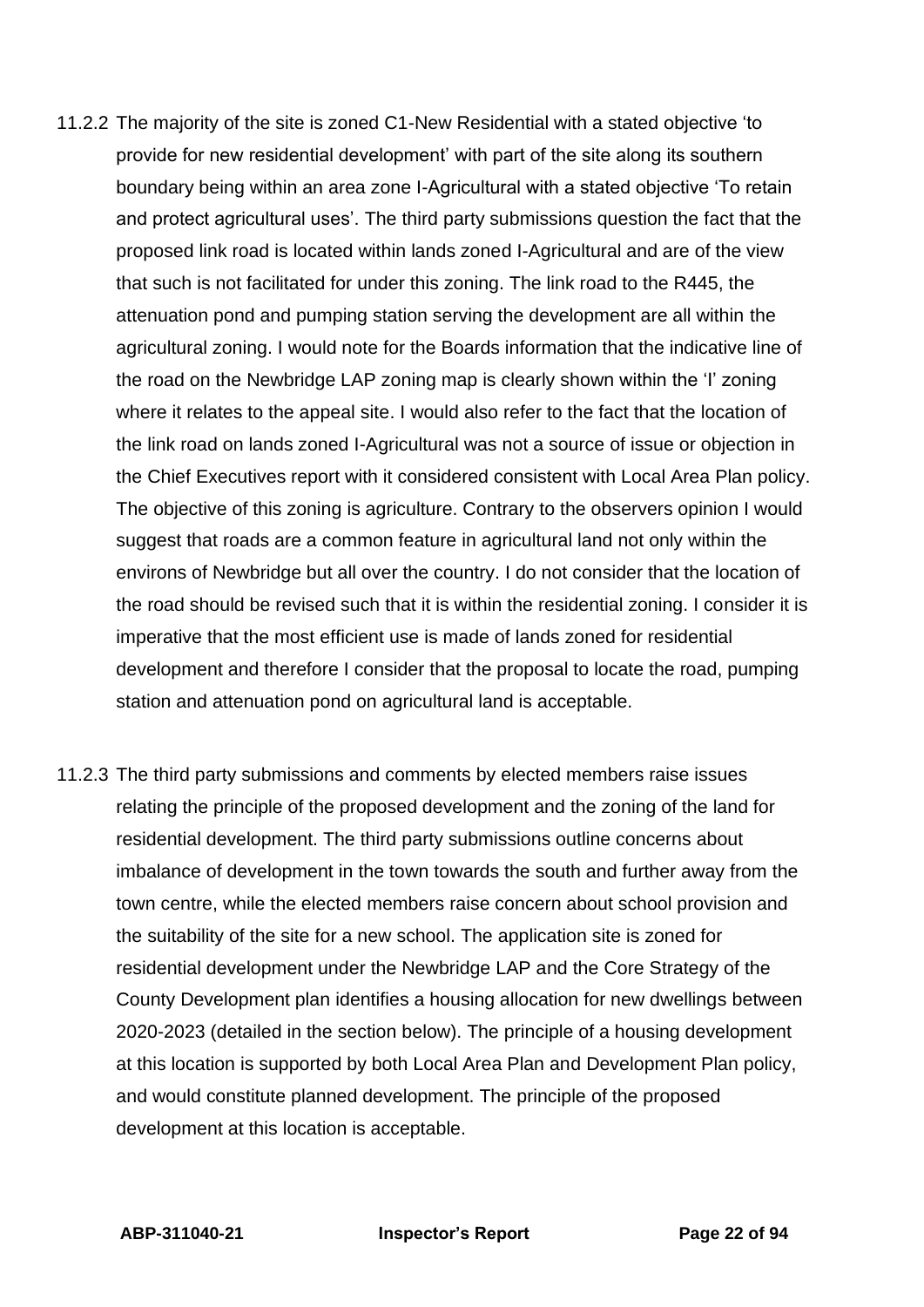11.2.2 The majority of the site is zoned C1-New Residential with a stated objective 'to provide for new residential development' with part of the site along its southern boundary being within an area zone I-Agricultural with a stated objective 'To retain and protect agricultural uses'. The third party submissions question the fact that the proposed link road is located within lands zoned I-Agricultural and are of the view that such is not facilitated for under this zoning. The link road to the R445, the attenuation pond and pumping station serving the development are all within the agricultural zoning. I would note for the Boards information that the indicative line of the road on the Newbridge LAP zoning map is clearly shown within the 'I' zoning where it relates to the appeal site. I would also refer to the fact that the location of the link road on lands zoned I-Agricultural was not a source of issue or objection in the Chief Executives report with it considered consistent with Local Area Plan policy. The objective of this zoning is agriculture. Contrary to the observers opinion I would suggest that roads are a common feature in agricultural land not only within the environs of Newbridge but all over the country. I do not consider that the location of the road should be revised such that it is within the residential zoning. I consider it is imperative that the most efficient use is made of lands zoned for residential development and therefore I consider that the proposal to locate the road, pumping station and attenuation pond on agricultural land is acceptable.

11.2.3 The third party submissions and comments by elected members raise issues relating the principle of the proposed development and the zoning of the land for residential development. The third party submissions outline concerns about imbalance of development in the town towards the south and further away from the town centre, while the elected members raise concern about school provision and the suitability of the site for a new school. The application site is zoned for residential development under the Newbridge LAP and the Core Strategy of the County Development plan identifies a housing allocation for new dwellings between 2020-2023 (detailed in the section below). The principle of a housing development at this location is supported by both Local Area Plan and Development Plan policy, and would constitute planned development. The principle of the proposed development at this location is acceptable.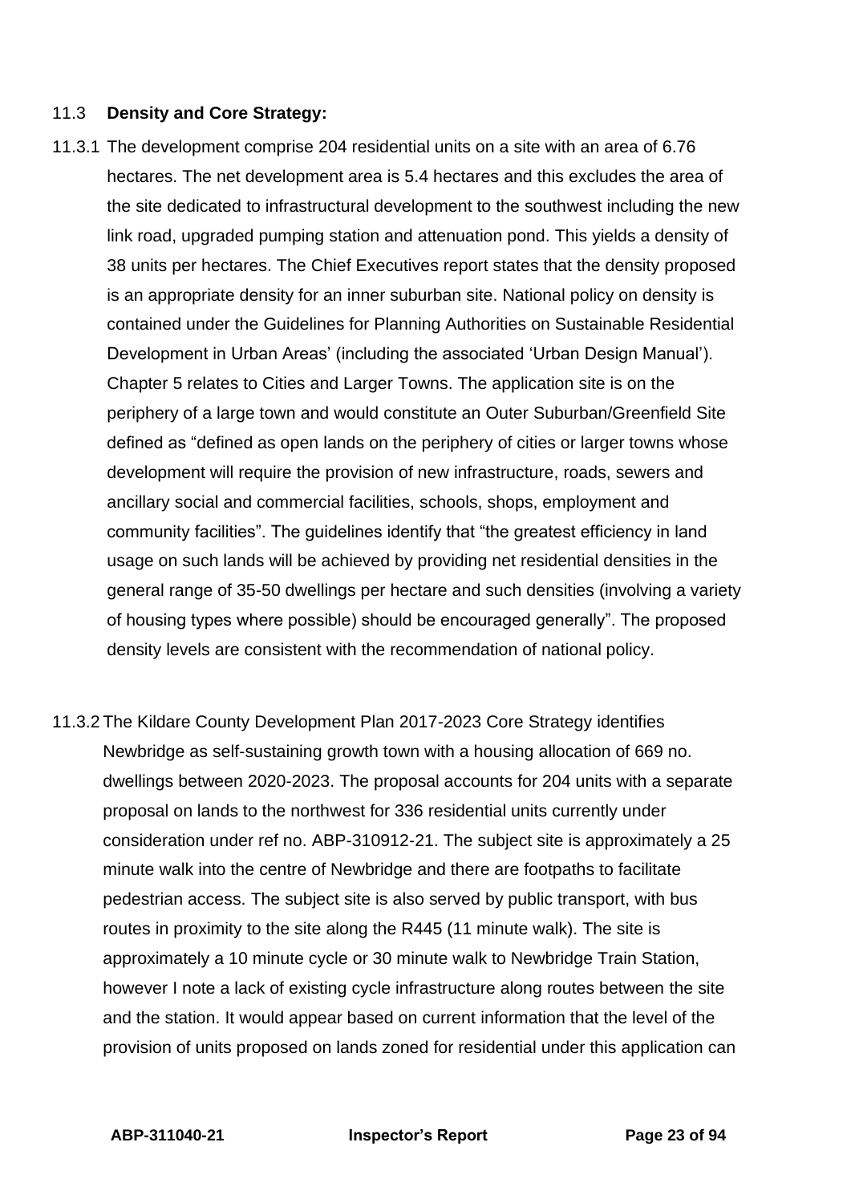## 11.3 **Density and Core Strategy:**

11.3.1 The development comprise 204 residential units on a site with an area of 6.76 hectares. The net development area is 5.4 hectares and this excludes the area of the site dedicated to infrastructural development to the southwest including the new link road, upgraded pumping station and attenuation pond. This yields a density of 38 units per hectares. The Chief Executives report states that the density proposed is an appropriate density for an inner suburban site. National policy on density is contained under the Guidelines for Planning Authorities on Sustainable Residential Development in Urban Areas' (including the associated 'Urban Design Manual'). Chapter 5 relates to Cities and Larger Towns. The application site is on the periphery of a large town and would constitute an Outer Suburban/Greenfield Site defined as "defined as open lands on the periphery of cities or larger towns whose development will require the provision of new infrastructure, roads, sewers and ancillary social and commercial facilities, schools, shops, employment and community facilities". The guidelines identify that "the greatest efficiency in land usage on such lands will be achieved by providing net residential densities in the general range of 35-50 dwellings per hectare and such densities (involving a variety of housing types where possible) should be encouraged generally". The proposed density levels are consistent with the recommendation of national policy.

11.3.2 The Kildare County Development Plan 2017-2023 Core Strategy identifies Newbridge as self-sustaining growth town with a housing allocation of 669 no. dwellings between 2020-2023. The proposal accounts for 204 units with a separate proposal on lands to the northwest for 336 residential units currently under consideration under ref no. ABP-310912-21. The subject site is approximately a 25 minute walk into the centre of Newbridge and there are footpaths to facilitate pedestrian access. The subject site is also served by public transport, with bus routes in proximity to the site along the R445 (11 minute walk). The site is approximately a 10 minute cycle or 30 minute walk to Newbridge Train Station, however I note a lack of existing cycle infrastructure along routes between the site and the station. It would appear based on current information that the level of the provision of units proposed on lands zoned for residential under this application can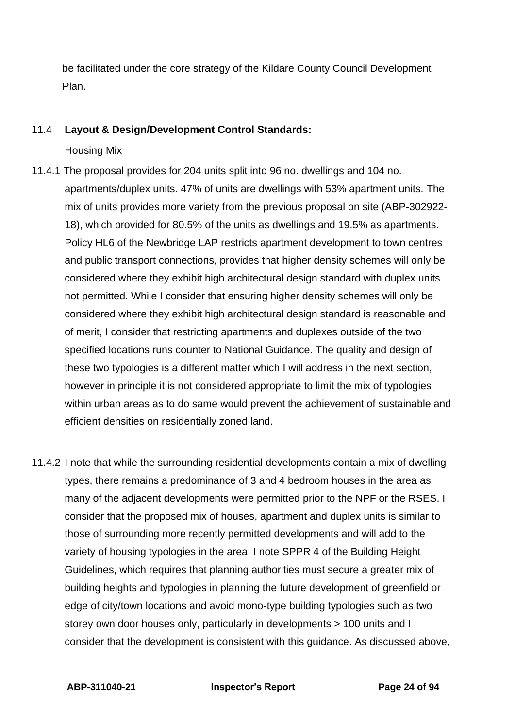be facilitated under the core strategy of the Kildare County Council Development Plan.

## 11.4 Layout & Design/Development Control Standards:

Housing Mix

11.4.1 The proposal provides for 204 units split into 96 no. dwellings and 104 no. apartments/duplex units. 47% of units are dwellings with 53% apartment units. The mix of units provides more variety from the previous proposal on site (ABP-302922-18), which provided for 80.5% of the units as dwellings and 19.5% as apartments. Policy HL6 of the Newbridge LAP restricts apartment development to town centres and public transport connections, provides that higher density schemes will only be considered where they exhibit high architectural design standard with duplex units not permitted. While I consider that ensuring higher density schemes will only be considered where they exhibit high architectural design standard is reasonable and of merit, I consider that restricting apartments and duplexes outside of the two specified locations runs counter to National Guidance. The quality and design of these two typologies is a different matter which I will address in the next section, however in principle it is not considered appropriate to limit the mix of typologies within urban areas as to do same would prevent the achievement of sustainable and efficient densities on residentially zoned land.

11.4.2 I note that while the surrounding residential developments contain a mix of dwelling types, there remains a predominance of 3 and 4 bedroom houses in the area as many of the adjacent developments were permitted prior to the NPF or the RSES. I consider that the proposed mix of houses, apartment and duplex units is similar to those of surrounding more recently permitted developments and will add to the variety of housing typologies in the area. I note SPPR 4 of the Building Height Guidelines, which requires that planning authorities must secure a greater mix of building heights and typologies in planning the future development of greenfield or edge of city/town locations and avoid mono-type building typologies such as two storey own door houses only, particularly in developments > 100 units and I consider that the development is consistent with this guidance. As discussed above,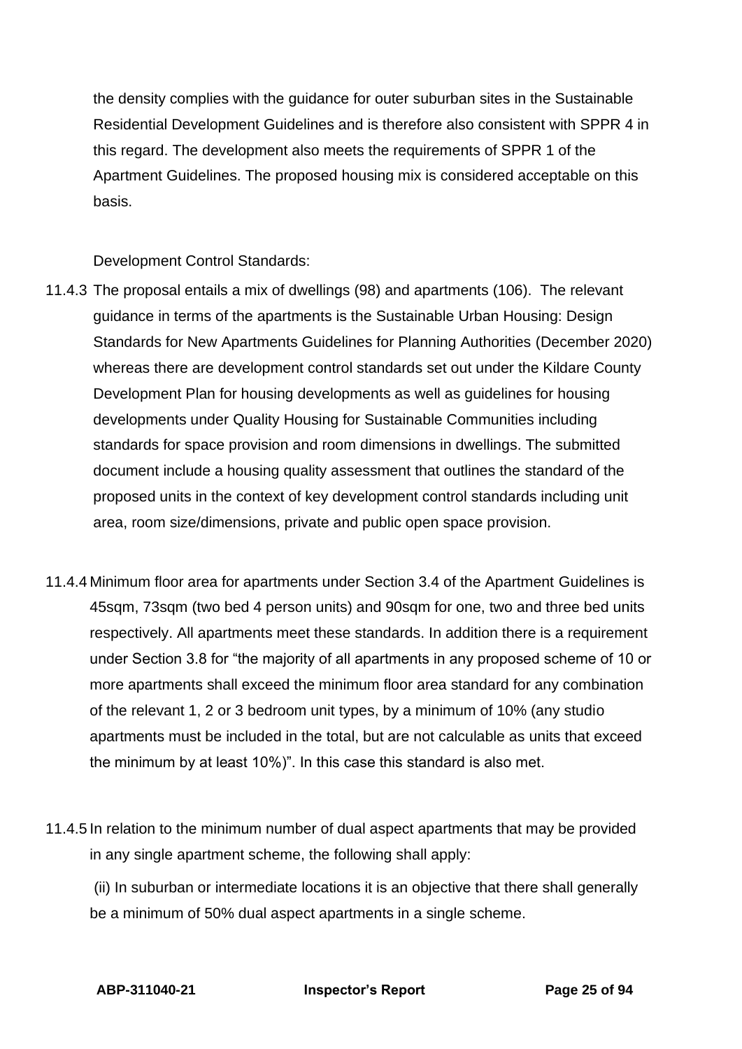the density complies with the guidance for outer suburban sites in the Sustainable Residential Development Guidelines and is therefore also consistent with SPPR 4 in this regard. The development also meets the requirements of SPPR 1 of the Apartment Guidelines. The proposed housing mix is considered acceptable on this basis.

Development Control Standards:

11.4.3 The proposal entails a mix of dwellings (98) and apartments (106). The relevant guidance in terms of the apartments is the Sustainable Urban Housing: Design Standards for New Apartments Guidelines for Planning Authorities (December 2020) whereas there are development control standards set out under the Kildare County Development Plan for housing developments as well as guidelines for housing developments under Quality Housing for Sustainable Communities including standards for space provision and room dimensions in dwellings. The submitted document include a housing quality assessment that outlines the standard of the proposed units in the context of key development control standards including unit area, room size/dimensions, private and public open space provision.

11.4.4 Minimum floor area for apartments under Section 3.4 of the Apartment Guidelines is 45sqm, 73sqm (two bed 4 person units) and 90sqm for one, two and three bed units respectively. All apartments meet these standards. In addition there is a requirement under Section 3.8 for "the majority of all apartments in any proposed scheme of 10 or more apartments shall exceed the minimum floor area standard for any combination of the relevant 1, 2 or 3 bedroom unit types, by a minimum of 10% (any studio apartments must be included in the total, but are not calculable as units that exceed the minimum by at least 10%)". In this case this standard is also met.

11.4.5 In relation to the minimum number of dual aspect apartments that may be provided in any single apartment scheme, the following shall apply:

(ii) In suburban or intermediate locations it is an objective that there shall generally be a minimum of 50% dual aspect apartments in a single scheme.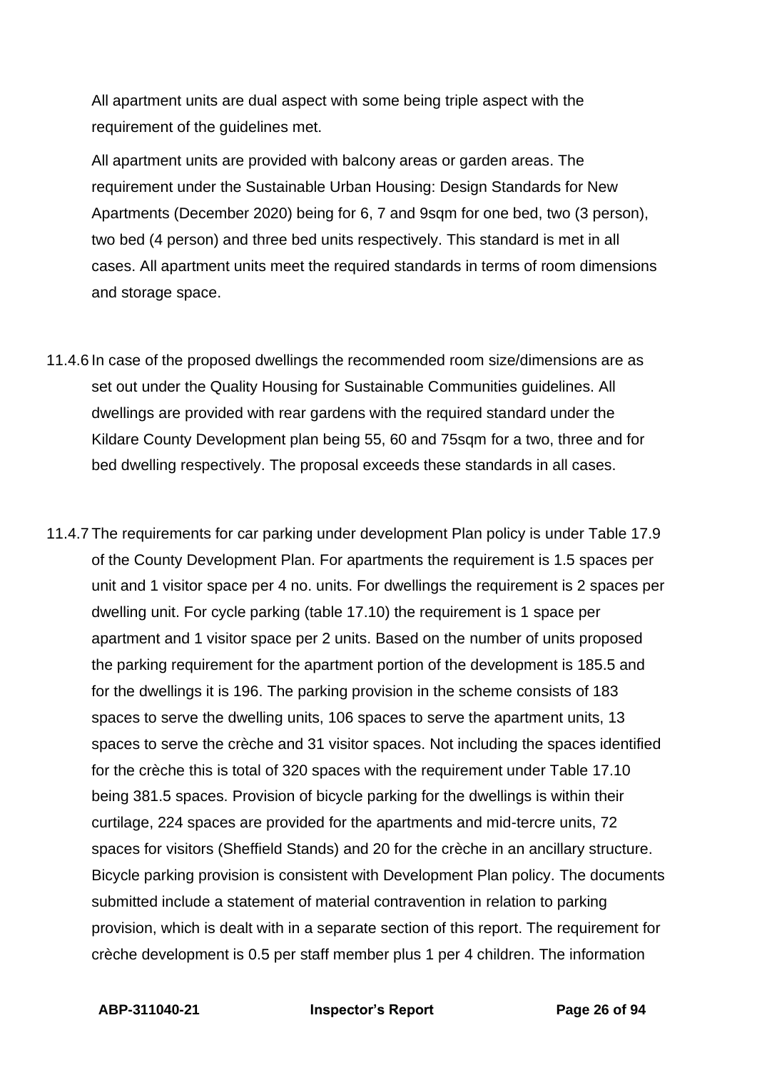All apartment units are dual aspect with some being triple aspect with the requirement of the guidelines met.

All apartment units are provided with balcony areas or garden areas. The requirement under the Sustainable Urban Housing: Design Standards for New Apartments (December 2020) being for 6, 7 and 9sqm for one bed, two (3 person), two bed (4 person) and three bed units respectively. This standard is met in all cases. All apartment units meet the required standards in terms of room dimensions and storage space.

11.4.6 In case of the proposed dwellings the recommended room size/dimensions are as set out under the Quality Housing for Sustainable Communities guidelines. All dwellings are provided with rear gardens with the required standard under the Kildare County Development plan being 55, 60 and 75sqm for a two, three and for bed dwelling respectively. The proposal exceeds these standards in all cases.

11.4.7 The requirements for car parking under development Plan policy is under Table 17.9 of the County Development Plan. For apartments the requirement is 1.5 spaces per unit and 1 visitor space per 4 no. units. For dwellings the requirement is 2 spaces per dwelling unit. For cycle parking (table 17.10) the requirement is 1 space per apartment and 1 visitor space per 2 units. Based on the number of units proposed the parking requirement for the apartment portion of the development is 185.5 and for the dwellings it is 196. The parking provision in the scheme consists of 183 spaces to serve the dwelling units, 106 spaces to serve the apartment units, 13 spaces to serve the crèche and 31 visitor spaces. Not including the spaces identified for the crèche this is total of 320 spaces with the requirement under Table 17.10 being 381.5 spaces. Provision of bicycle parking for the dwellings is within their curtilage, 224 spaces are provided for the apartments and mid-tercre units, 72 spaces for visitors (Sheffield Stands) and 20 for the crèche in an ancillary structure. Bicycle parking provision is consistent with Development Plan policy. The documents submitted include a statement of material contravention in relation to parking provision, which is dealt with in a separate section of this report. The requirement for crèche development is 0.5 per staff member plus 1 per 4 children. The information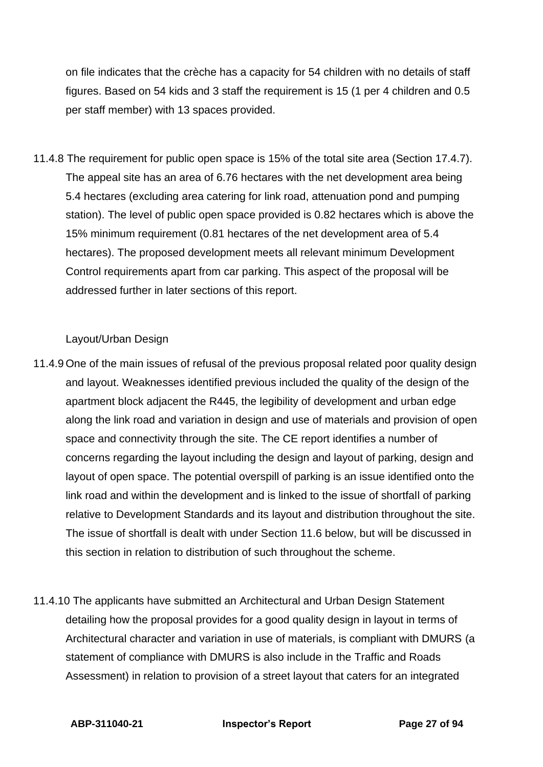on file indicates that the crèche has a capacity for 54 children with no details of staff figures. Based on 54 kids and 3 staff the requirement is 15 (1 per 4 children and 0.5 per staff member) with 13 spaces provided.

11.4.8 The requirement for public open space is 15% of the total site area (Section 17.4.7). The appeal site has an area of 6.76 hectares with the net development area being 5.4 hectares (excluding area catering for link road, attenuation pond and pumping station). The level of public open space provided is 0.82 hectares which is above the 15% minimum requirement (0.81 hectares of the net development area of 5.4 hectares). The proposed development meets all relevant minimum Development Control requirements apart from car parking. This aspect of the proposal will be addressed further in later sections of this report.

Layout/Urban Design

11.4.9 One of the main issues of refusal of the previous proposal related poor quality design and layout. Weaknesses identified previous included the quality of the design of the apartment block adjacent the R445, the legibility of development and urban edge along the link road and variation in design and use of materials and provision of open space and connectivity through the site. The CE report identifies a number of concerns regarding the layout including the design and layout of parking, design and layout of open space. The potential overspill of parking is an issue identified onto the link road and within the development and is linked to the issue of shortfall of parking relative to Development Standards and its layout and distribution throughout the site. The issue of shortfall is dealt with under Section 11.6 below, but will be discussed in this section in relation to distribution of such throughout the scheme.

11.4.10 The applicants have submitted an Architectural and Urban Design Statement detailing how the proposal provides for a good quality design in layout in terms of Architectural character and variation in use of materials, is compliant with DMURS (a statement of compliance with DMURS is also include in the Traffic and Roads Assessment) in relation to provision of a street layout that caters for an integrated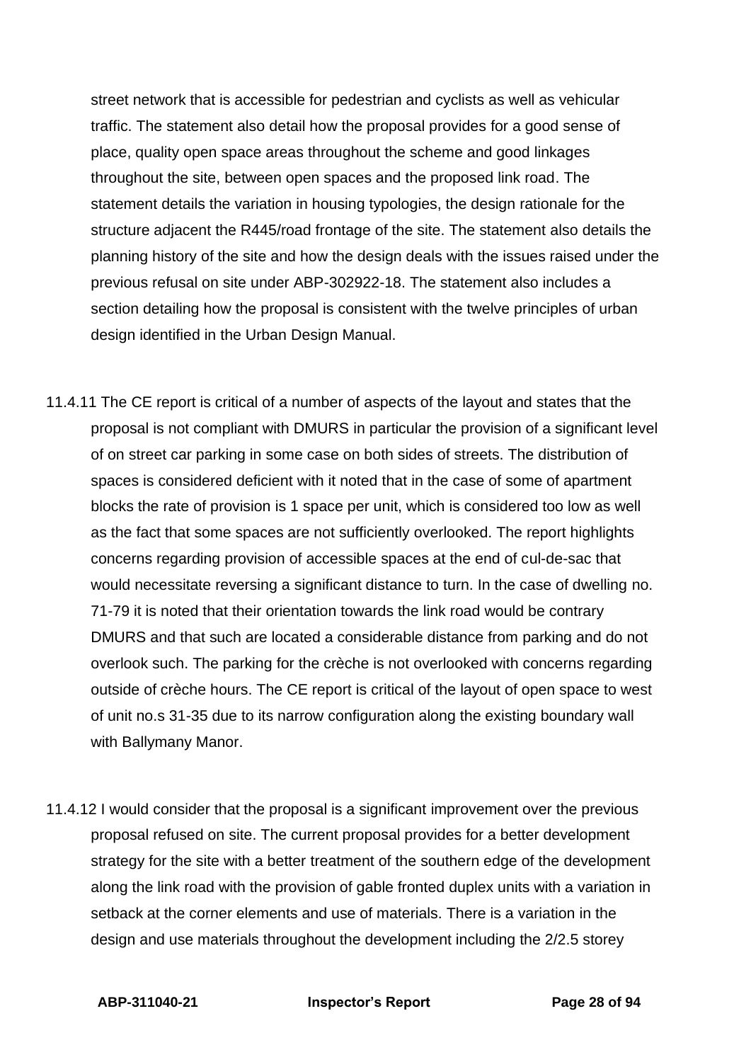street network that is accessible for pedestrian and cyclists as well as vehicular traffic. The statement also detail how the proposal provides for a good sense of place, quality open space areas throughout the scheme and good linkages throughout the site, between open spaces and the proposed link road. The statement details the variation in housing typologies, the design rationale for the structure adjacent the R445/road frontage of the site. The statement also details the planning history of the site and how the design deals with the issues raised under the previous refusal on site under ABP-302922-18. The statement also includes a section detailing how the proposal is consistent with the twelve principles of urban design identified in the Urban Design Manual.

11.4.11 The CE report is critical of a number of aspects of the layout and states that the proposal is not compliant with DMURS in particular the provision of a significant level of on street car parking in some case on both sides of streets. The distribution of spaces is considered deficient with it noted that in the case of some of apartment blocks the rate of provision is 1 space per unit, which is considered too low as well as the fact that some spaces are not sufficiently overlooked. The report highlights concerns regarding provision of accessible spaces at the end of cul-de-sac that would necessitate reversing a significant distance to turn. In the case of dwelling no. 71-79 it is noted that their orientation towards the link road would be contrary DMURS and that such are located a considerable distance from parking and do not overlook such. The parking for the crèche is not overlooked with concerns regarding outside of crèche hours. The CE report is critical of the layout of open space to west of unit no.s 31-35 due to its narrow configuration along the existing boundary wall with Ballymany Manor.

11.4.12 I would consider that the proposal is a significant improvement over the previous proposal refused on site. The current proposal provides for a better development strategy for the site with a better treatment of the southern edge of the development along the link road with the provision of gable fronted duplex units with a variation in setback at the corner elements and use of materials. There is a variation in the design and use materials throughout the development including the 2/2.5 storey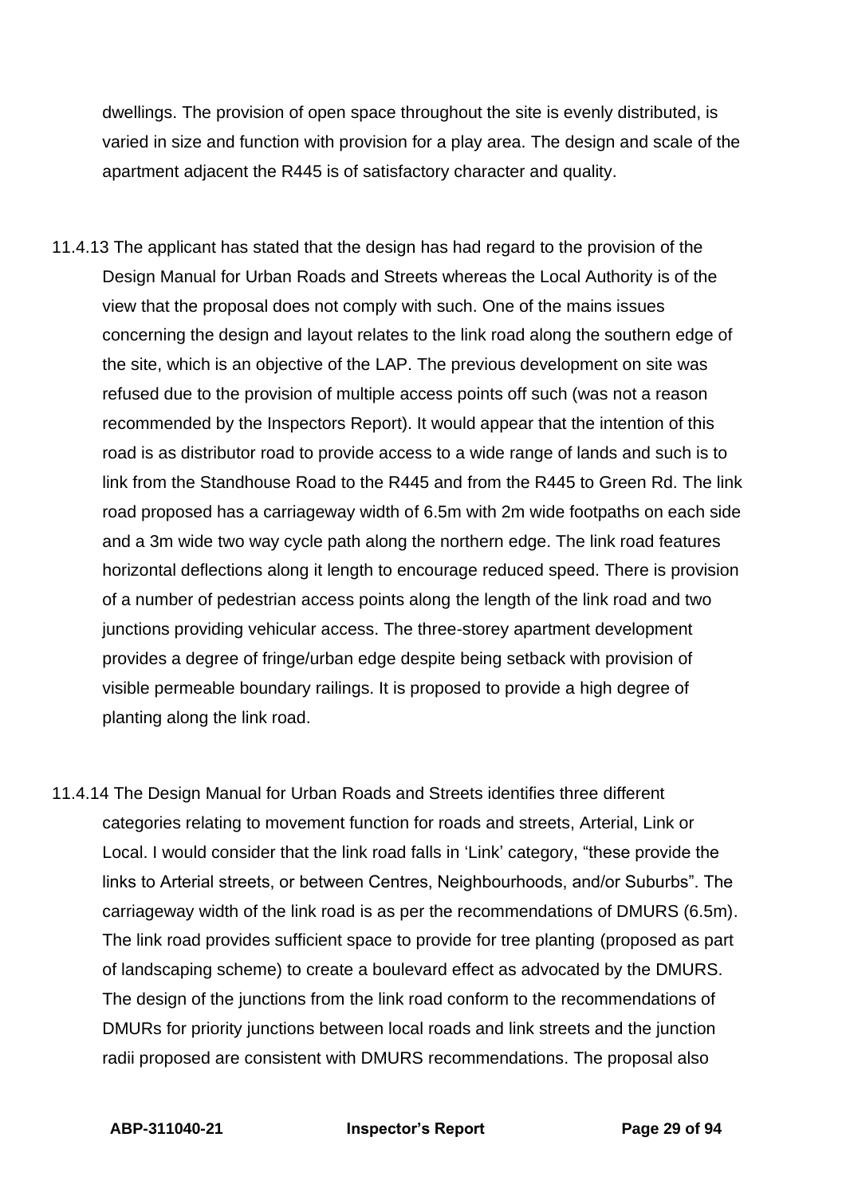dwellings. The provision of open space throughout the site is evenly distributed, is varied in size and function with provision for a play area. The design and scale of the apartment adjacent the R445 is of satisfactory character and quality.

11.4.13 The applicant has stated that the design has had regard to the provision of the Design Manual for Urban Roads and Streets whereas the Local Authority is of the view that the proposal does not comply with such. One of the mains issues concerning the design and layout relates to the link road along the southern edge of the site, which is an objective of the LAP. The previous development on site was refused due to the provision of multiple access points off such (was not a reason recommended by the Inspectors Report). It would appear that the intention of this road is as distributor road to provide access to a wide range of lands and such is to link from the Standhouse Road to the R445 and from the R445 to Green Rd. The link road proposed has a carriageway width of 6.5m with 2m wide footpaths on each side and a 3m wide two way cycle path along the northern edge. The link road features horizontal deflections along it length to encourage reduced speed. There is provision of a number of pedestrian access points along the length of the link road and two junctions providing vehicular access. The three-storey apartment development provides a degree of fringe/urban edge despite being setback with provision of visible permeable boundary railings. It is proposed to provide a high degree of planting along the link road.

11.4.14 The Design Manual for Urban Roads and Streets identifies three different categories relating to movement function for roads and streets, Arterial, Link or Local. I would consider that the link road falls in 'Link' category, "these provide the links to Arterial streets, or between Centres, Neighbourhoods, and/or Suburbs". The carriageway width of the link road is as per the recommendations of DMURS (6.5m). The link road provides sufficient space to provide for tree planting (proposed as part of landscaping scheme) to create a boulevard effect as advocated by the DMURS. The design of the junctions from the link road conform to the recommendations of DMURs for priority junctions between local roads and link streets and the junction radii proposed are consistent with DMURS recommendations. The proposal also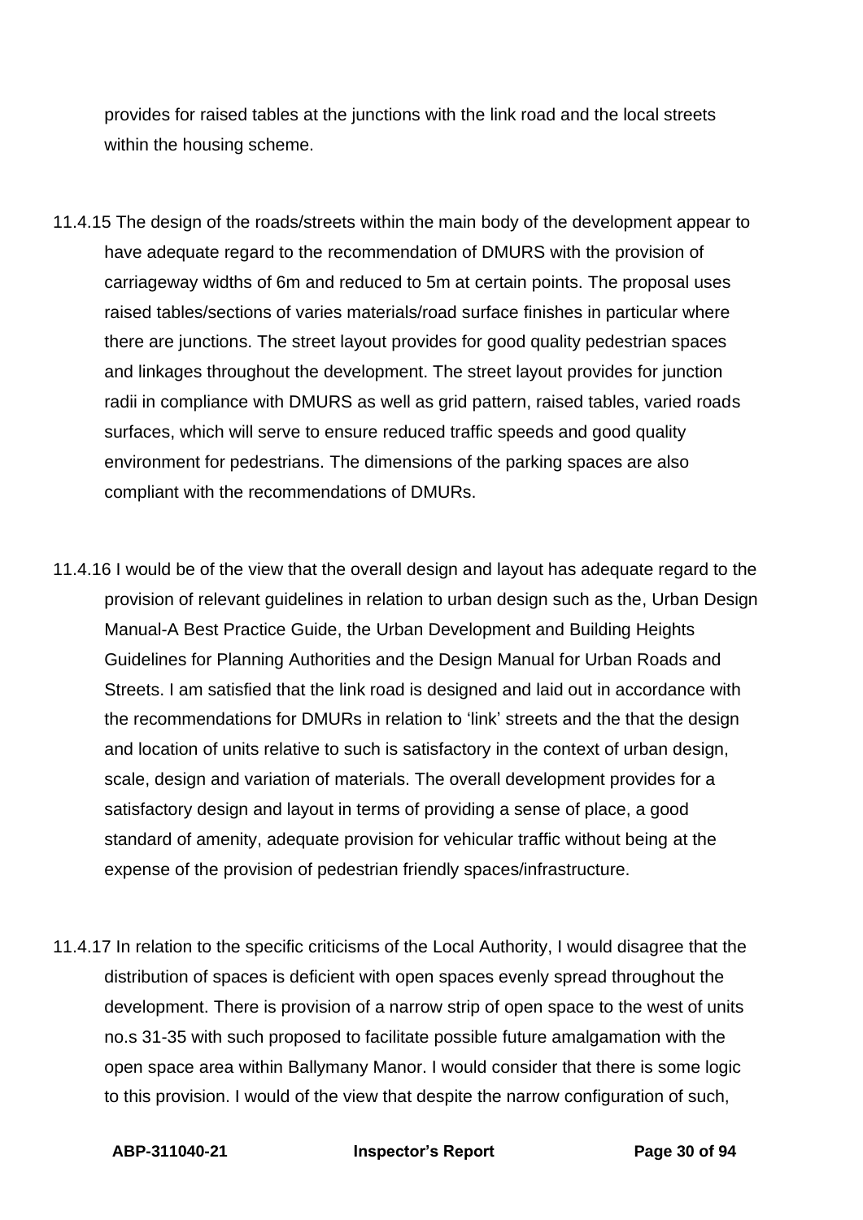provides for raised tables at the junctions with the link road and the local streets within the housing scheme.

11.4.15 The design of the roads/streets within the main body of the development appear to have adequate regard to the recommendation of DMURS with the provision of carriageway widths of 6m and reduced to 5m at certain points. The proposal uses raised tables/sections of varies materials/road surface finishes in particular where there are junctions. The street layout provides for good quality pedestrian spaces and linkages throughout the development. The street layout provides for junction radii in compliance with DMURS as well as grid pattern, raised tables, varied roads surfaces, which will serve to ensure reduced traffic speeds and good quality environment for pedestrians. The dimensions of the parking spaces are also compliant with the recommendations of DMURs.

11.4.16 I would be of the view that the overall design and layout has adequate regard to the provision of relevant guidelines in relation to urban design such as the, Urban Design Manual-A Best Practice Guide, the Urban Development and Building Heights Guidelines for Planning Authorities and the Design Manual for Urban Roads and Streets. I am satisfied that the link road is designed and laid out in accordance with the recommendations for DMURs in relation to 'link' streets and the that the design and location of units relative to such is satisfactory in the context of urban design, scale, design and variation of materials. The overall development provides for a satisfactory design and layout in terms of providing a sense of place, a good standard of amenity, adequate provision for vehicular traffic without being at the expense of the provision of pedestrian friendly spaces/infrastructure.

11.4.17 In relation to the specific criticisms of the Local Authority, I would disagree that the distribution of spaces is deficient with open spaces evenly spread throughout the development. There is provision of a narrow strip of open space to the west of units no.s 31-35 with such proposed to facilitate possible future amalgamation with the open space area within Ballymany Manor. I would consider that there is some logic to this provision. I would of the view that despite the narrow configuration of such,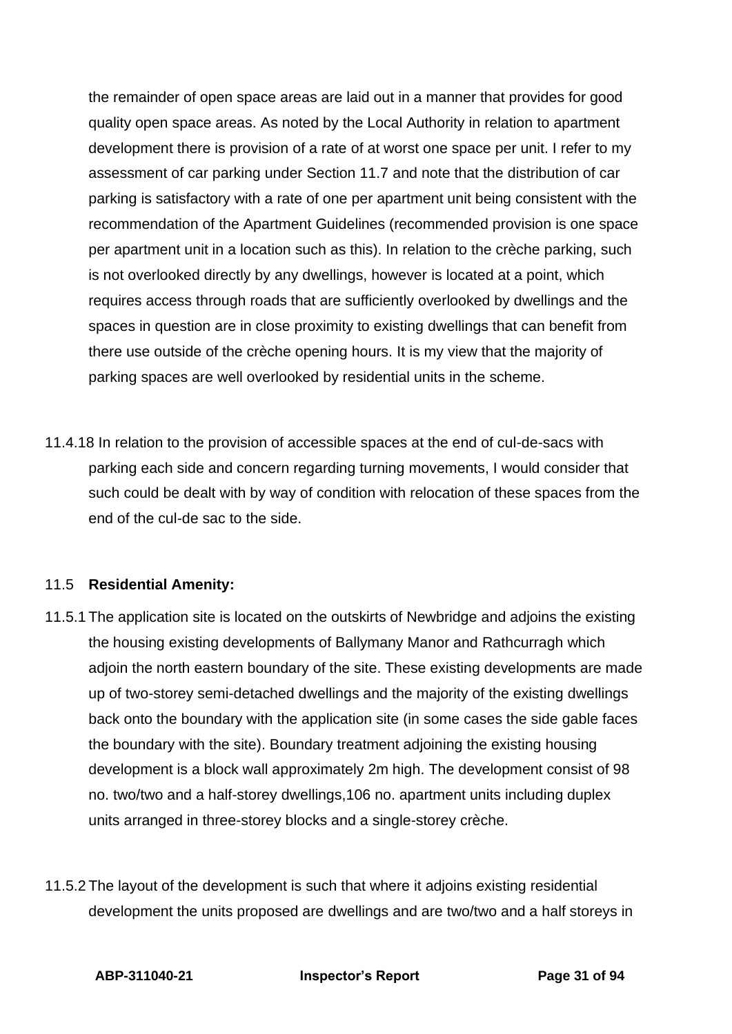the remainder of open space areas are laid out in a manner that provides for good quality open space areas. As noted by the Local Authority in relation to apartment development there is provision of a rate of at worst one space per unit. I refer to my assessment of car parking under Section 11.7 and note that the distribution of car parking is satisfactory with a rate of one per apartment unit being consistent with the recommendation of the Apartment Guidelines (recommended provision is one space per apartment unit in a location such as this). In relation to the crèche parking, such is not overlooked directly by any dwellings, however is located at a point, which requires access through roads that are sufficiently overlooked by dwellings and the spaces in question are in close proximity to existing dwellings that can benefit from there use outside of the crèche opening hours. It is my view that the majority of parking spaces are well overlooked by residential units in the scheme.

11.4.18 In relation to the provision of accessible spaces at the end of cul-de-sacs with parking each side and concern regarding turning movements, I would consider that such could be dealt with by way of condition with relocation of these spaces from the end of the cul-de sac to the side.

11.5 **Residential Amenity:**

11.5.1 The application site is located on the outskirts of Newbridge and adjoins the existing the housing existing developments of Ballymany Manor and Rathcurragh which adjoin the north eastern boundary of the site. These existing developments are made up of two-storey semi-detached dwellings and the majority of the existing dwellings back onto the boundary with the application site (in some cases the side gable faces the boundary with the site). Boundary treatment adjoining the existing housing development is a block wall approximately 2m high. The development consist of 98 no. two/two and a half-storey dwellings,106 no. apartment units including duplex units arranged in three-storey blocks and a single-storey crèche.

11.5.2 The layout of the development is such that where it adjoins existing residential development the units proposed are dwellings and are two/two and a half storeys in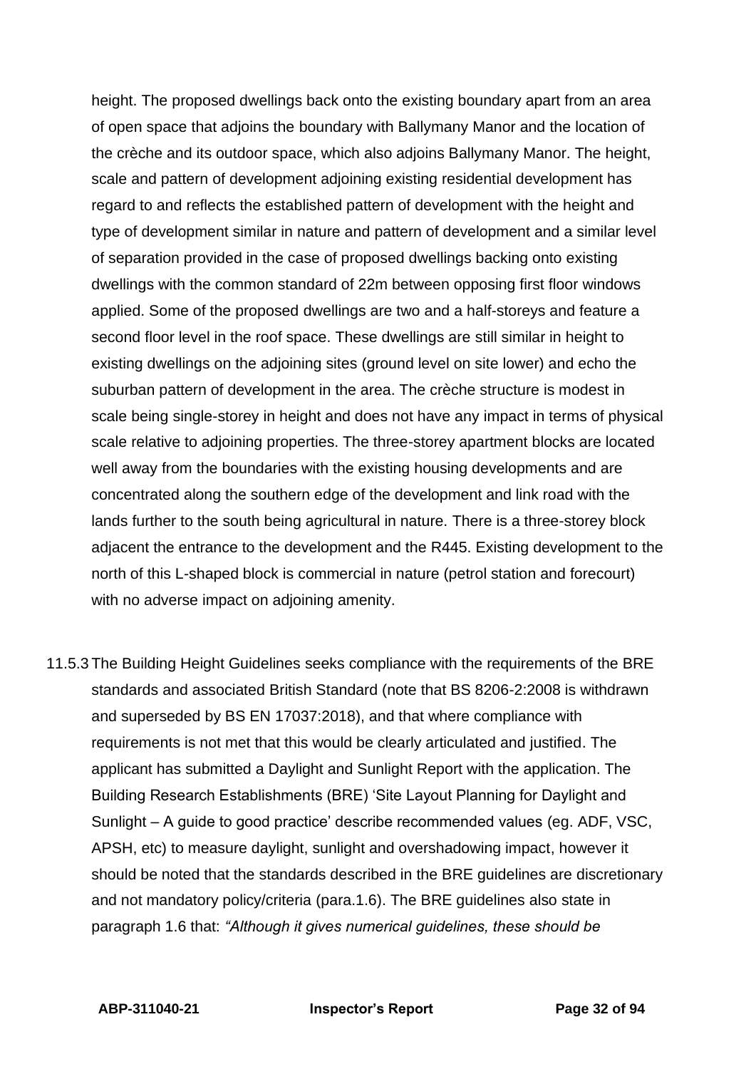height. The proposed dwellings back onto the existing boundary apart from an area of open space that adjoins the boundary with Ballymany Manor and the location of the crèche and its outdoor space, which also adjoins Ballymany Manor. The height, scale and pattern of development adjoining existing residential development has regard to and reflects the established pattern of development with the height and type of development similar in nature and pattern of development and a similar level of separation provided in the case of proposed dwellings backing onto existing dwellings with the common standard of 22m between opposing first floor windows applied. Some of the proposed dwellings are two and a half-storeys and feature a second floor level in the roof space. These dwellings are still similar in height to existing dwellings on the adjoining sites (ground level on site lower) and echo the suburban pattern of development in the area. The crèche structure is modest in scale being single-storey in height and does not have any impact in terms of physical scale relative to adjoining properties. The three-storey apartment blocks are located well away from the boundaries with the existing housing developments and are concentrated along the southern edge of the development and link road with the lands further to the south being agricultural in nature. There is a three-storey block adjacent the entrance to the development and the R445. Existing development to the north of this L-shaped block is commercial in nature (petrol station and forecourt) with no adverse impact on adjoining amenity.

11.5.3 The Building Height Guidelines seeks compliance with the requirements of the BRE standards and associated British Standard (note that BS 8206-2:2008 is withdrawn and superseded by BS EN 17037:2018), and that where compliance with requirements is not met that this would be clearly articulated and justified. The applicant has submitted a Daylight and Sunlight Report with the application. The Building Research Establishments (BRE) 'Site Layout Planning for Daylight and Sunlight – A guide to good practice' describe recommended values (eg. ADF, VSC, APSH, etc) to measure daylight, sunlight and overshadowing impact, however it should be noted that the standards described in the BRE guidelines are discretionary and not mandatory policy/criteria (para.1.6). The BRE guidelines also state in paragraph 1.6 that: *"Although it gives numerical guidelines, these should be*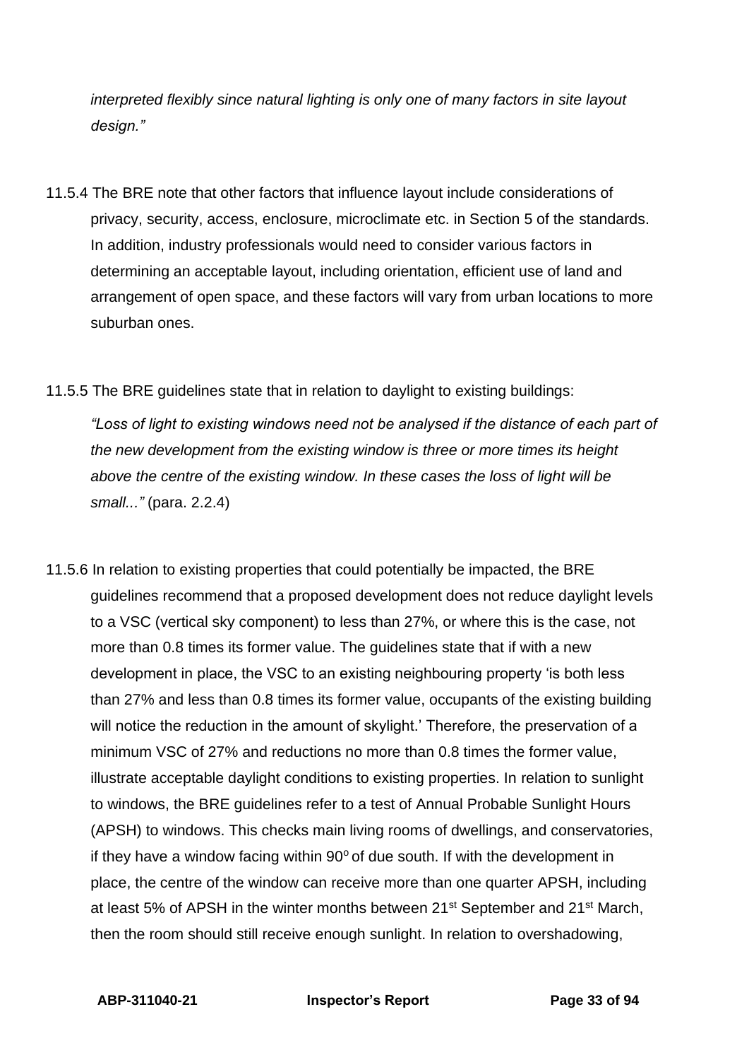*interpreted flexibly since natural lighting is only one of many factors in site layout design."*

11.5.4 The BRE note that other factors that influence layout include considerations of privacy, security, access, enclosure, microclimate etc. in Section 5 of the standards. In addition, industry professionals would need to consider various factors in determining an acceptable layout, including orientation, efficient use of land and arrangement of open space, and these factors will vary from urban locations to more suburban ones.

11.5.5 The BRE guidelines state that in relation to daylight to existing buildings:

*"Loss of light to existing windows need not be analysed if the distance of each part of the new development from the existing window is three or more times its height above the centre of the existing window. In these cases the loss of light will be small..."* (para. 2.2.4)

11.5.6 In relation to existing properties that could potentially be impacted, the BRE guidelines recommend that a proposed development does not reduce daylight levels to a VSC (vertical sky component) to less than 27%, or where this is the case, not more than 0.8 times its former value. The guidelines state that if with a new development in place, the VSC to an existing neighbouring property 'is both less than 27% and less than 0.8 times its former value, occupants of the existing building will notice the reduction in the amount of skylight.' Therefore, the preservation of a minimum VSC of 27% and reductions no more than 0.8 times the former value, illustrate acceptable daylight conditions to existing properties. In relation to sunlight to windows, the BRE guidelines refer to a test of Annual Probable Sunlight Hours (APSH) to windows. This checks main living rooms of dwellings, and conservatories, if they have a window facing within $90^{o}$ of due south. If with the development in place, the centre of the window can receive more than one quarter APSH, including at least 5% of APSH in the winter months between 21st September and 21st March, then the room should still receive enough sunlight. In relation to overshadowing,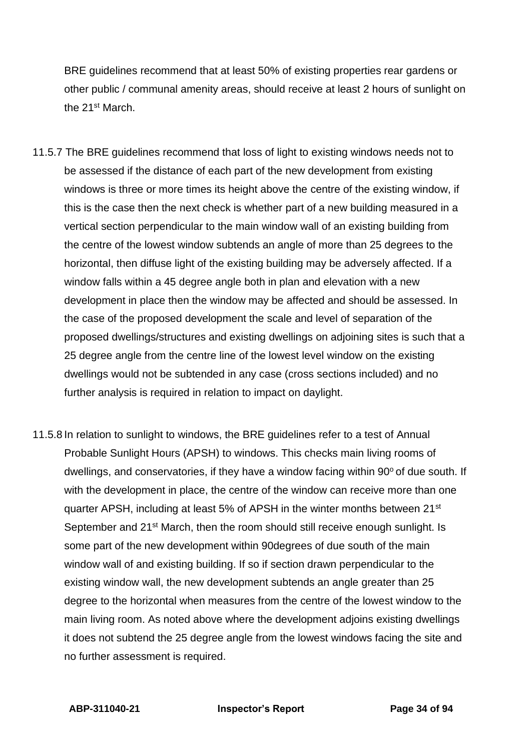BRE guidelines recommend that at least 50% of existing properties rear gardens or other public / communal amenity areas, should receive at least 2 hours of sunlight on the 21st March.

11.5.7 The BRE guidelines recommend that loss of light to existing windows needs not to be assessed if the distance of each part of the new development from existing windows is three or more times its height above the centre of the existing window, if this is the case then the next check is whether part of a new building measured in a vertical section perpendicular to the main window wall of an existing building from the centre of the lowest window subtends an angle of more than 25 degrees to the horizontal, then diffuse light of the existing building may be adversely affected. If a window falls within a 45 degree angle both in plan and elevation with a new development in place then the window may be affected and should be assessed. In the case of the proposed development the scale and level of separation of the proposed dwellings/structures and existing dwellings on adjoining sites is such that a 25 degree angle from the centre line of the lowest level window on the existing dwellings would not be subtended in any case (cross sections included) and no further analysis is required in relation to impact on daylight.

11.5.8 In relation to sunlight to windows, the BRE guidelines refer to a test of Annual Probable Sunlight Hours (APSH) to windows. This checks main living rooms of dwellings, and conservatories, if they have a window facing within 90$^{o}$ of due south. If with the development in place, the centre of the window can receive more than one quarter APSH, including at least 5% of APSH in the winter months between 21st September and 21st March, then the room should still receive enough sunlight. Is some part of the new development within 90degrees of due south of the main window wall of and existing building. If so if section drawn perpendicular to the existing window wall, the new development subtends an angle greater than 25 degree to the horizontal when measures from the centre of the lowest window to the main living room. As noted above where the development adjoins existing dwellings it does not subtend the 25 degree angle from the lowest windows facing the site and no further assessment is required.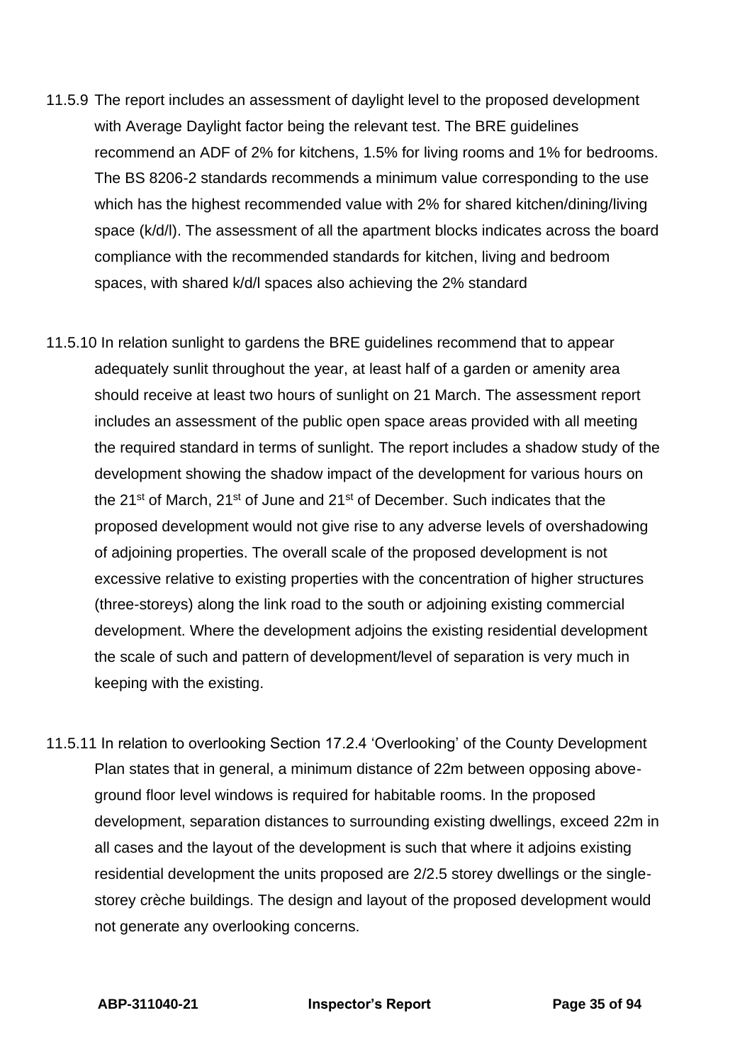11.5.9 The report includes an assessment of daylight level to the proposed development with Average Daylight factor being the relevant test. The BRE guidelines recommend an ADF of 2% for kitchens, 1.5% for living rooms and 1% for bedrooms. The BS 8206-2 standards recommends a minimum value corresponding to the use which has the highest recommended value with 2% for shared kitchen/dining/living space (k/d/l). The assessment of all the apartment blocks indicates across the board compliance with the recommended standards for kitchen, living and bedroom spaces, with shared k/d/l spaces also achieving the 2% standard

11.5.10 In relation sunlight to gardens the BRE guidelines recommend that to appear adequately sunlit throughout the year, at least half of a garden or amenity area should receive at least two hours of sunlight on 21 March. The assessment report includes an assessment of the public open space areas provided with all meeting the required standard in terms of sunlight. The report includes a shadow study of the development showing the shadow impact of the development for various hours on the 21st of March, 21st of June and 21st of December. Such indicates that the proposed development would not give rise to any adverse levels of overshadowing of adjoining properties. The overall scale of the proposed development is not excessive relative to existing properties with the concentration of higher structures (three-storeys) along the link road to the south or adjoining existing commercial development. Where the development adjoins the existing residential development the scale of such and pattern of development/level of separation is very much in keeping with the existing.

11.5.11 In relation to overlooking Section 17.2.4 'Overlooking' of the County Development Plan states that in general, a minimum distance of 22m between opposing above-ground floor level windows is required for habitable rooms. In the proposed development, separation distances to surrounding existing dwellings, exceed 22m in all cases and the layout of the development is such that where it adjoins existing residential development the units proposed are 2/2.5 storey dwellings or the single-storey crèche buildings. The design and layout of the proposed development would not generate any overlooking concerns.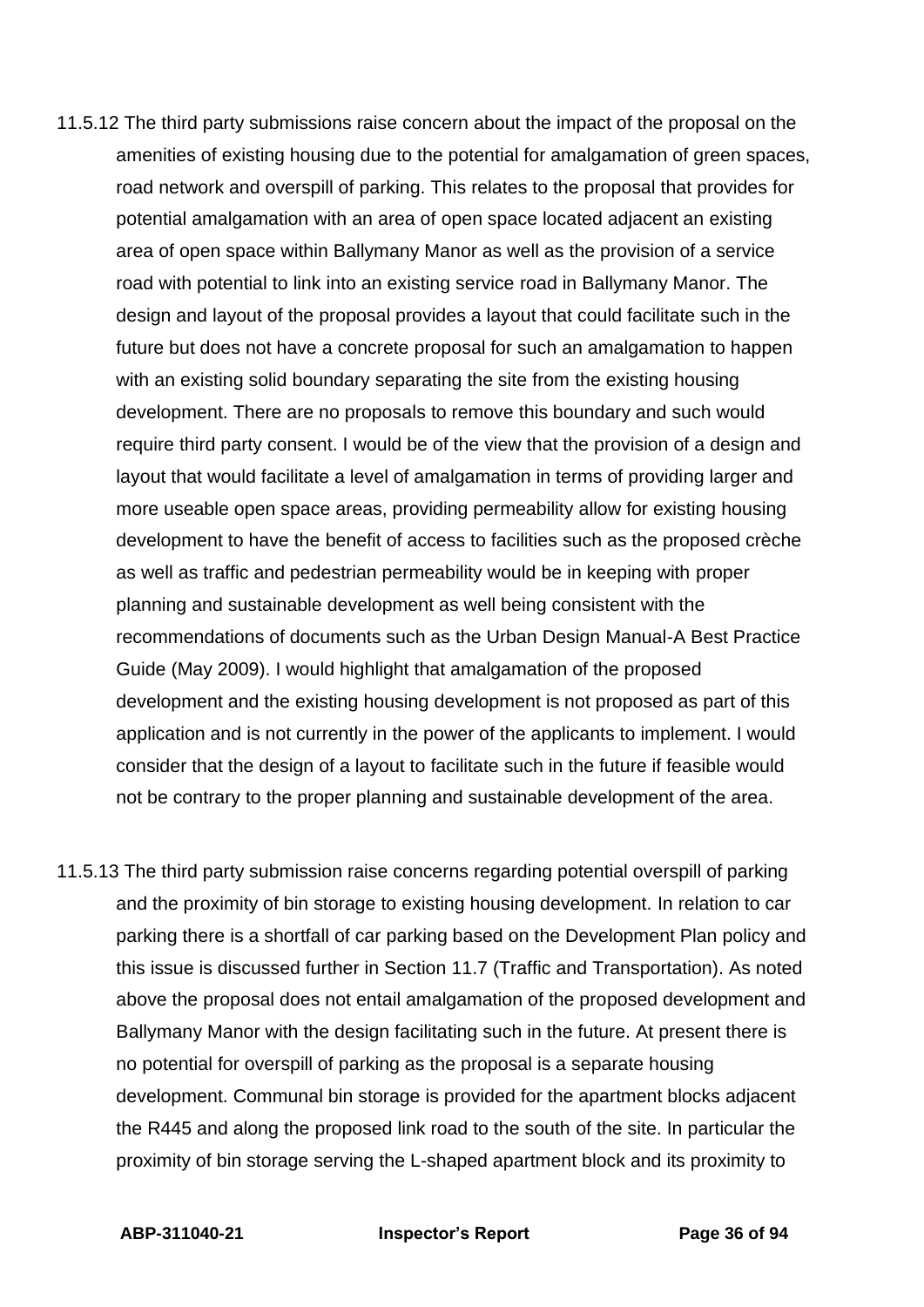11.5.12 The third party submissions raise concern about the impact of the proposal on the amenities of existing housing due to the potential for amalgamation of green spaces, road network and overspill of parking. This relates to the proposal that provides for potential amalgamation with an area of open space located adjacent an existing area of open space within Ballymany Manor as well as the provision of a service road with potential to link into an existing service road in Ballymany Manor. The design and layout of the proposal provides a layout that could facilitate such in the future but does not have a concrete proposal for such an amalgamation to happen with an existing solid boundary separating the site from the existing housing development. There are no proposals to remove this boundary and such would require third party consent. I would be of the view that the provision of a design and layout that would facilitate a level of amalgamation in terms of providing larger and more useable open space areas, providing permeability allow for existing housing development to have the benefit of access to facilities such as the proposed crèche as well as traffic and pedestrian permeability would be in keeping with proper planning and sustainable development as well being consistent with the recommendations of documents such as the Urban Design Manual-A Best Practice Guide (May 2009). I would highlight that amalgamation of the proposed development and the existing housing development is not proposed as part of this application and is not currently in the power of the applicants to implement. I would consider that the design of a layout to facilitate such in the future if feasible would not be contrary to the proper planning and sustainable development of the area.

11.5.13 The third party submission raise concerns regarding potential overspill of parking and the proximity of bin storage to existing housing development. In relation to car parking there is a shortfall of car parking based on the Development Plan policy and this issue is discussed further in Section 11.7 (Traffic and Transportation). As noted above the proposal does not entail amalgamation of the proposed development and Ballymany Manor with the design facilitating such in the future. At present there is no potential for overspill of parking as the proposal is a separate housing development. Communal bin storage is provided for the apartment blocks adjacent the R445 and along the proposed link road to the south of the site. In particular the proximity of bin storage serving the L-shaped apartment block and its proximity to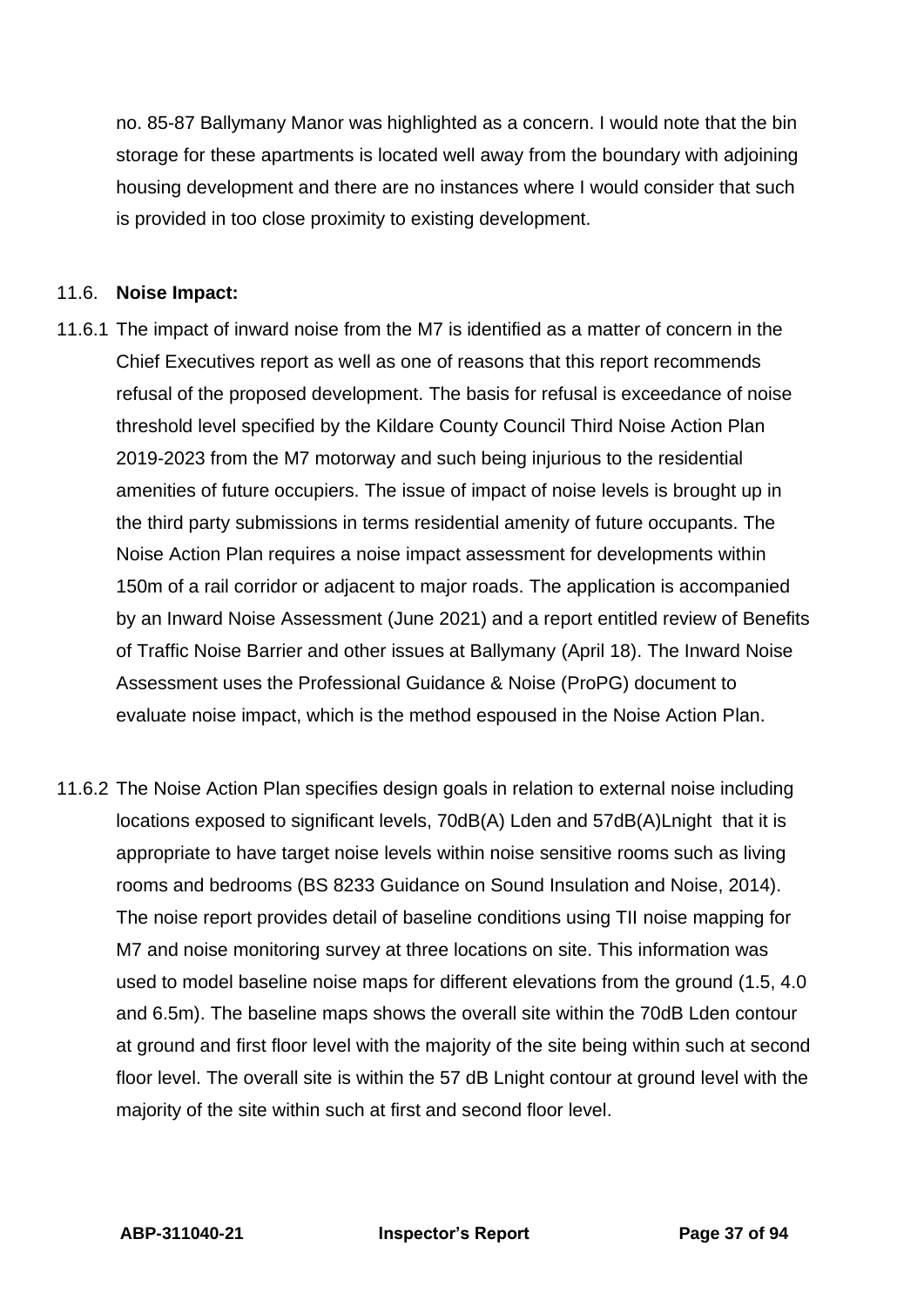no. 85-87 Ballymany Manor was highlighted as a concern. I would note that the bin storage for these apartments is located well away from the boundary with adjoining housing development and there are no instances where I would consider that such is provided in too close proximity to existing development.

### 11.6. Noise Impact:

11.6.1 The impact of inward noise from the M7 is identified as a matter of concern in the Chief Executives report as well as one of reasons that this report recommends refusal of the proposed development. The basis for refusal is exceedance of noise threshold level specified by the Kildare County Council Third Noise Action Plan 2019-2023 from the M7 motorway and such being injurious to the residential amenities of future occupiers. The issue of impact of noise levels is brought up in the third party submissions in terms residential amenity of future occupants. The Noise Action Plan requires a noise impact assessment for developments within 150m of a rail corridor or adjacent to major roads. The application is accompanied by an Inward Noise Assessment (June 2021) and a report entitled review of Benefits of Traffic Noise Barrier and other issues at Ballymany (April 18). The Inward Noise Assessment uses the Professional Guidance & Noise (ProPG) document to evaluate noise impact, which is the method espoused in the Noise Action Plan.

11.6.2 The Noise Action Plan specifies design goals in relation to external noise including locations exposed to significant levels, 70dB(A) Lden and 57dB(A)Lnight that it is appropriate to have target noise levels within noise sensitive rooms such as living rooms and bedrooms (BS 8233 Guidance on Sound Insulation and Noise, 2014). The noise report provides detail of baseline conditions using TII noise mapping for M7 and noise monitoring survey at three locations on site. This information was used to model baseline noise maps for different elevations from the ground (1.5, 4.0 and 6.5m). The baseline maps shows the overall site within the 70dB Lden contour at ground and first floor level with the majority of the site being within such at second floor level. The overall site is within the 57 dB Lnight contour at ground level with the majority of the site within such at first and second floor level.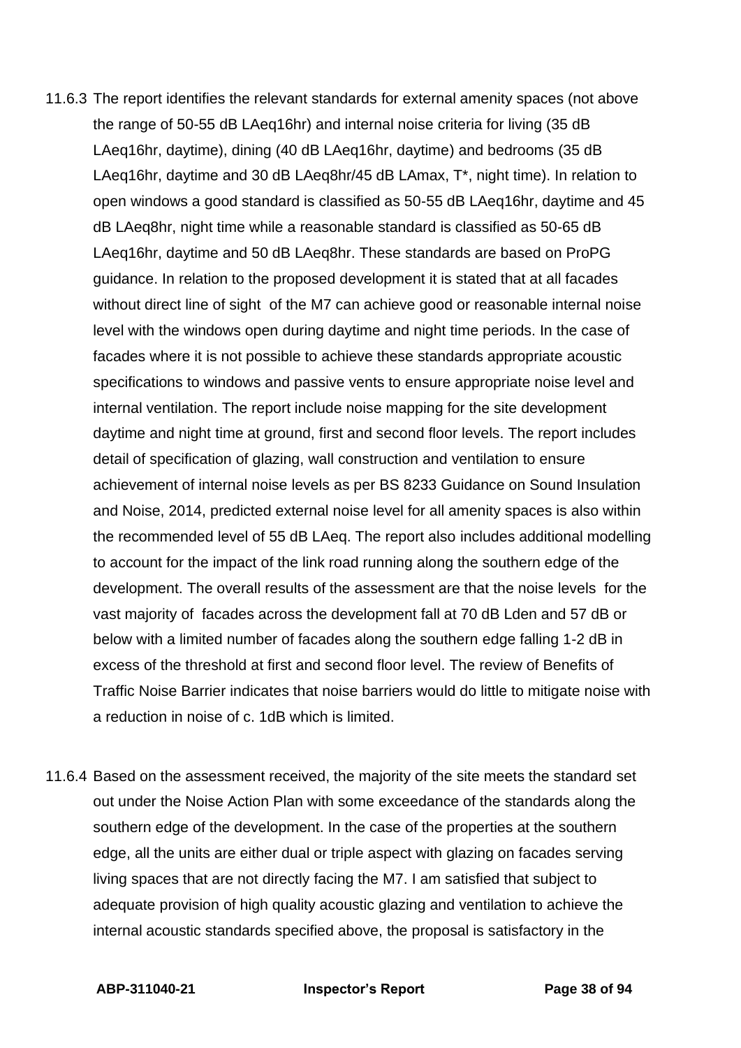11.6.3 The report identifies the relevant standards for external amenity spaces (not above the range of 50-55 dB LAeq16hr) and internal noise criteria for living (35 dB LAeq16hr, daytime), dining (40 dB LAeq16hr, daytime) and bedrooms (35 dB LAeq16hr, daytime and 30 dB LAeq8hr/45 dB LAmax, T*, night time). In relation to open windows a good standard is classified as 50-55 dB LAeq16hr, daytime and 45 dB LAeq8hr, night time while a reasonable standard is classified as 50-65 dB LAeq16hr, daytime and 50 dB LAeq8hr. These standards are based on ProPG guidance. In relation to the proposed development it is stated that at all facades without direct line of sight of the M7 can achieve good or reasonable internal noise level with the windows open during daytime and night time periods. In the case of facades where it is not possible to achieve these standards appropriate acoustic specifications to windows and passive vents to ensure appropriate noise level and internal ventilation. The report include noise mapping for the site development daytime and night time at ground, first and second floor levels. The report includes detail of specification of glazing, wall construction and ventilation to ensure achievement of internal noise levels as per BS 8233 Guidance on Sound Insulation and Noise, 2014, predicted external noise level for all amenity spaces is also within the recommended level of 55 dB LAeq. The report also includes additional modelling to account for the impact of the link road running along the southern edge of the development. The overall results of the assessment are that the noise levels for the vast majority of facades across the development fall at 70 dB Lden and 57 dB or below with a limited number of facades along the southern edge falling 1-2 dB in excess of the threshold at first and second floor level. The review of Benefits of Traffic Noise Barrier indicates that noise barriers would do little to mitigate noise with a reduction in noise of c. 1dB which is limited.

11.6.4 Based on the assessment received, the majority of the site meets the standard set out under the Noise Action Plan with some exceedance of the standards along the southern edge of the development. In the case of the properties at the southern edge, all the units are either dual or triple aspect with glazing on facades serving living spaces that are not directly facing the M7. I am satisfied that subject to adequate provision of high quality acoustic glazing and ventilation to achieve the internal acoustic standards specified above, the proposal is satisfactory in the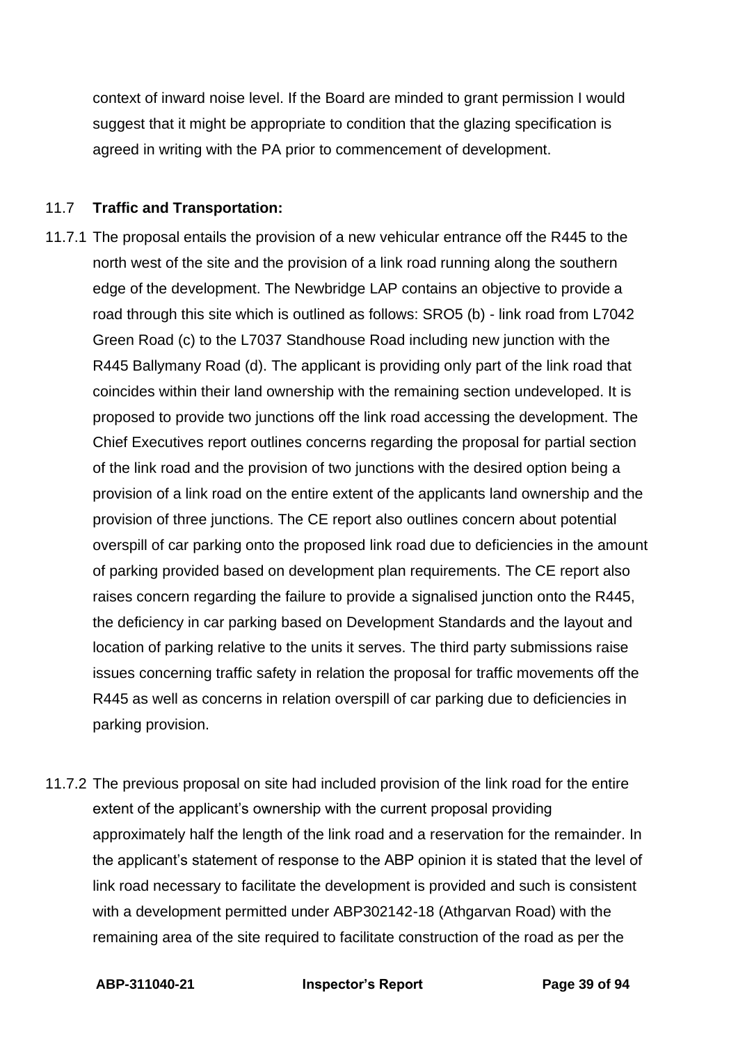context of inward noise level. If the Board are minded to grant permission I would suggest that it might be appropriate to condition that the glazing specification is agreed in writing with the PA prior to commencement of development.

### 11.7 Traffic and Transportation:

11.7.1 The proposal entails the provision of a new vehicular entrance off the R445 to the north west of the site and the provision of a link road running along the southern edge of the development. The Newbridge LAP contains an objective to provide a road through this site which is outlined as follows: SRO5 (b) - link road from L7042 Green Road (c) to the L7037 Standhouse Road including new junction with the R445 Ballymany Road (d). The applicant is providing only part of the link road that coincides within their land ownership with the remaining section undeveloped. It is proposed to provide two junctions off the link road accessing the development. The Chief Executives report outlines concerns regarding the proposal for partial section of the link road and the provision of two junctions with the desired option being a provision of a link road on the entire extent of the applicants land ownership and the provision of three junctions. The CE report also outlines concern about potential overspill of car parking onto the proposed link road due to deficiencies in the amount of parking provided based on development plan requirements. The CE report also raises concern regarding the failure to provide a signalised junction onto the R445, the deficiency in car parking based on Development Standards and the layout and location of parking relative to the units it serves. The third party submissions raise issues concerning traffic safety in relation the proposal for traffic movements off the R445 as well as concerns in relation overspill of car parking due to deficiencies in parking provision.

11.7.2 The previous proposal on site had included provision of the link road for the entire extent of the applicant's ownership with the current proposal providing approximately half the length of the link road and a reservation for the remainder. In the applicant's statement of response to the ABP opinion it is stated that the level of link road necessary to facilitate the development is provided and such is consistent with a development permitted under ABP302142-18 (Athgarvan Road) with the remaining area of the site required to facilitate construction of the road as per the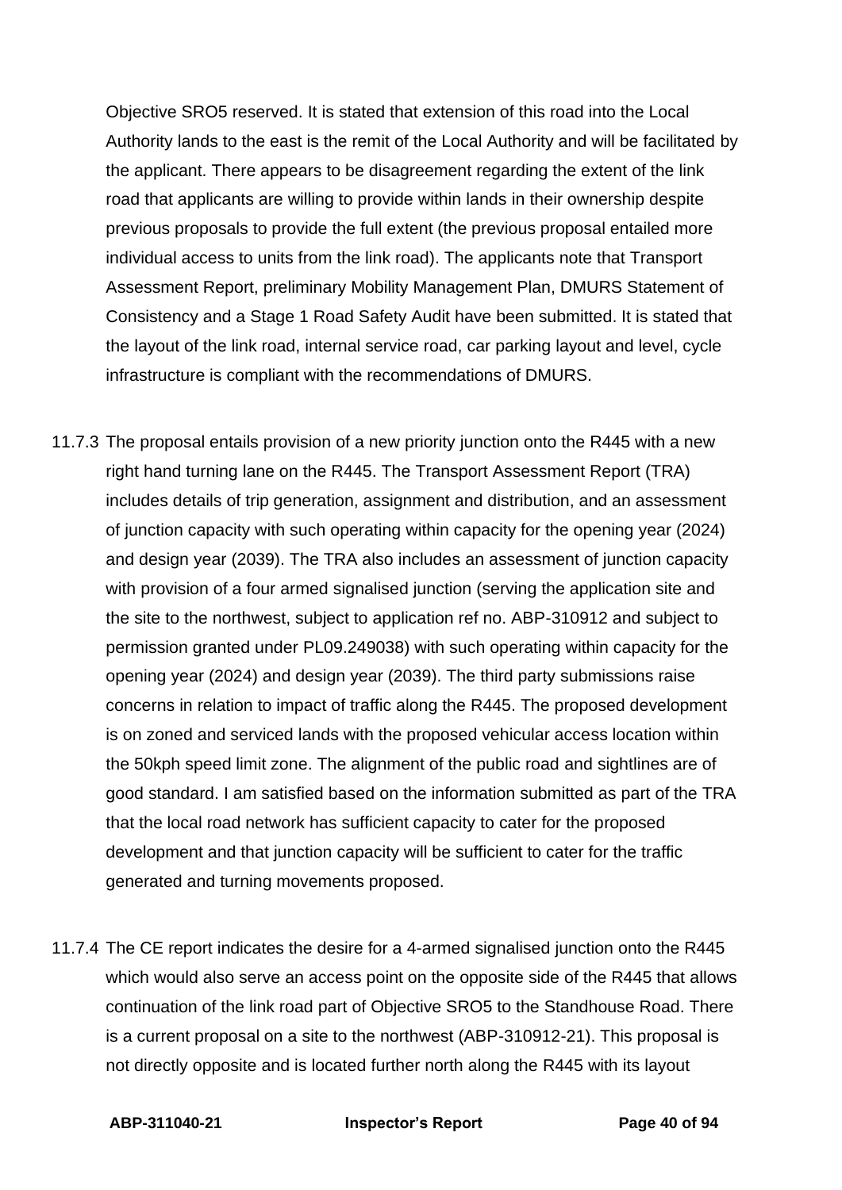Objective SRO5 reserved. It is stated that extension of this road into the Local Authority lands to the east is the remit of the Local Authority and will be facilitated by the applicant. There appears to be disagreement regarding the extent of the link road that applicants are willing to provide within lands in their ownership despite previous proposals to provide the full extent (the previous proposal entailed more individual access to units from the link road). The applicants note that Transport Assessment Report, preliminary Mobility Management Plan, DMURS Statement of Consistency and a Stage 1 Road Safety Audit have been submitted. It is stated that the layout of the link road, internal service road, car parking layout and level, cycle infrastructure is compliant with the recommendations of DMURS.

11.7.3 The proposal entails provision of a new priority junction onto the R445 with a new right hand turning lane on the R445. The Transport Assessment Report (TRA) includes details of trip generation, assignment and distribution, and an assessment of junction capacity with such operating within capacity for the opening year (2024) and design year (2039). The TRA also includes an assessment of junction capacity with provision of a four armed signalised junction (serving the application site and the site to the northwest, subject to application ref no. ABP-310912 and subject to permission granted under PL09.249038) with such operating within capacity for the opening year (2024) and design year (2039). The third party submissions raise concerns in relation to impact of traffic along the R445. The proposed development is on zoned and serviced lands with the proposed vehicular access location within the 50kph speed limit zone. The alignment of the public road and sightlines are of good standard. I am satisfied based on the information submitted as part of the TRA that the local road network has sufficient capacity to cater for the proposed development and that junction capacity will be sufficient to cater for the traffic generated and turning movements proposed.

11.7.4 The CE report indicates the desire for a 4-armed signalised junction onto the R445 which would also serve an access point on the opposite side of the R445 that allows continuation of the link road part of Objective SRO5 to the Standhouse Road. There is a current proposal on a site to the northwest (ABP-310912-21). This proposal is not directly opposite and is located further north along the R445 with its layout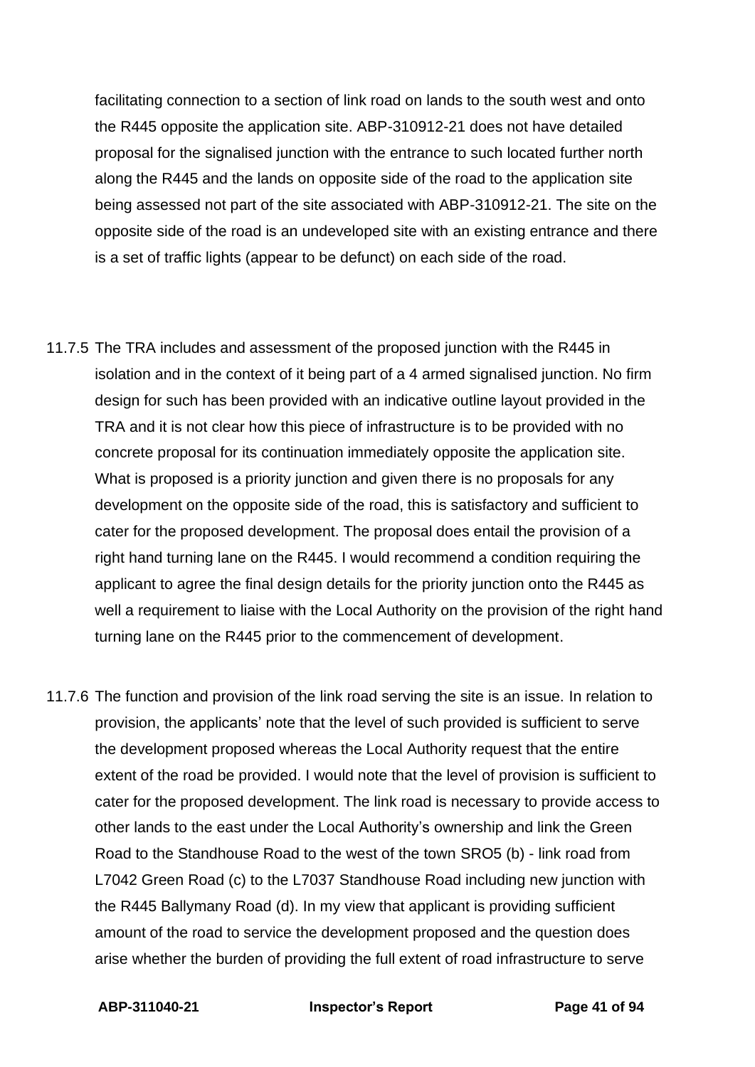facilitating connection to a section of link road on lands to the south west and onto the R445 opposite the application site. ABP-310912-21 does not have detailed proposal for the signalised junction with the entrance to such located further north along the R445 and the lands on opposite side of the road to the application site being assessed not part of the site associated with ABP-310912-21. The site on the opposite side of the road is an undeveloped site with an existing entrance and there is a set of traffic lights (appear to be defunct) on each side of the road.

11.7.5 The TRA includes and assessment of the proposed junction with the R445 in isolation and in the context of it being part of a 4 armed signalised junction. No firm design for such has been provided with an indicative outline layout provided in the TRA and it is not clear how this piece of infrastructure is to be provided with no concrete proposal for its continuation immediately opposite the application site. What is proposed is a priority junction and given there is no proposals for any development on the opposite side of the road, this is satisfactory and sufficient to cater for the proposed development. The proposal does entail the provision of a right hand turning lane on the R445. I would recommend a condition requiring the applicant to agree the final design details for the priority junction onto the R445 as well a requirement to liaise with the Local Authority on the provision of the right hand turning lane on the R445 prior to the commencement of development.

11.7.6 The function and provision of the link road serving the site is an issue. In relation to provision, the applicants' note that the level of such provided is sufficient to serve the development proposed whereas the Local Authority request that the entire extent of the road be provided. I would note that the level of provision is sufficient to cater for the proposed development. The link road is necessary to provide access to other lands to the east under the Local Authority's ownership and link the Green Road to the Standhouse Road to the west of the town SRO5 (b) - link road from L7042 Green Road (c) to the L7037 Standhouse Road including new junction with the R445 Ballymany Road (d). In my view that applicant is providing sufficient amount of the road to service the development proposed and the question does arise whether the burden of providing the full extent of road infrastructure to serve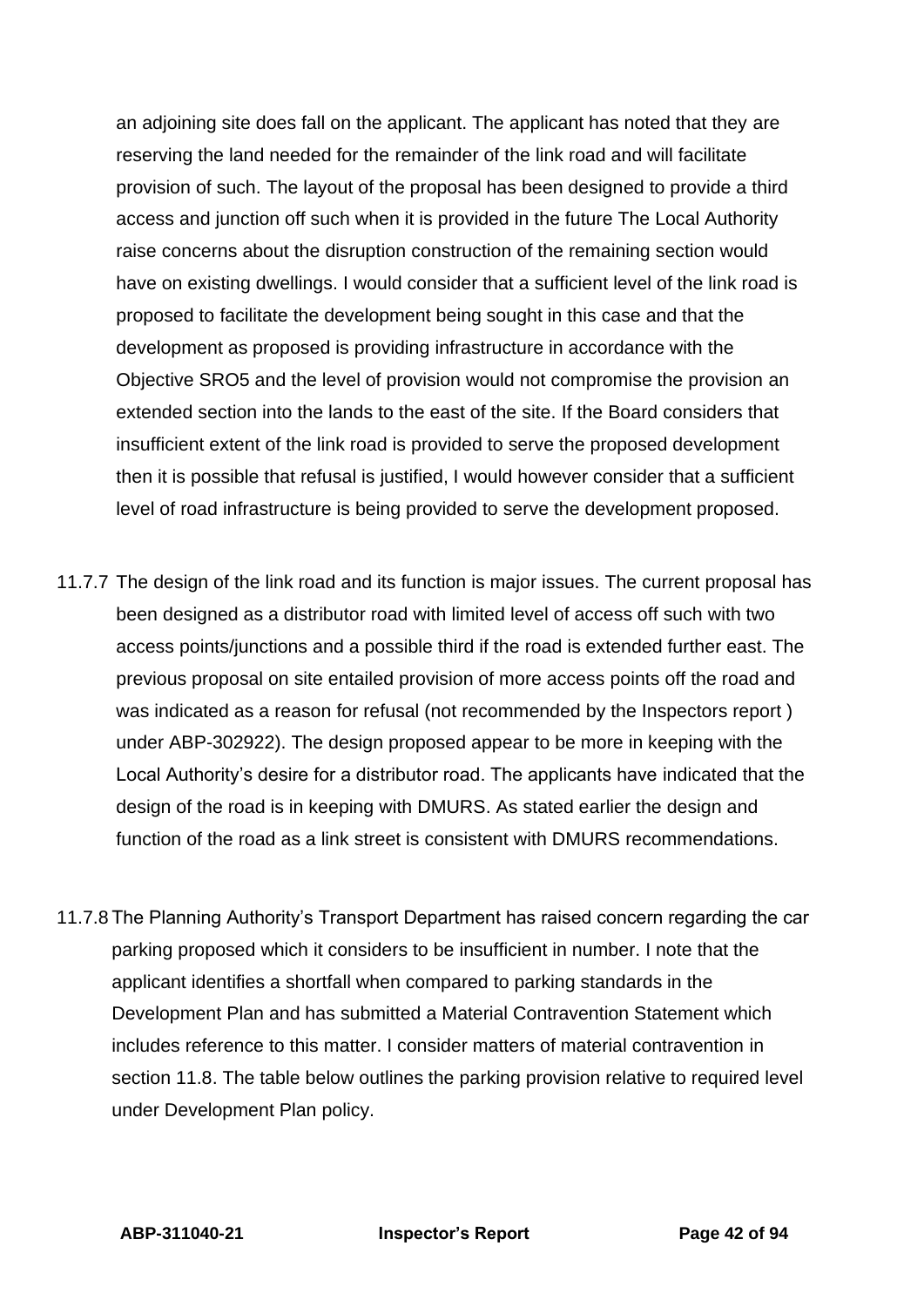an adjoining site does fall on the applicant. The applicant has noted that they are reserving the land needed for the remainder of the link road and will facilitate provision of such. The layout of the proposal has been designed to provide a third access and junction off such when it is provided in the future The Local Authority raise concerns about the disruption construction of the remaining section would have on existing dwellings. I would consider that a sufficient level of the link road is proposed to facilitate the development being sought in this case and that the development as proposed is providing infrastructure in accordance with the Objective SRO5 and the level of provision would not compromise the provision an extended section into the lands to the east of the site. If the Board considers that insufficient extent of the link road is provided to serve the proposed development then it is possible that refusal is justified, I would however consider that a sufficient level of road infrastructure is being provided to serve the development proposed.

11.7.7 The design of the link road and its function is major issues. The current proposal has been designed as a distributor road with limited level of access off such with two access points/junctions and a possible third if the road is extended further east. The previous proposal on site entailed provision of more access points off the road and was indicated as a reason for refusal (not recommended by the Inspectors report ) under ABP-302922). The design proposed appear to be more in keeping with the Local Authority's desire for a distributor road. The applicants have indicated that the design of the road is in keeping with DMURS. As stated earlier the design and function of the road as a link street is consistent with DMURS recommendations.

11.7.8 The Planning Authority's Transport Department has raised concern regarding the car parking proposed which it considers to be insufficient in number. I note that the applicant identifies a shortfall when compared to parking standards in the Development Plan and has submitted a Material Contravention Statement which includes reference to this matter. I consider matters of material contravention in section 11.8. The table below outlines the parking provision relative to required level under Development Plan policy.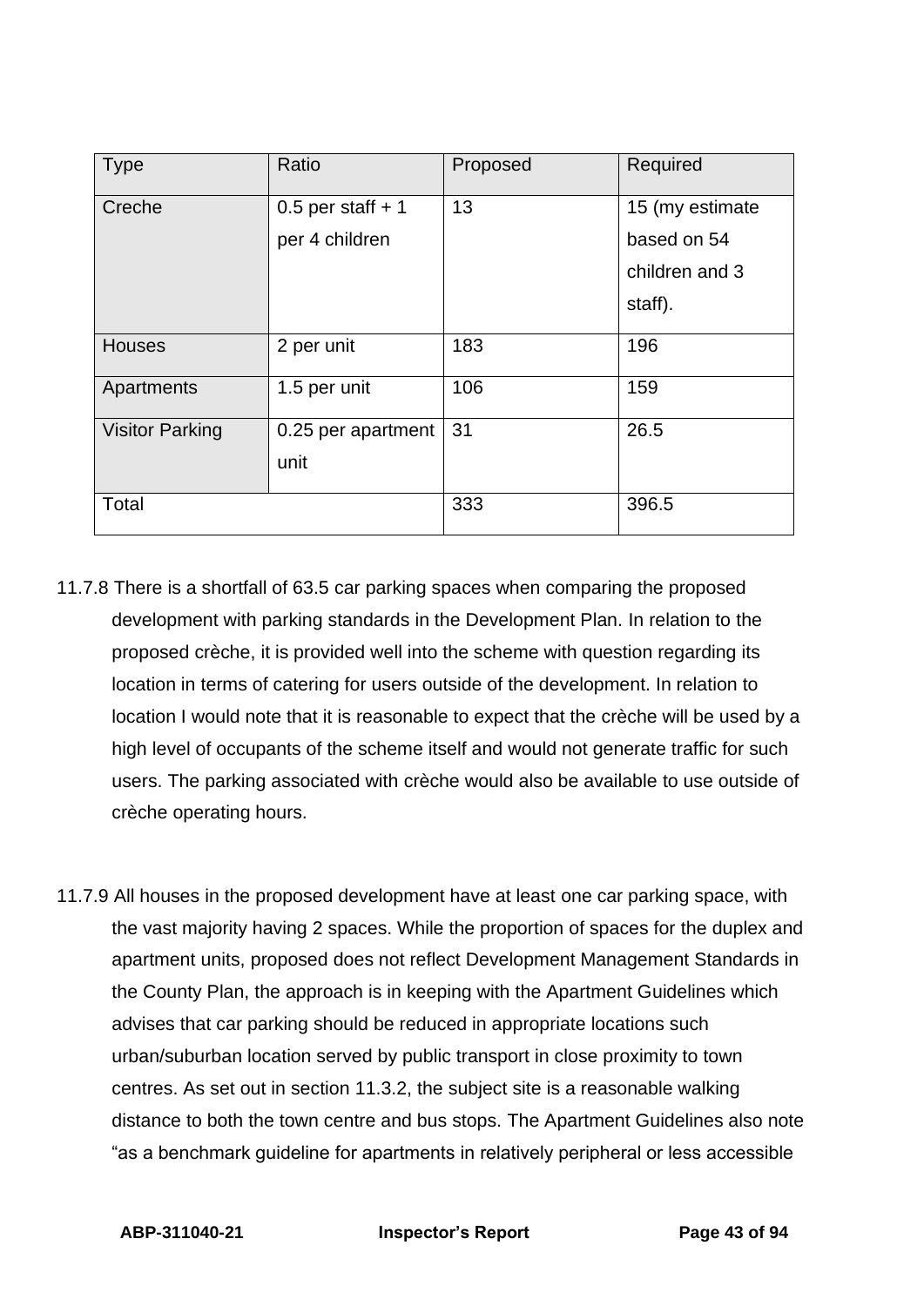| Type | Ratio | Proposed | Required |
|---|---|---|---|
| Creche | 0.5 per staff + 1 per 4 children | 13 | 15 (my estimate based on 54 children and 3 staff). |
| Houses | 2 per unit | 183 | 196 |
| Apartments | 1.5 per unit | 106 | 159 |
| Visitor Parking | 0.25 per apartment unit | 31 | 26.5 |
| Total | | 333 | 396.5 |

11.7.8 There is a shortfall of 63.5 car parking spaces when comparing the proposed development with parking standards in the Development Plan. In relation to the proposed crèche, it is provided well into the scheme with question regarding its location in terms of catering for users outside of the development. In relation to location I would note that it is reasonable to expect that the crèche will be used by a high level of occupants of the scheme itself and would not generate traffic for such users. The parking associated with crèche would also be available to use outside of crèche operating hours.

11.7.9 All houses in the proposed development have at least one car parking space, with the vast majority having 2 spaces. While the proportion of spaces for the duplex and apartment units, proposed does not reflect Development Management Standards in the County Plan, the approach is in keeping with the Apartment Guidelines which advises that car parking should be reduced in appropriate locations such urban/suburban location served by public transport in close proximity to town centres. As set out in section 11.3.2, the subject site is a reasonable walking distance to both the town centre and bus stops. The Apartment Guidelines also note “as a benchmark guideline for apartments in relatively peripheral or less accessible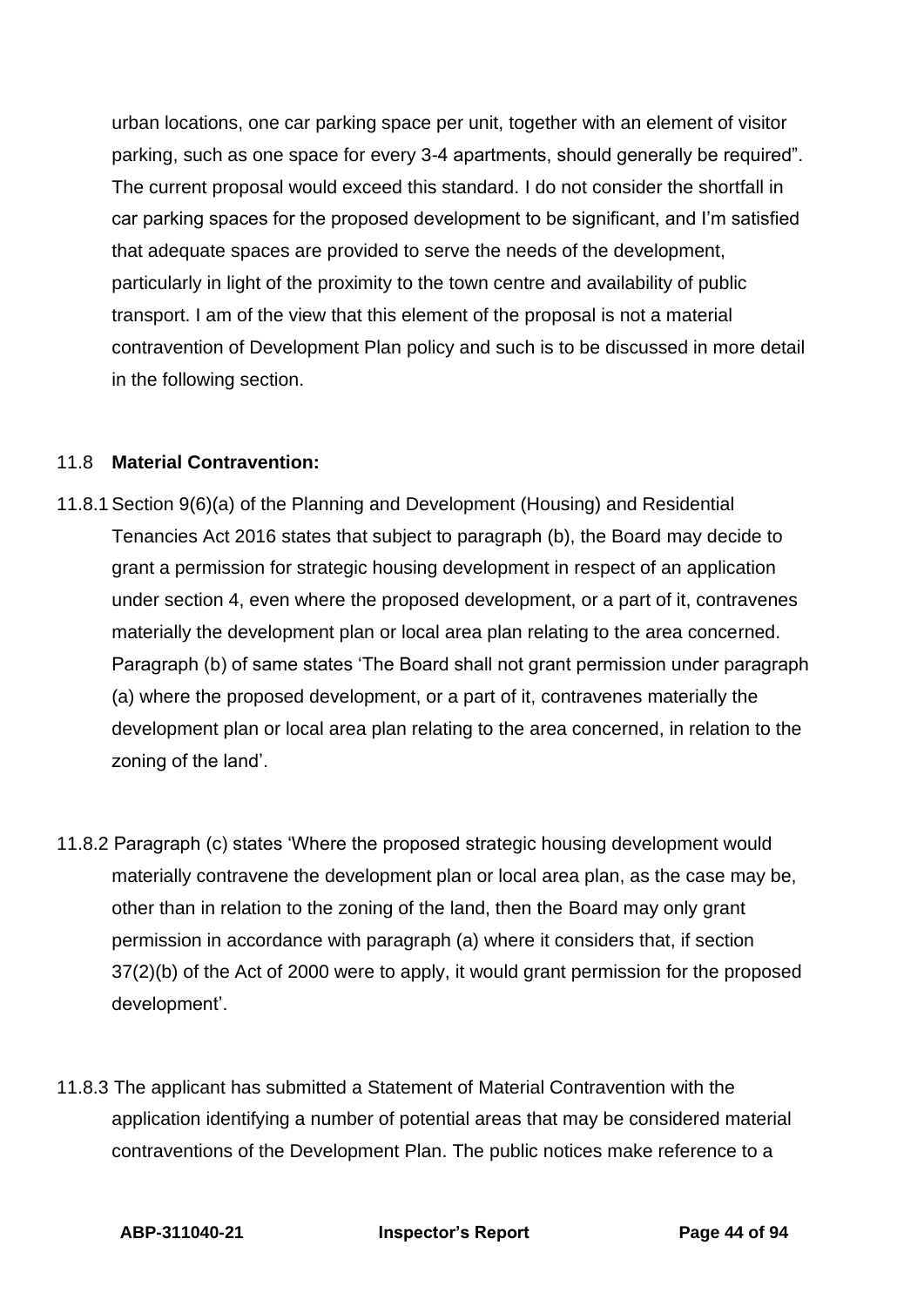urban locations, one car parking space per unit, together with an element of visitor parking, such as one space for every 3-4 apartments, should generally be required". The current proposal would exceed this standard. I do not consider the shortfall in car parking spaces for the proposed development to be significant, and I'm satisfied that adequate spaces are provided to serve the needs of the development, particularly in light of the proximity to the town centre and availability of public transport. I am of the view that this element of the proposal is not a material contravention of Development Plan policy and such is to be discussed in more detail in the following section.

### 11.8 **Material Contravention:**

11.8.1 Section 9(6)(a) of the Planning and Development (Housing) and Residential Tenancies Act 2016 states that subject to paragraph (b), the Board may decide to grant a permission for strategic housing development in respect of an application under section 4, even where the proposed development, or a part of it, contravenes materially the development plan or local area plan relating to the area concerned. Paragraph (b) of same states 'The Board shall not grant permission under paragraph (a) where the proposed development, or a part of it, contravenes materially the development plan or local area plan relating to the area concerned, in relation to the zoning of the land'.

11.8.2 Paragraph (c) states 'Where the proposed strategic housing development would materially contravene the development plan or local area plan, as the case may be, other than in relation to the zoning of the land, then the Board may only grant permission in accordance with paragraph (a) where it considers that, if section 37(2)(b) of the Act of 2000 were to apply, it would grant permission for the proposed development'.

11.8.3 The applicant has submitted a Statement of Material Contravention with the application identifying a number of potential areas that may be considered material contraventions of the Development Plan. The public notices make reference to a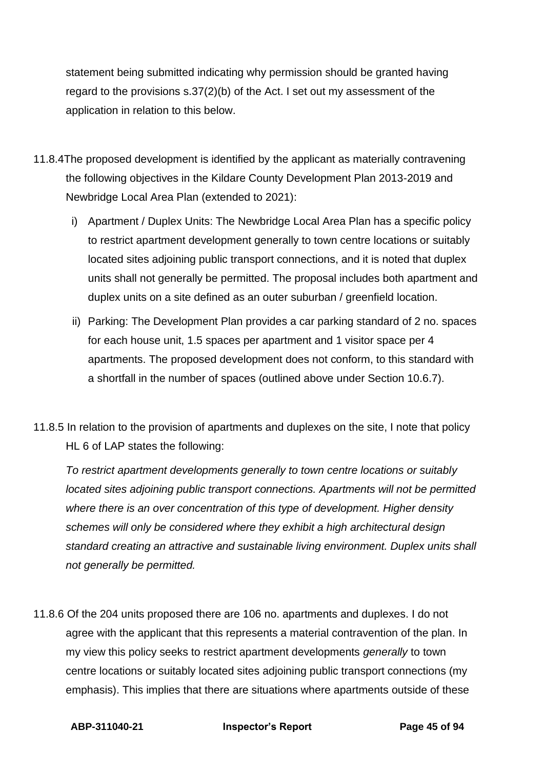statement being submitted indicating why permission should be granted having regard to the provisions s.37(2)(b) of the Act. I set out my assessment of the application in relation to this below.

11.8.4 The proposed development is identified by the applicant as materially contravening the following objectives in the Kildare County Development Plan 2013-2019 and Newbridge Local Area Plan (extended to 2021):

i) Apartment / Duplex Units: The Newbridge Local Area Plan has a specific policy to restrict apartment development generally to town centre locations or suitably located sites adjoining public transport connections, and it is noted that duplex units shall not generally be permitted. The proposal includes both apartment and duplex units on a site defined as an outer suburban / greenfield location.

ii) Parking: The Development Plan provides a car parking standard of 2 no. spaces for each house unit, 1.5 spaces per apartment and 1 visitor space per 4 apartments. The proposed development does not conform, to this standard with a shortfall in the number of spaces (outlined above under Section 10.6.7).

11.8.5 In relation to the provision of apartments and duplexes on the site, I note that policy HL 6 of LAP states the following:

*To restrict apartment developments generally to town centre locations or suitably located sites adjoining public transport connections. Apartments will not be permitted where there is an over concentration of this type of development. Higher density schemes will only be considered where they exhibit a high architectural design standard creating an attractive and sustainable living environment. Duplex units shall not generally be permitted.*

11.8.6 Of the 204 units proposed there are 106 no. apartments and duplexes. I do not agree with the applicant that this represents a material contravention of the plan. In my view this policy seeks to restrict apartment developments *generally* to town centre locations or suitably located sites adjoining public transport connections (my emphasis). This implies that there are situations where apartments outside of these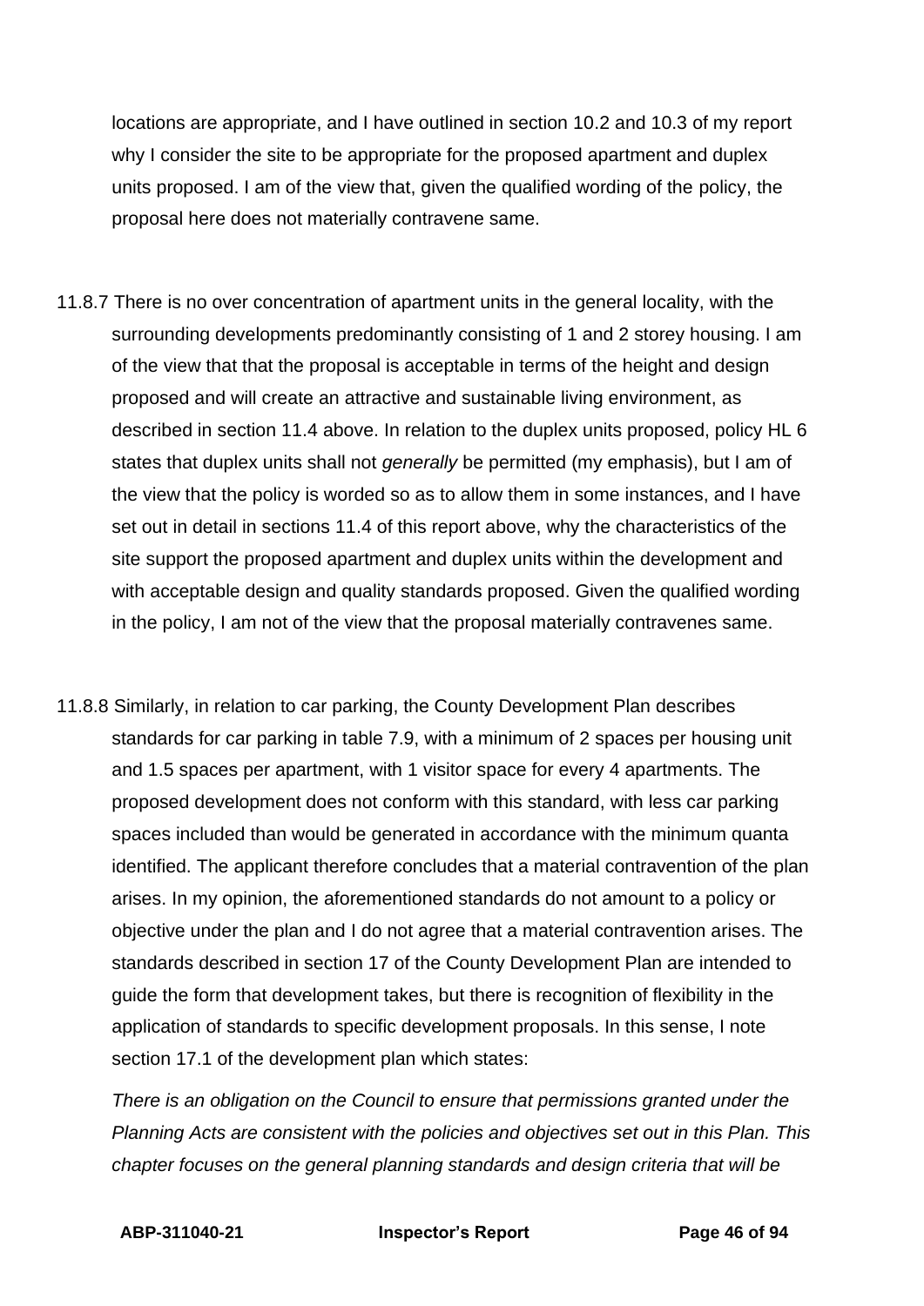locations are appropriate, and I have outlined in section 10.2 and 10.3 of my report why I consider the site to be appropriate for the proposed apartment and duplex units proposed. I am of the view that, given the qualified wording of the policy, the proposal here does not materially contravene same.

11.8.7 There is no over concentration of apartment units in the general locality, with the surrounding developments predominantly consisting of 1 and 2 storey housing. I am of the view that that the proposal is acceptable in terms of the height and design proposed and will create an attractive and sustainable living environment, as described in section 11.4 above. In relation to the duplex units proposed, policy HL 6 states that duplex units shall not *generally* be permitted (my emphasis), but I am of the view that the policy is worded so as to allow them in some instances, and I have set out in detail in sections 11.4 of this report above, why the characteristics of the site support the proposed apartment and duplex units within the development and with acceptable design and quality standards proposed. Given the qualified wording in the policy, I am not of the view that the proposal materially contravenes same.

11.8.8 Similarly, in relation to car parking, the County Development Plan describes standards for car parking in table 7.9, with a minimum of 2 spaces per housing unit and 1.5 spaces per apartment, with 1 visitor space for every 4 apartments. The proposed development does not conform with this standard, with less car parking spaces included than would be generated in accordance with the minimum quanta identified. The applicant therefore concludes that a material contravention of the plan arises. In my opinion, the aforementioned standards do not amount to a policy or objective under the plan and I do not agree that a material contravention arises. The standards described in section 17 of the County Development Plan are intended to guide the form that development takes, but there is recognition of flexibility in the application of standards to specific development proposals. In this sense, I note section 17.1 of the development plan which states:

*There is an obligation on the Council to ensure that permissions granted under the Planning Acts are consistent with the policies and objectives set out in this Plan. This chapter focuses on the general planning standards and design criteria that will be*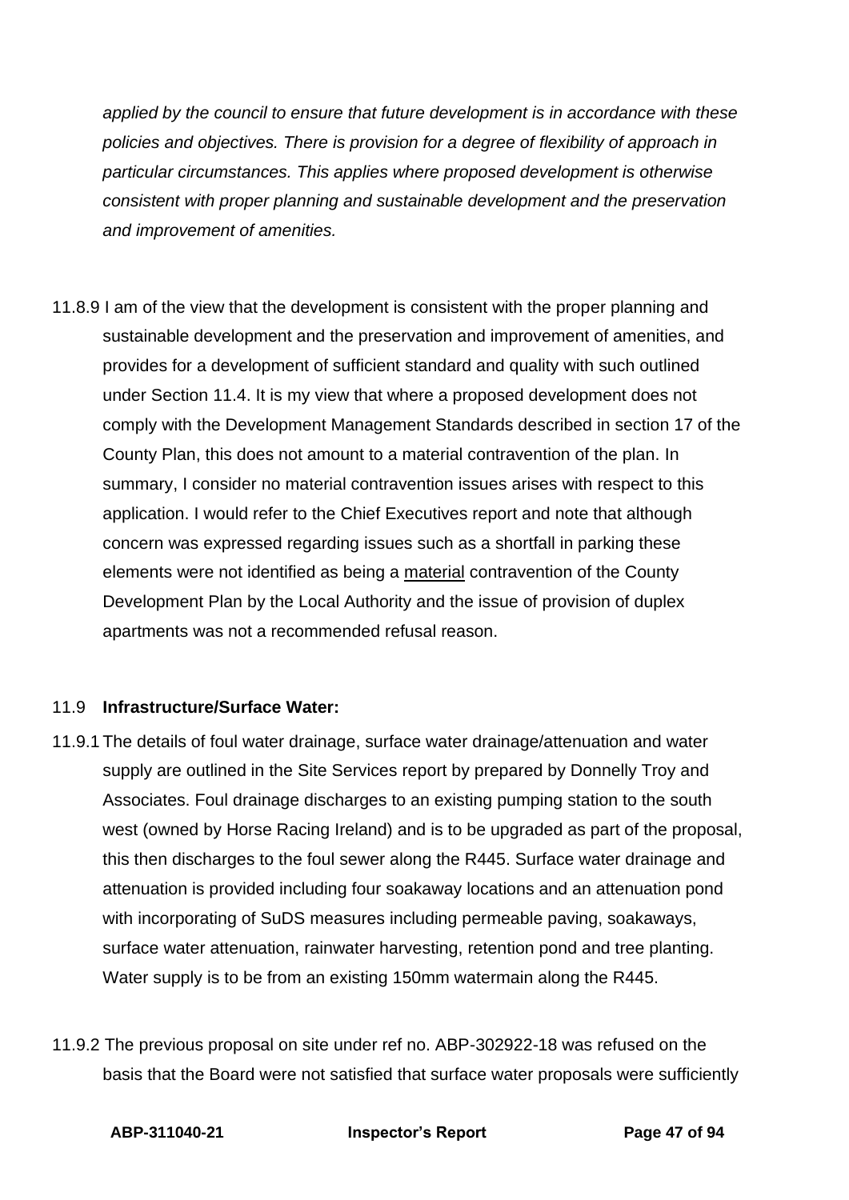*applied by the council to ensure that future development is in accordance with these policies and objectives. There is provision for a degree of flexibility of approach in particular circumstances. This applies where proposed development is otherwise consistent with proper planning and sustainable development and the preservation and improvement of amenities.*

11.8.9 I am of the view that the development is consistent with the proper planning and sustainable development and the preservation and improvement of amenities, and provides for a development of sufficient standard and quality with such outlined under Section 11.4. It is my view that where a proposed development does not comply with the Development Management Standards described in section 17 of the County Plan, this does not amount to a material contravention of the plan. In summary, I consider no material contravention issues arises with respect to this application. I would refer to the Chief Executives report and note that although concern was expressed regarding issues such as a shortfall in parking these elements were not identified as being a <u>material</u> contravention of the County Development Plan by the Local Authority and the issue of provision of duplex apartments was not a recommended refusal reason.

### 11.9 **Infrastructure/Surface Water:**

11.9.1 The details of foul water drainage, surface water drainage/attenuation and water supply are outlined in the Site Services report by prepared by Donnelly Troy and Associates. Foul drainage discharges to an existing pumping station to the south west (owned by Horse Racing Ireland) and is to be upgraded as part of the proposal, this then discharges to the foul sewer along the R445. Surface water drainage and attenuation is provided including four soakaway locations and an attenuation pond with incorporating of SuDS measures including permeable paving, soakaways, surface water attenuation, rainwater harvesting, retention pond and tree planting. Water supply is to be from an existing 150mm watermain along the R445.

11.9.2 The previous proposal on site under ref no. ABP-302922-18 was refused on the basis that the Board were not satisfied that surface water proposals were sufficiently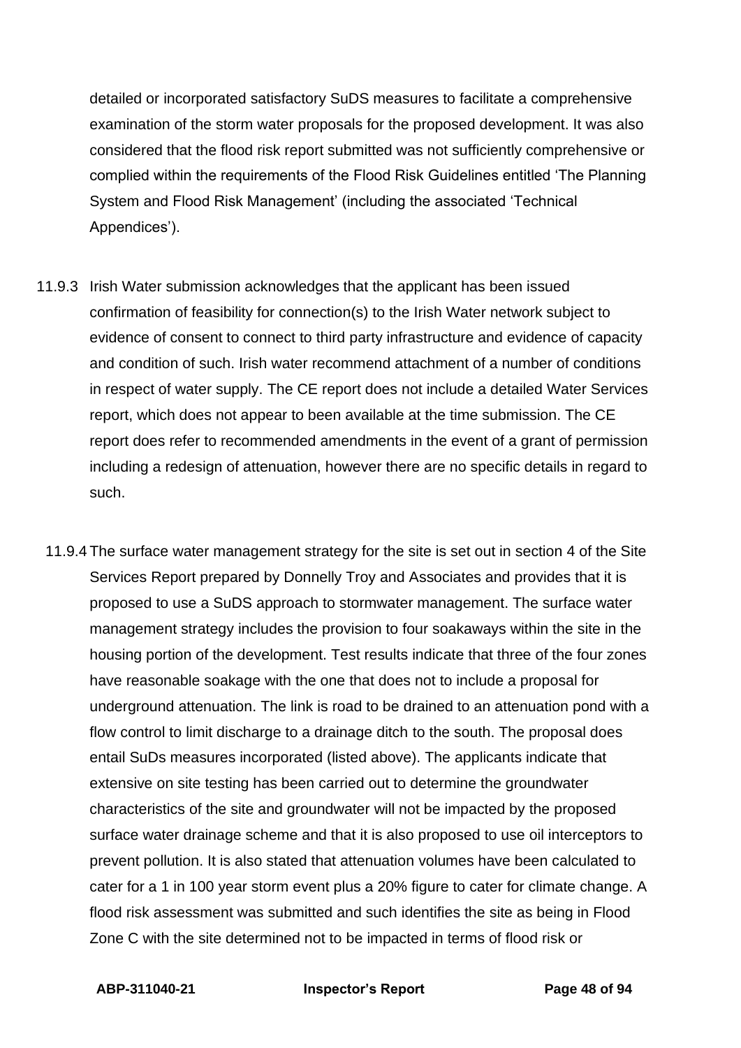detailed or incorporated satisfactory SuDS measures to facilitate a comprehensive examination of the storm water proposals for the proposed development. It was also considered that the flood risk report submitted was not sufficiently comprehensive or complied within the requirements of the Flood Risk Guidelines entitled 'The Planning System and Flood Risk Management' (including the associated 'Technical Appendices').

11.9.3 Irish Water submission acknowledges that the applicant has been issued confirmation of feasibility for connection(s) to the Irish Water network subject to evidence of consent to connect to third party infrastructure and evidence of capacity and condition of such. Irish water recommend attachment of a number of conditions in respect of water supply. The CE report does not include a detailed Water Services report, which does not appear to been available at the time submission. The CE report does refer to recommended amendments in the event of a grant of permission including a redesign of attenuation, however there are no specific details in regard to such.

11.9.4 The surface water management strategy for the site is set out in section 4 of the Site Services Report prepared by Donnelly Troy and Associates and provides that it is proposed to use a SuDS approach to stormwater management. The surface water management strategy includes the provision to four soakaways within the site in the housing portion of the development. Test results indicate that three of the four zones have reasonable soakage with the one that does not to include a proposal for underground attenuation. The link is road to be drained to an attenuation pond with a flow control to limit discharge to a drainage ditch to the south. The proposal does entail SuDs measures incorporated (listed above). The applicants indicate that extensive on site testing has been carried out to determine the groundwater characteristics of the site and groundwater will not be impacted by the proposed surface water drainage scheme and that it is also proposed to use oil interceptors to prevent pollution. It is also stated that attenuation volumes have been calculated to cater for a 1 in 100 year storm event plus a 20% figure to cater for climate change. A flood risk assessment was submitted and such identifies the site as being in Flood Zone C with the site determined not to be impacted in terms of flood risk or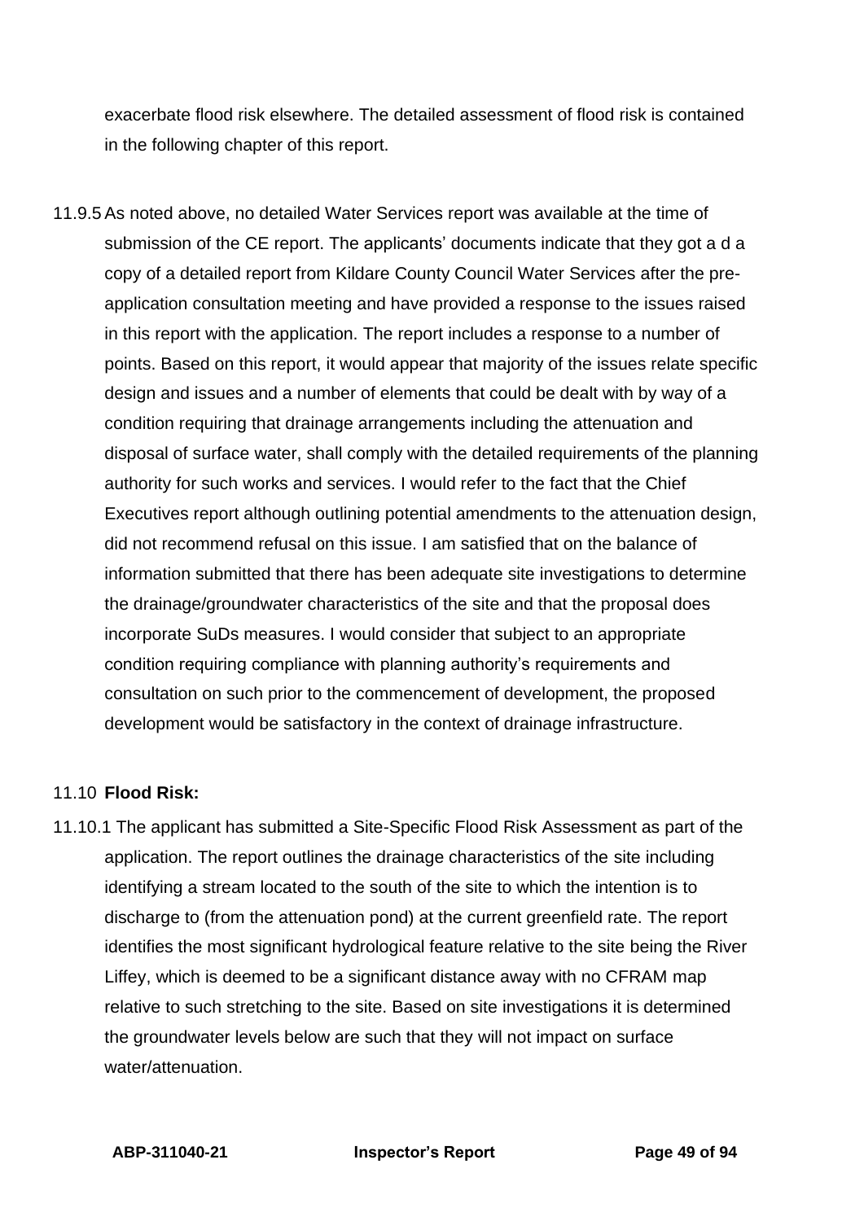exacerbate flood risk elsewhere. The detailed assessment of flood risk is contained in the following chapter of this report.

11.9.5 As noted above, no detailed Water Services report was available at the time of submission of the CE report. The applicants' documents indicate that they got a d a copy of a detailed report from Kildare County Council Water Services after the pre-application consultation meeting and have provided a response to the issues raised in this report with the application. The report includes a response to a number of points. Based on this report, it would appear that majority of the issues relate specific design and issues and a number of elements that could be dealt with by way of a condition requiring that drainage arrangements including the attenuation and disposal of surface water, shall comply with the detailed requirements of the planning authority for such works and services. I would refer to the fact that the Chief Executives report although outlining potential amendments to the attenuation design, did not recommend refusal on this issue. I am satisfied that on the balance of information submitted that there has been adequate site investigations to determine the drainage/groundwater characteristics of the site and that the proposal does incorporate SuDs measures. I would consider that subject to an appropriate condition requiring compliance with planning authority's requirements and consultation on such prior to the commencement of development, the proposed development would be satisfactory in the context of drainage infrastructure.

### 11.10 Flood Risk:

11.10.1 The applicant has submitted a Site-Specific Flood Risk Assessment as part of the application. The report outlines the drainage characteristics of the site including identifying a stream located to the south of the site to which the intention is to discharge to (from the attenuation pond) at the current greenfield rate. The report identifies the most significant hydrological feature relative to the site being the River Liffey, which is deemed to be a significant distance away with no CFRAM map relative to such stretching to the site. Based on site investigations it is determined the groundwater levels below are such that they will not impact on surface water/attenuation.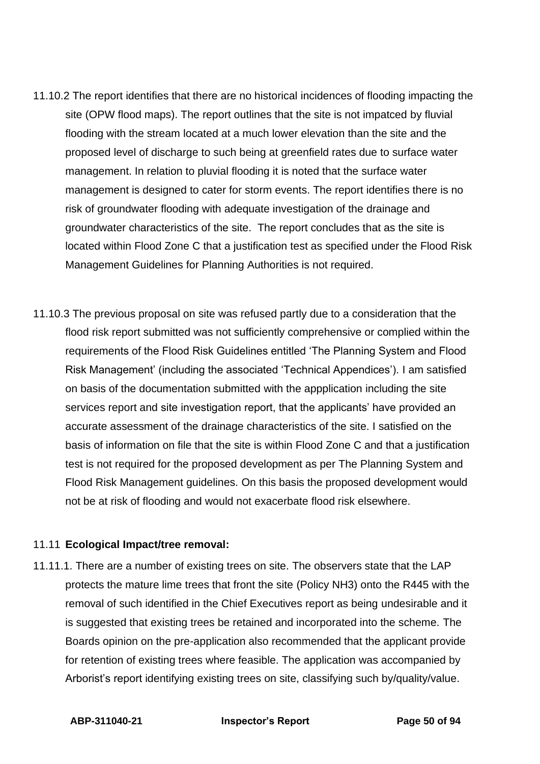11.10.2 The report identifies that there are no historical incidences of flooding impacting the site (OPW flood maps). The report outlines that the site is not impatced by fluvial flooding with the stream located at a much lower elevation than the site and the proposed level of discharge to such being at greenfield rates due to surface water management. In relation to pluvial flooding it is noted that the surface water management is designed to cater for storm events. The report identifies there is no risk of groundwater flooding with adequate investigation of the drainage and groundwater characteristics of the site. The report concludes that as the site is located within Flood Zone C that a justification test as specified under the Flood Risk Management Guidelines for Planning Authorities is not required.

11.10.3 The previous proposal on site was refused partly due to a consideration that the flood risk report submitted was not sufficiently comprehensive or complied within the requirements of the Flood Risk Guidelines entitled 'The Planning System and Flood Risk Management' (including the associated 'Technical Appendices'). I am satisfied on basis of the documentation submitted with the appplication including the site services report and site investigation report, that the applicants' have provided an accurate assessment of the drainage characteristics of the site. I satisfied on the basis of information on file that the site is within Flood Zone C and that a justification test is not required for the proposed development as per The Planning System and Flood Risk Management guidelines. On this basis the proposed development would not be at risk of flooding and would not exacerbate flood risk elsewhere.

11.11 **Ecological Impact/tree removal:**

11.11.1. There are a number of existing trees on site. The observers state that the LAP protects the mature lime trees that front the site (Policy NH3) onto the R445 with the removal of such identified in the Chief Executives report as being undesirable and it is suggested that existing trees be retained and incorporated into the scheme. The Boards opinion on the pre-application also recommended that the applicant provide for retention of existing trees where feasible. The application was accompanied by Arborist's report identifying existing trees on site, classifying such by/quality/value.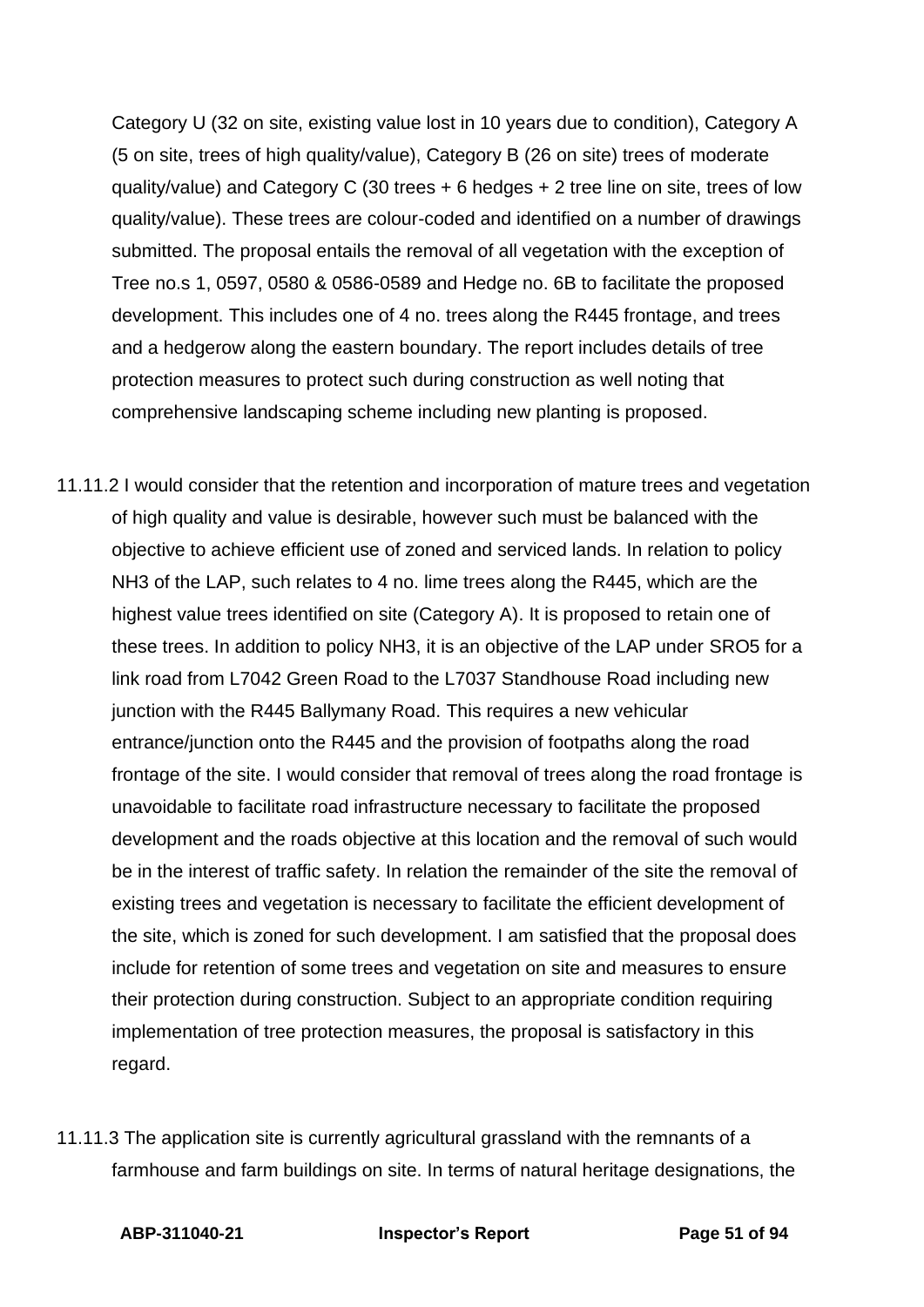Category U (32 on site, existing value lost in 10 years due to condition), Category A (5 on site, trees of high quality/value), Category B (26 on site) trees of moderate quality/value) and Category C (30 trees + 6 hedges + 2 tree line on site, trees of low quality/value). These trees are colour-coded and identified on a number of drawings submitted. The proposal entails the removal of all vegetation with the exception of Tree no.s 1, 0597, 0580 & 0586-0589 and Hedge no. 6B to facilitate the proposed development. This includes one of 4 no. trees along the R445 frontage, and trees and a hedgerow along the eastern boundary. The report includes details of tree protection measures to protect such during construction as well noting that comprehensive landscaping scheme including new planting is proposed.

11.11.2 I would consider that the retention and incorporation of mature trees and vegetation of high quality and value is desirable, however such must be balanced with the objective to achieve efficient use of zoned and serviced lands. In relation to policy NH3 of the LAP, such relates to 4 no. lime trees along the R445, which are the highest value trees identified on site (Category A). It is proposed to retain one of these trees. In addition to policy NH3, it is an objective of the LAP under SRO5 for a link road from L7042 Green Road to the L7037 Standhouse Road including new junction with the R445 Ballymany Road. This requires a new vehicular entrance/junction onto the R445 and the provision of footpaths along the road frontage of the site. I would consider that removal of trees along the road frontage is unavoidable to facilitate road infrastructure necessary to facilitate the proposed development and the roads objective at this location and the removal of such would be in the interest of traffic safety. In relation the remainder of the site the removal of existing trees and vegetation is necessary to facilitate the efficient development of the site, which is zoned for such development. I am satisfied that the proposal does include for retention of some trees and vegetation on site and measures to ensure their protection during construction. Subject to an appropriate condition requiring implementation of tree protection measures, the proposal is satisfactory in this regard.

11.11.3 The application site is currently agricultural grassland with the remnants of a farmhouse and farm buildings on site. In terms of natural heritage designations, the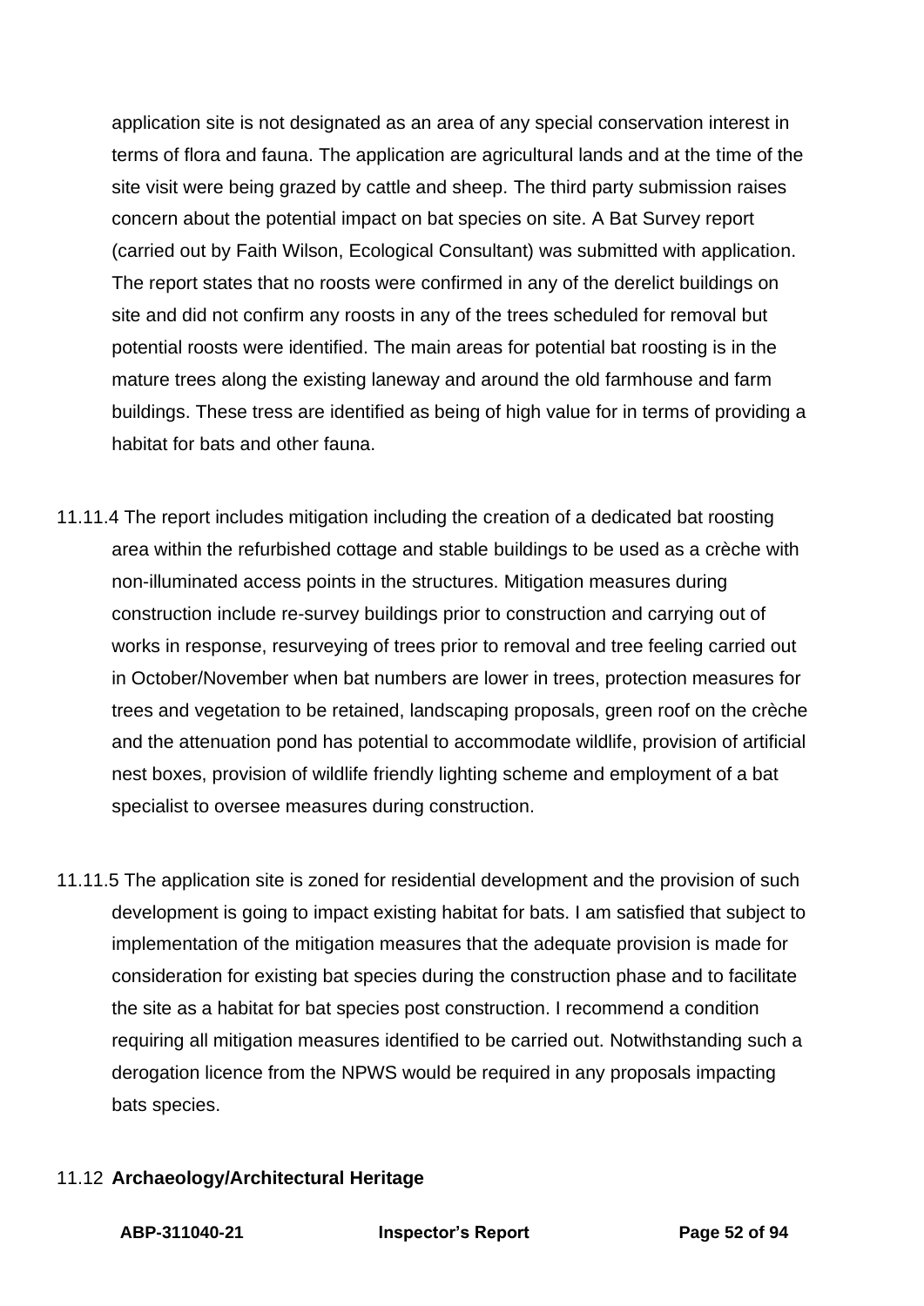application site is not designated as an area of any special conservation interest in terms of flora and fauna. The application are agricultural lands and at the time of the site visit were being grazed by cattle and sheep. The third party submission raises concern about the potential impact on bat species on site. A Bat Survey report (carried out by Faith Wilson, Ecological Consultant) was submitted with application. The report states that no roosts were confirmed in any of the derelict buildings on site and did not confirm any roosts in any of the trees scheduled for removal but potential roosts were identified. The main areas for potential bat roosting is in the mature trees along the existing laneway and around the old farmhouse and farm buildings. These tress are identified as being of high value for in terms of providing a habitat for bats and other fauna.

11.11.4 The report includes mitigation including the creation of a dedicated bat roosting area within the refurbished cottage and stable buildings to be used as a crèche with non-illuminated access points in the structures. Mitigation measures during construction include re-survey buildings prior to construction and carrying out of works in response, resurveying of trees prior to removal and tree feeling carried out in October/November when bat numbers are lower in trees, protection measures for trees and vegetation to be retained, landscaping proposals, green roof on the crèche and the attenuation pond has potential to accommodate wildlife, provision of artificial nest boxes, provision of wildlife friendly lighting scheme and employment of a bat specialist to oversee measures during construction.

11.11.5 The application site is zoned for residential development and the provision of such development is going to impact existing habitat for bats. I am satisfied that subject to implementation of the mitigation measures that the adequate provision is made for consideration for existing bat species during the construction phase and to facilitate the site as a habitat for bat species post construction. I recommend a condition requiring all mitigation measures identified to be carried out. Notwithstanding such a derogation licence from the NPWS would be required in any proposals impacting bats species.

## 11.12 **Archaeology/Architectural Heritage**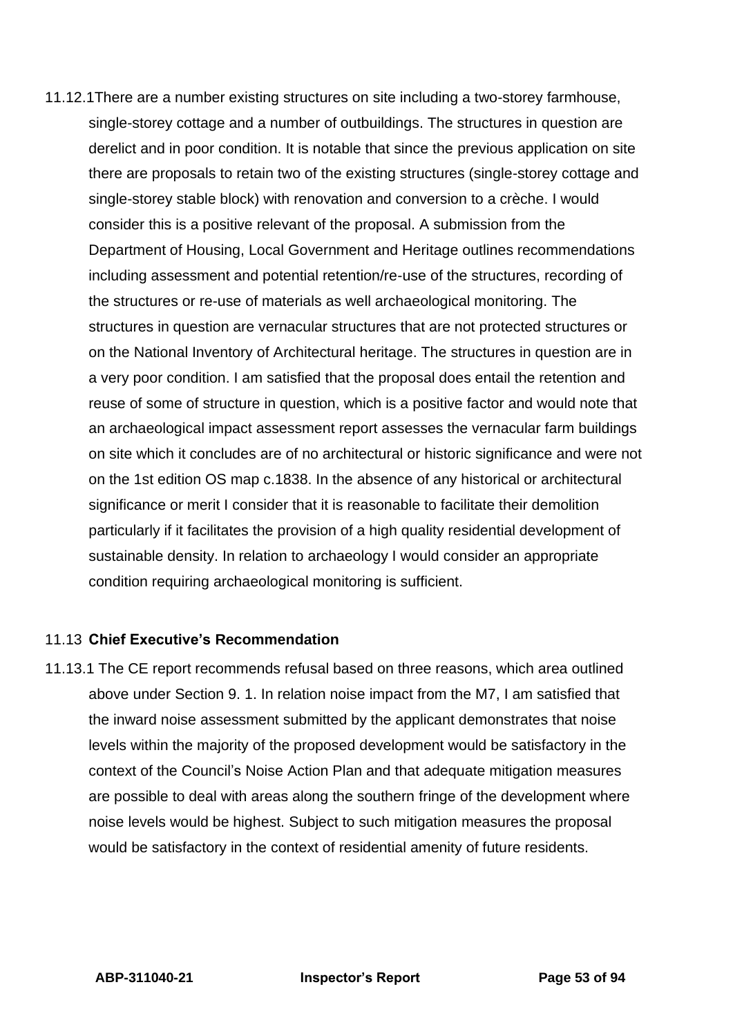11.12.1 There are a number existing structures on site including a two-storey farmhouse, single-storey cottage and a number of outbuildings. The structures in question are derelict and in poor condition. It is notable that since the previous application on site there are proposals to retain two of the existing structures (single-storey cottage and single-storey stable block) with renovation and conversion to a crèche. I would consider this is a positive relevant of the proposal. A submission from the Department of Housing, Local Government and Heritage outlines recommendations including assessment and potential retention/re-use of the structures, recording of the structures or re-use of materials as well archaeological monitoring. The structures in question are vernacular structures that are not protected structures or on the National Inventory of Architectural heritage. The structures in question are in a very poor condition. I am satisfied that the proposal does entail the retention and reuse of some of structure in question, which is a positive factor and would note that an archaeological impact assessment report assesses the vernacular farm buildings on site which it concludes are of no architectural or historic significance and were not on the 1st edition OS map c.1838. In the absence of any historical or architectural significance or merit I consider that it is reasonable to facilitate their demolition particularly if it facilitates the provision of a high quality residential development of sustainable density. In relation to archaeology I would consider an appropriate condition requiring archaeological monitoring is sufficient.

### 11.13 **Chief Executive's Recommendation**

11.13.1 The CE report recommends refusal based on three reasons, which area outlined above under Section 9. 1. In relation noise impact from the M7, I am satisfied that the inward noise assessment submitted by the applicant demonstrates that noise levels within the majority of the proposed development would be satisfactory in the context of the Council's Noise Action Plan and that adequate mitigation measures are possible to deal with areas along the southern fringe of the development where noise levels would be highest. Subject to such mitigation measures the proposal would be satisfactory in the context of residential amenity of future residents.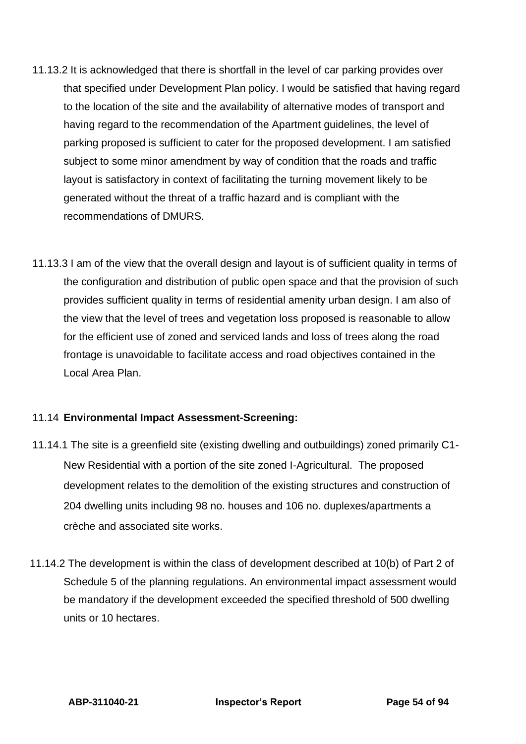11.13.2 It is acknowledged that there is shortfall in the level of car parking provides over that specified under Development Plan policy. I would be satisfied that having regard to the location of the site and the availability of alternative modes of transport and having regard to the recommendation of the Apartment guidelines, the level of parking proposed is sufficient to cater for the proposed development. I am satisfied subject to some minor amendment by way of condition that the roads and traffic layout is satisfactory in context of facilitating the turning movement likely to be generated without the threat of a traffic hazard and is compliant with the recommendations of DMURS.

11.13.3 I am of the view that the overall design and layout is of sufficient quality in terms of the configuration and distribution of public open space and that the provision of such provides sufficient quality in terms of residential amenity urban design. I am also of the view that the level of trees and vegetation loss proposed is reasonable to allow for the efficient use of zoned and serviced lands and loss of trees along the road frontage is unavoidable to facilitate access and road objectives contained in the Local Area Plan.

### 11.14 Environmental Impact Assessment-Screening:

11.14.1 The site is a greenfield site (existing dwelling and outbuildings) zoned primarily C1-New Residential with a portion of the site zoned I-Agricultural. The proposed development relates to the demolition of the existing structures and construction of 204 dwelling units including 98 no. houses and 106 no. duplexes/apartments a crèche and associated site works.

11.14.2 The development is within the class of development described at 10(b) of Part 2 of Schedule 5 of the planning regulations. An environmental impact assessment would be mandatory if the development exceeded the specified threshold of 500 dwelling units or 10 hectares.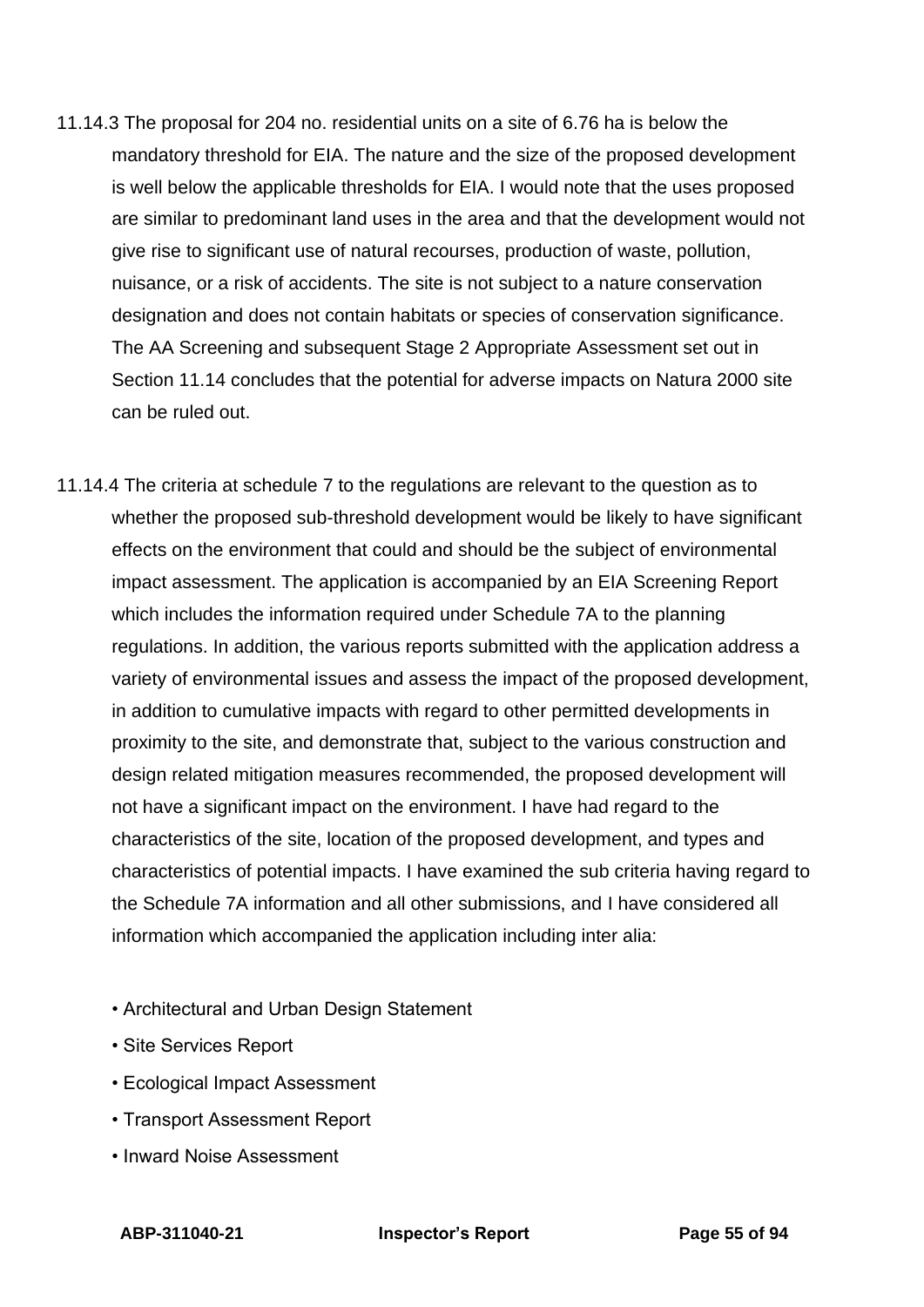11.14.3 The proposal for 204 no. residential units on a site of 6.76 ha is below the mandatory threshold for EIA. The nature and the size of the proposed development is well below the applicable thresholds for EIA. I would note that the uses proposed are similar to predominant land uses in the area and that the development would not give rise to significant use of natural recourses, production of waste, pollution, nuisance, or a risk of accidents. The site is not subject to a nature conservation designation and does not contain habitats or species of conservation significance. The AA Screening and subsequent Stage 2 Appropriate Assessment set out in Section 11.14 concludes that the potential for adverse impacts on Natura 2000 site can be ruled out.

11.14.4 The criteria at schedule 7 to the regulations are relevant to the question as to whether the proposed sub-threshold development would be likely to have significant effects on the environment that could and should be the subject of environmental impact assessment. The application is accompanied by an EIA Screening Report which includes the information required under Schedule 7A to the planning regulations. In addition, the various reports submitted with the application address a variety of environmental issues and assess the impact of the proposed development, in addition to cumulative impacts with regard to other permitted developments in proximity to the site, and demonstrate that, subject to the various construction and design related mitigation measures recommended, the proposed development will not have a significant impact on the environment. I have had regard to the characteristics of the site, location of the proposed development, and types and characteristics of potential impacts. I have examined the sub criteria having regard to the Schedule 7A information and all other submissions, and I have considered all information which accompanied the application including inter alia:

- Architectural and Urban Design Statement
- Site Services Report
- Ecological Impact Assessment
- Transport Assessment Report
- Inward Noise Assessment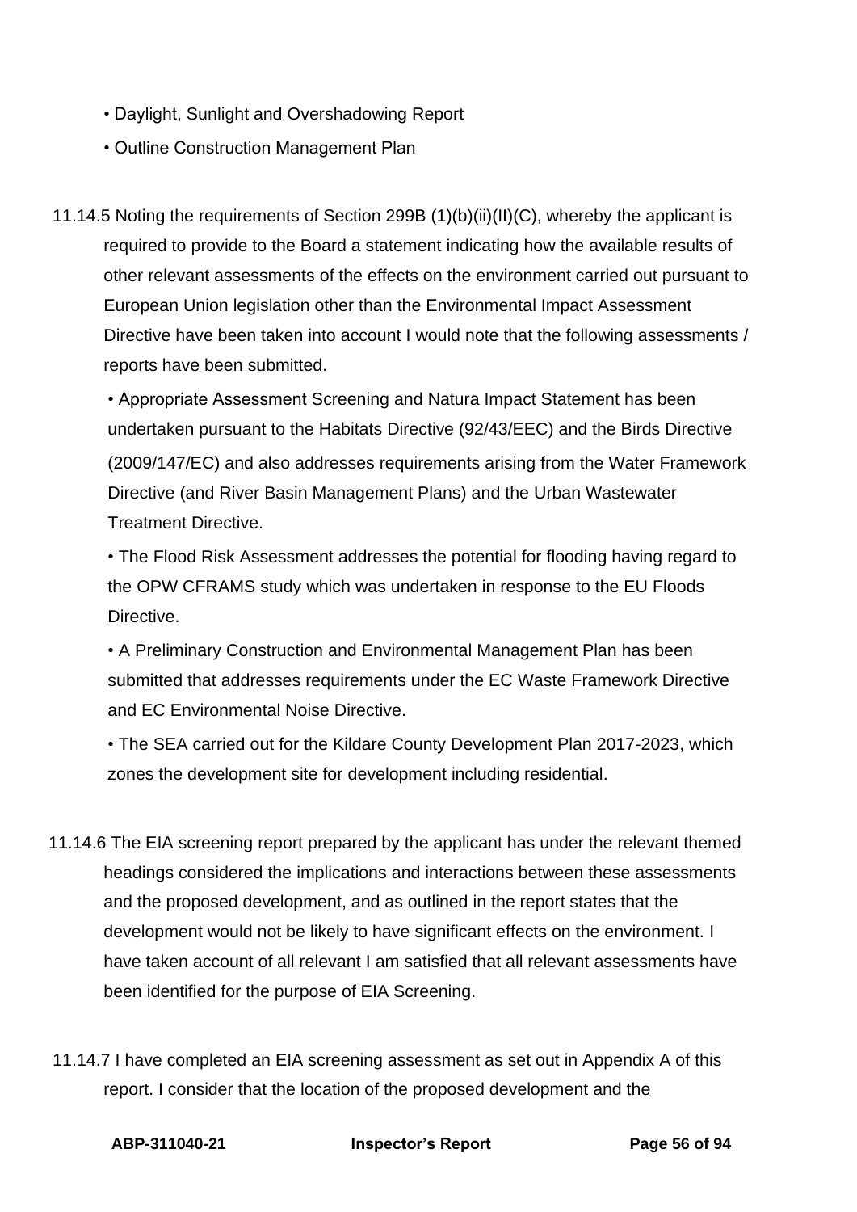- Daylight, Sunlight and Overshadowing Report
- Outline Construction Management Plan

11.14.5 Noting the requirements of Section 299B (1)(b)(ii)(II)(C), whereby the applicant is required to provide to the Board a statement indicating how the available results of other relevant assessments of the effects on the environment carried out pursuant to European Union legislation other than the Environmental Impact Assessment Directive have been taken into account I would note that the following assessments / reports have been submitted.

- Appropriate Assessment Screening and Natura Impact Statement has been undertaken pursuant to the Habitats Directive (92/43/EEC) and the Birds Directive (2009/147/EC) and also addresses requirements arising from the Water Framework Directive (and River Basin Management Plans) and the Urban Wastewater Treatment Directive.
- The Flood Risk Assessment addresses the potential for flooding having regard to the OPW CFRAMS study which was undertaken in response to the EU Floods Directive.
- A Preliminary Construction and Environmental Management Plan has been submitted that addresses requirements under the EC Waste Framework Directive and EC Environmental Noise Directive.
- The SEA carried out for the Kildare County Development Plan 2017-2023, which zones the development site for development including residential.

11.14.6 The EIA screening report prepared by the applicant has under the relevant themed headings considered the implications and interactions between these assessments and the proposed development, and as outlined in the report states that the development would not be likely to have significant effects on the environment. I have taken account of all relevant I am satisfied that all relevant assessments have been identified for the purpose of EIA Screening.

11.14.7 I have completed an EIA screening assessment as set out in Appendix A of this report. I consider that the location of the proposed development and the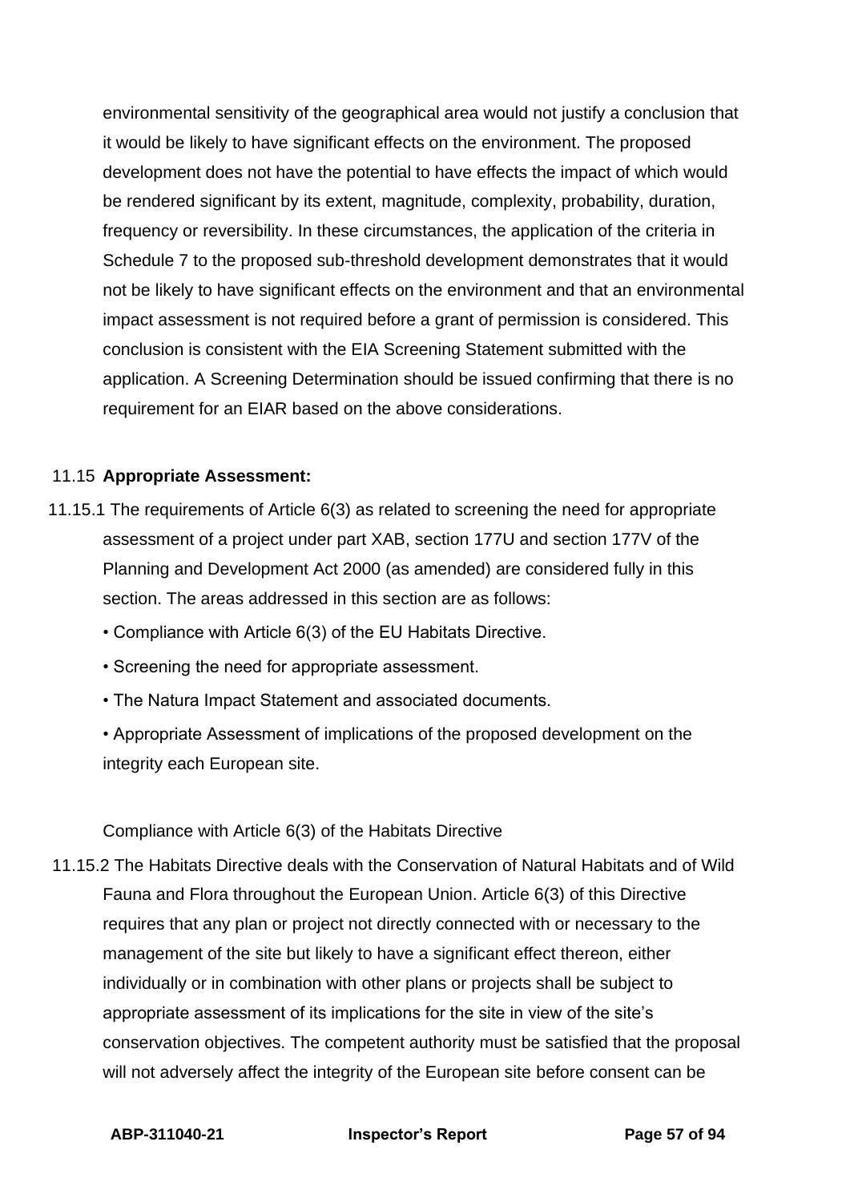environmental sensitivity of the geographical area would not justify a conclusion that it would be likely to have significant effects on the environment. The proposed development does not have the potential to have effects the impact of which would be rendered significant by its extent, magnitude, complexity, probability, duration, frequency or reversibility. In these circumstances, the application of the criteria in Schedule 7 to the proposed sub-threshold development demonstrates that it would not be likely to have significant effects on the environment and that an environmental impact assessment is not required before a grant of permission is considered. This conclusion is consistent with the EIA Screening Statement submitted with the application. A Screening Determination should be issued confirming that there is no requirement for an EIAR based on the above considerations.

### 11.15 **Appropriate Assessment:**

11.15.1 The requirements of Article 6(3) as related to screening the need for appropriate assessment of a project under part XAB, section 177U and section 177V of the Planning and Development Act 2000 (as amended) are considered fully in this section. The areas addressed in this section are as follows:

- Compliance with Article 6(3) of the EU Habitats Directive.
- Screening the need for appropriate assessment.
- The Natura Impact Statement and associated documents.
- Appropriate Assessment of implications of the proposed development on the integrity each European site.

Compliance with Article 6(3) of the Habitats Directive

11.15.2 The Habitats Directive deals with the Conservation of Natural Habitats and of Wild Fauna and Flora throughout the European Union. Article 6(3) of this Directive requires that any plan or project not directly connected with or necessary to the management of the site but likely to have a significant effect thereon, either individually or in combination with other plans or projects shall be subject to appropriate assessment of its implications for the site in view of the site's conservation objectives. The competent authority must be satisfied that the proposal will not adversely affect the integrity of the European site before consent can be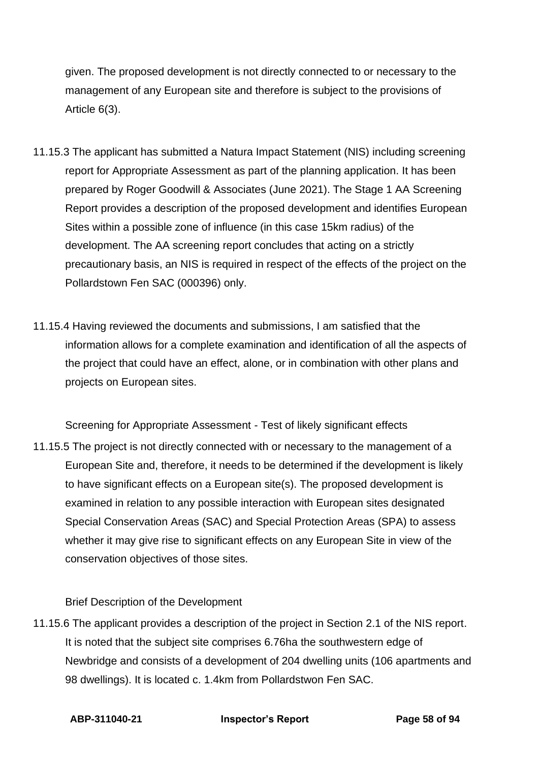given. The proposed development is not directly connected to or necessary to the management of any European site and therefore is subject to the provisions of Article 6(3).

11.15.3 The applicant has submitted a Natura Impact Statement (NIS) including screening report for Appropriate Assessment as part of the planning application. It has been prepared by Roger Goodwill & Associates (June 2021). The Stage 1 AA Screening Report provides a description of the proposed development and identifies European Sites within a possible zone of influence (in this case 15km radius) of the development. The AA screening report concludes that acting on a strictly precautionary basis, an NIS is required in respect of the effects of the project on the Pollardstown Fen SAC (000396) only.

11.15.4 Having reviewed the documents and submissions, I am satisfied that the information allows for a complete examination and identification of all the aspects of the project that could have an effect, alone, or in combination with other plans and projects on European sites.

Screening for Appropriate Assessment - Test of likely significant effects

11.15.5 The project is not directly connected with or necessary to the management of a European Site and, therefore, it needs to be determined if the development is likely to have significant effects on a European site(s). The proposed development is examined in relation to any possible interaction with European sites designated Special Conservation Areas (SAC) and Special Protection Areas (SPA) to assess whether it may give rise to significant effects on any European Site in view of the conservation objectives of those sites.

Brief Description of the Development

11.15.6 The applicant provides a description of the project in Section 2.1 of the NIS report. It is noted that the subject site comprises 6.76ha the southwestern edge of Newbridge and consists of a development of 204 dwelling units (106 apartments and 98 dwellings). It is located c. 1.4km from Pollardstwon Fen SAC.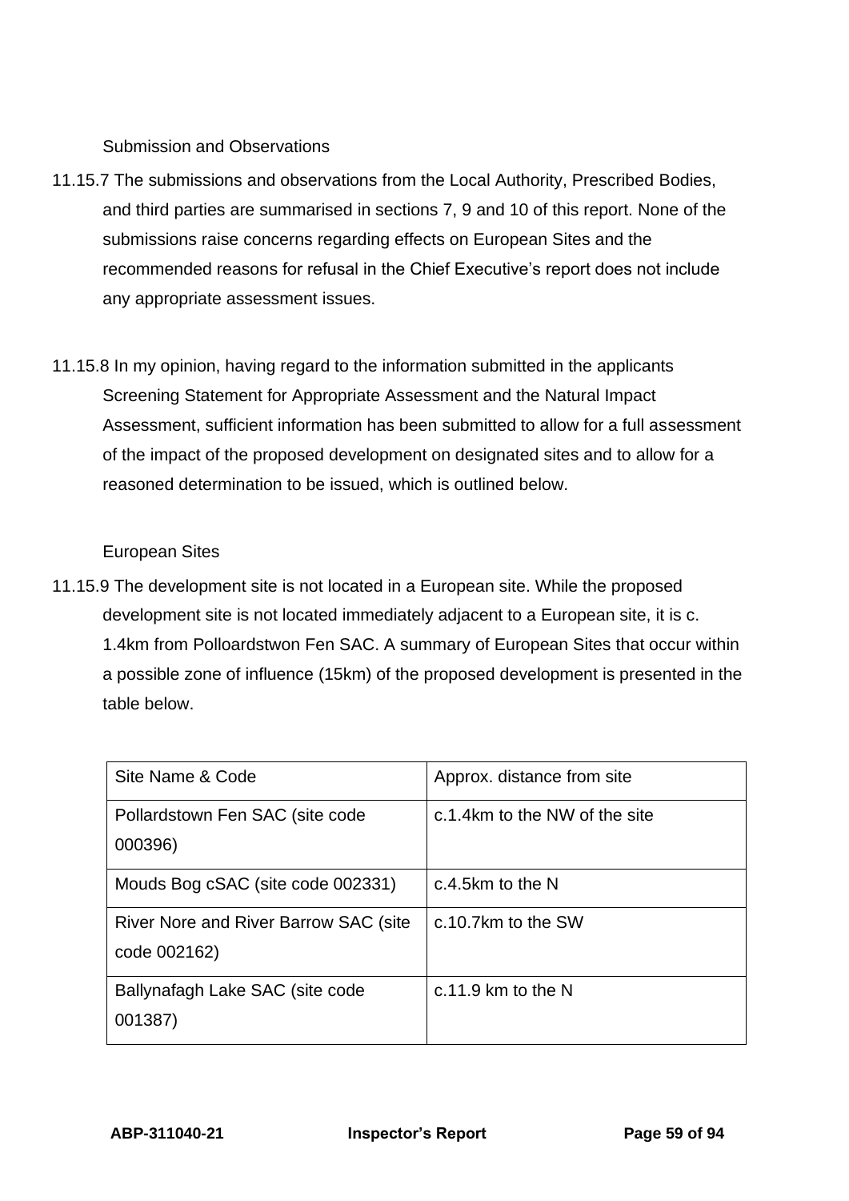Submission and Observations

11.15.7 The submissions and observations from the Local Authority, Prescribed Bodies, and third parties are summarised in sections 7, 9 and 10 of this report. None of the submissions raise concerns regarding effects on European Sites and the recommended reasons for refusal in the Chief Executive's report does not include any appropriate assessment issues.

11.15.8 In my opinion, having regard to the information submitted in the applicants Screening Statement for Appropriate Assessment and the Natural Impact Assessment, sufficient information has been submitted to allow for a full assessment of the impact of the proposed development on designated sites and to allow for a reasoned determination to be issued, which is outlined below.

European Sites

11.15.9 The development site is not located in a European site. While the proposed development site is not located immediately adjacent to a European site, it is c. 1.4km from Polloardstwon Fen SAC. A summary of European Sites that occur within a possible zone of influence (15km) of the proposed development is presented in the table below.

| Site Name & Code | Approx. distance from site |
|---|---|
| Pollardstown Fen SAC (site code 000396) | c.1.4km to the NW of the site |
| Mouds Bog cSAC (site code 002331) | c.4.5km to the N |
| River Nore and River Barrow SAC (site code 002162) | c.10.7km to the SW |
| Ballynafagh Lake SAC (site code 001387) | c.11.9 km to the N |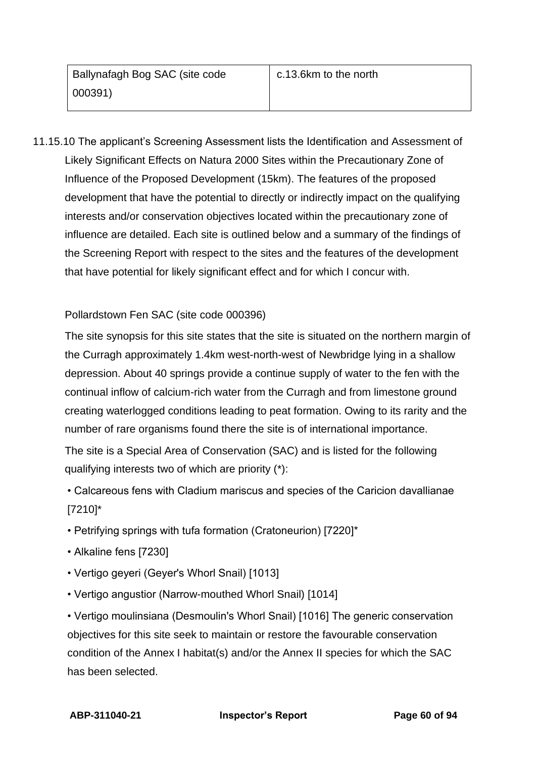| Ballynafagh Bog SAC (site code 000391) | c.13.6km to the north |
|---|---|

11.15.10 The applicant's Screening Assessment lists the Identification and Assessment of Likely Significant Effects on Natura 2000 Sites within the Precautionary Zone of Influence of the Proposed Development (15km). The features of the proposed development that have the potential to directly or indirectly impact on the qualifying interests and/or conservation objectives located within the precautionary zone of influence are detailed. Each site is outlined below and a summary of the findings of the Screening Report with respect to the sites and the features of the development that have potential for likely significant effect and for which I concur with.

Pollardstown Fen SAC (site code 000396)

The site synopsis for this site states that the site is situated on the northern margin of the Curragh approximately 1.4km west-north-west of Newbridge lying in a shallow depression. About 40 springs provide a continue supply of water to the fen with the continual inflow of calcium-rich water from the Curragh and from limestone ground creating waterlogged conditions leading to peat formation. Owing to its rarity and the number of rare organisms found there the site is of international importance.

The site is a Special Area of Conservation (SAC) and is listed for the following qualifying interests two of which are priority (*):

- Calcareous fens with Cladium mariscus and species of the Caricion davallianae [7210]*
- Petrifying springs with tufa formation (Cratoneurion) [7220]*
- Alkaline fens [7230]
- Vertigo geyeri (Geyer's Whorl Snail) [1013]
- Vertigo angustior (Narrow-mouthed Whorl Snail) [1014]
- Vertigo moulinsiana (Desmoulin's Whorl Snail) [1016] The generic conservation objectives for this site seek to maintain or restore the favourable conservation condition of the Annex I habitat(s) and/or the Annex II species for which the SAC has been selected.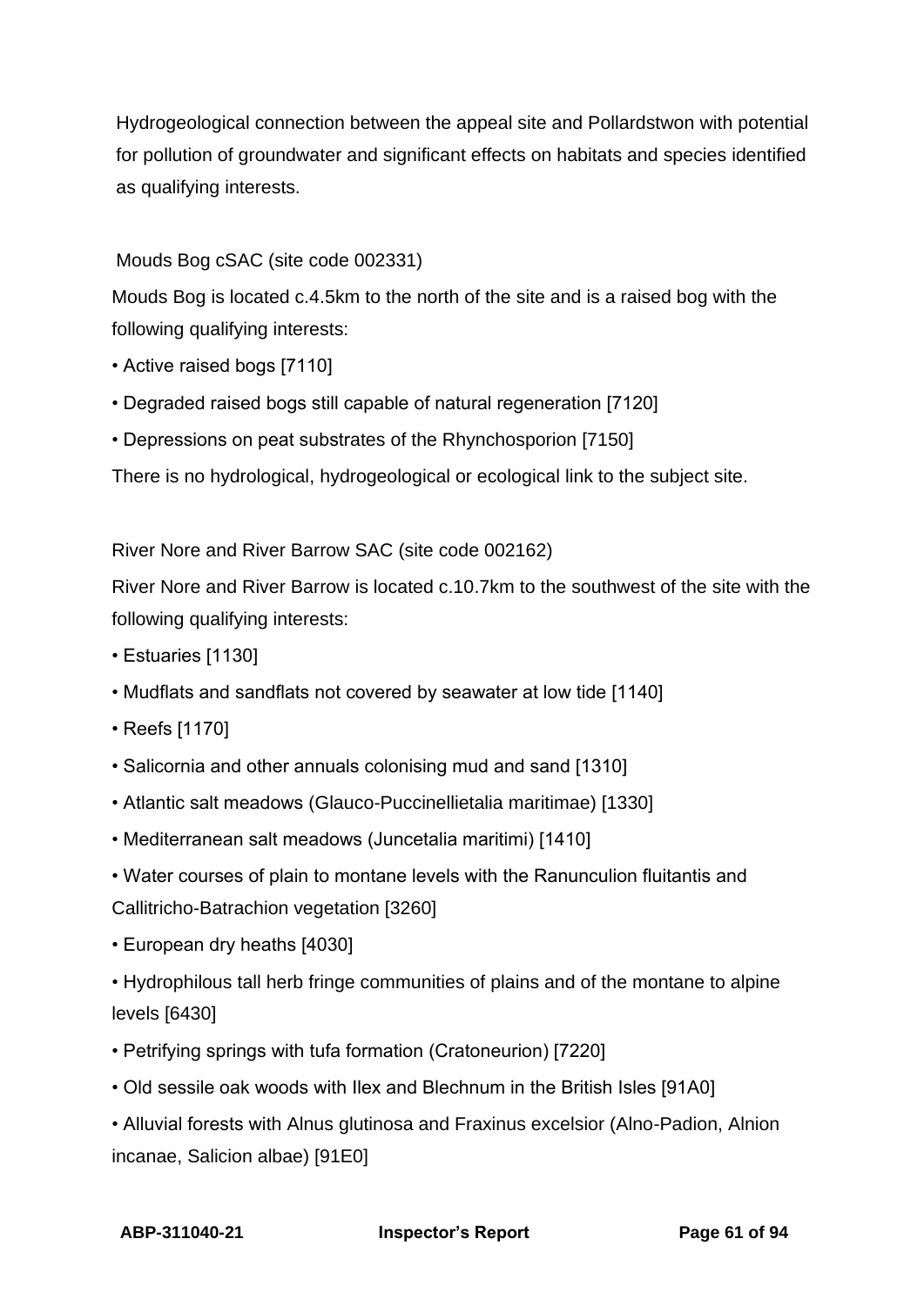Hydrogeological connection between the appeal site and Pollardstwon with potential for pollution of groundwater and significant effects on habitats and species identified as qualifying interests.

Mouds Bog cSAC (site code 002331)

Mouds Bog is located c.4.5km to the north of the site and is a raised bog with the following qualifying interests:

- Active raised bogs [7110]
- Degraded raised bogs still capable of natural regeneration [7120]
- Depressions on peat substrates of the Rhynchosporion [7150]

There is no hydrological, hydrogeological or ecological link to the subject site.

River Nore and River Barrow SAC (site code 002162)

River Nore and River Barrow is located c.10.7km to the southwest of the site with the following qualifying interests:

- Estuaries [1130]
- Mudflats and sandflats not covered by seawater at low tide [1140]
- Reefs [1170]
- Salicornia and other annuals colonising mud and sand [1310]
- Atlantic salt meadows (Glauco-Puccinellietalia maritimae) [1330]
- Mediterranean salt meadows (Juncetalia maritimi) [1410]
- Water courses of plain to montane levels with the Ranunculion fluitantis and Callitricho-Batrachion vegetation [3260]
- European dry heaths [4030]
- Hydrophilous tall herb fringe communities of plains and of the montane to alpine levels [6430]
- Petrifying springs with tufa formation (Cratoneurion) [7220]
- Old sessile oak woods with Ilex and Blechnum in the British Isles [91A0]
- Alluvial forests with Alnus glutinosa and Fraxinus excelsior (Alno-Padion, Alnion incanae, Salicion albae) [91E0]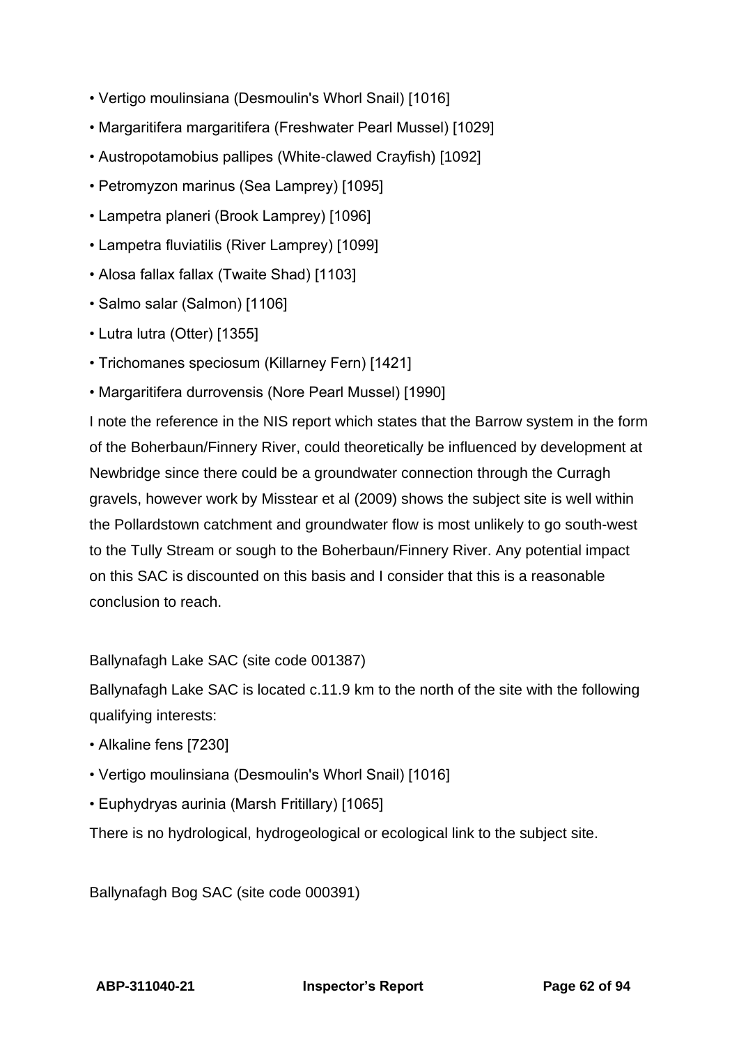- Vertigo moulinsiana (Desmoulin's Whorl Snail) [1016]
- Margaritifera margaritifera (Freshwater Pearl Mussel) [1029]
- Austropotamobius pallipes (White-clawed Crayfish) [1092]
- Petromyzon marinus (Sea Lamprey) [1095]
- Lampetra planeri (Brook Lamprey) [1096]
- Lampetra fluviatilis (River Lamprey) [1099]
- Alosa fallax fallax (Twaite Shad) [1103]
- Salmo salar (Salmon) [1106]
- Lutra lutra (Otter) [1355]
- Trichomanes speciosum (Killarney Fern) [1421]
- Margaritifera durrovensis (Nore Pearl Mussel) [1990]

I note the reference in the NIS report which states that the Barrow system in the form of the Boherbaun/Finnery River, could theoretically be influenced by development at Newbridge since there could be a groundwater connection through the Curragh gravels, however work by Misstear et al (2009) shows the subject site is well within the Pollardstown catchment and groundwater flow is most unlikely to go south-west to the Tully Stream or sough to the Boherbaun/Finnery River. Any potential impact on this SAC is discounted on this basis and I consider that this is a reasonable conclusion to reach.

Ballynafagh Lake SAC (site code 001387)

Ballynafagh Lake SAC is located c.11.9 km to the north of the site with the following qualifying interests:

- Alkaline fens [7230]
- Vertigo moulinsiana (Desmoulin's Whorl Snail) [1016]
- Euphydryas aurinia (Marsh Fritillary) [1065]

There is no hydrological, hydrogeological or ecological link to the subject site.

Ballynafagh Bog SAC (site code 000391)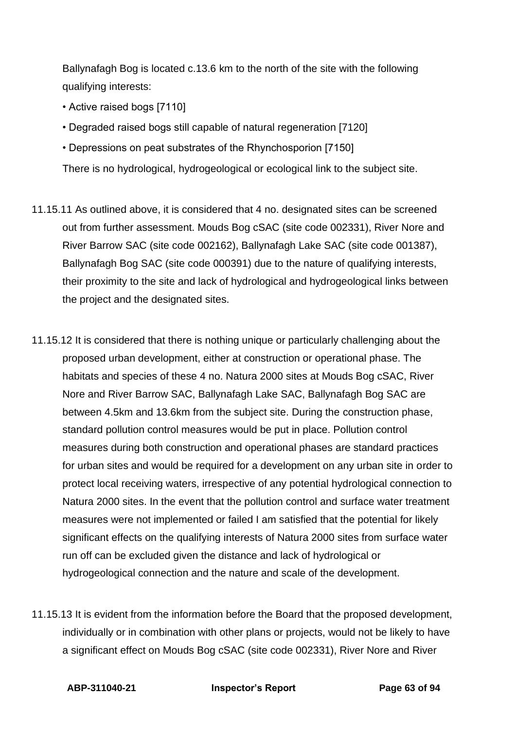Ballynafagh Bog is located c.13.6 km to the north of the site with the following qualifying interests:

- Active raised bogs [7110]
- Degraded raised bogs still capable of natural regeneration [7120]
- Depressions on peat substrates of the Rhynchosporion [7150]

There is no hydrological, hydrogeological or ecological link to the subject site.

11.15.11 As outlined above, it is considered that 4 no. designated sites can be screened out from further assessment. Mouds Bog cSAC (site code 002331), River Nore and River Barrow SAC (site code 002162), Ballynafagh Lake SAC (site code 001387), Ballynafagh Bog SAC (site code 000391) due to the nature of qualifying interests, their proximity to the site and lack of hydrological and hydrogeological links between the project and the designated sites.

11.15.12 It is considered that there is nothing unique or particularly challenging about the proposed urban development, either at construction or operational phase. The habitats and species of these 4 no. Natura 2000 sites at Mouds Bog cSAC, River Nore and River Barrow SAC, Ballynafagh Lake SAC, Ballynafagh Bog SAC are between 4.5km and 13.6km from the subject site. During the construction phase, standard pollution control measures would be put in place. Pollution control measures during both construction and operational phases are standard practices for urban sites and would be required for a development on any urban site in order to protect local receiving waters, irrespective of any potential hydrological connection to Natura 2000 sites. In the event that the pollution control and surface water treatment measures were not implemented or failed I am satisfied that the potential for likely significant effects on the qualifying interests of Natura 2000 sites from surface water run off can be excluded given the distance and lack of hydrological or hydrogeological connection and the nature and scale of the development.

11.15.13 It is evident from the information before the Board that the proposed development, individually or in combination with other plans or projects, would not be likely to have a significant effect on Mouds Bog cSAC (site code 002331), River Nore and River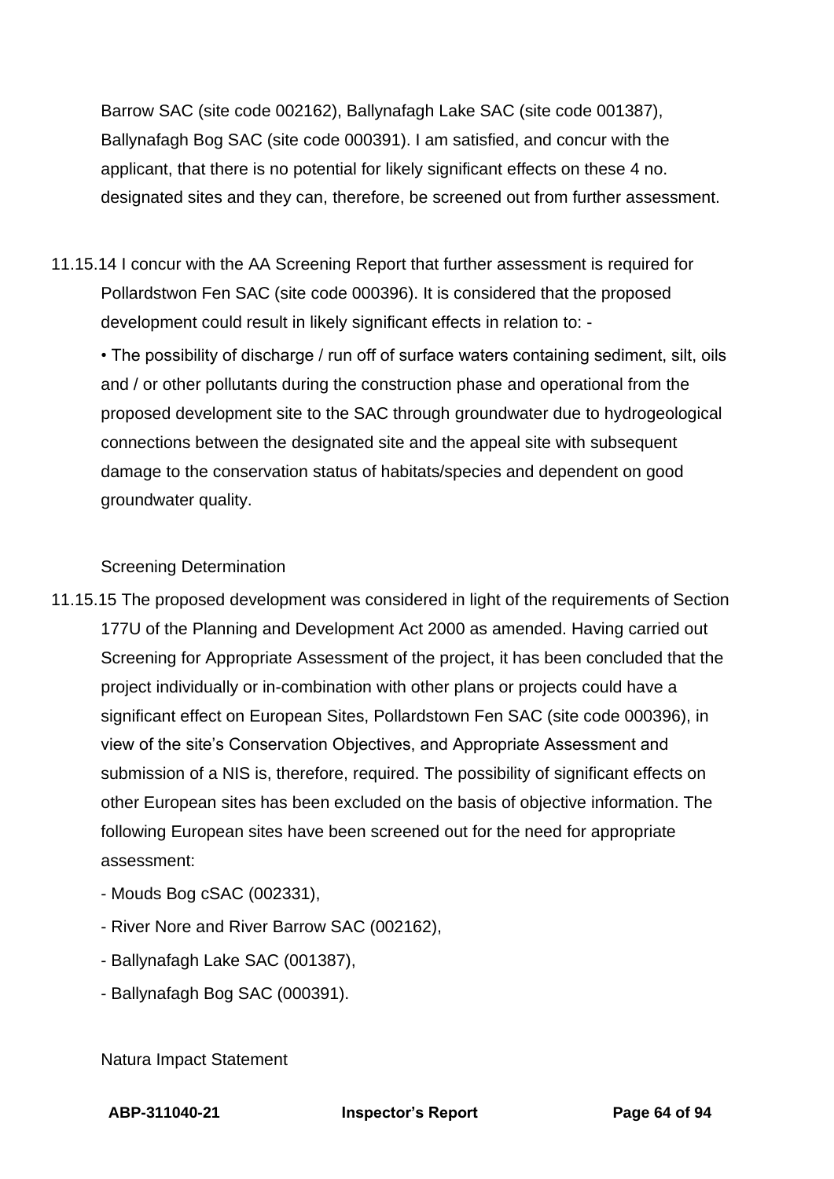Barrow SAC (site code 002162), Ballynafagh Lake SAC (site code 001387), Ballynafagh Bog SAC (site code 000391). I am satisfied, and concur with the applicant, that there is no potential for likely significant effects on these 4 no. designated sites and they can, therefore, be screened out from further assessment.

11.15.14 I concur with the AA Screening Report that further assessment is required for Pollardstwon Fen SAC (site code 000396). It is considered that the proposed development could result in likely significant effects in relation to: -

- The possibility of discharge / run off of surface waters containing sediment, silt, oils and / or other pollutants during the construction phase and operational from the proposed development site to the SAC through groundwater due to hydrogeological connections between the designated site and the appeal site with subsequent damage to the conservation status of habitats/species and dependent on good groundwater quality.

Screening Determination

11.15.15 The proposed development was considered in light of the requirements of Section 177U of the Planning and Development Act 2000 as amended. Having carried out Screening for Appropriate Assessment of the project, it has been concluded that the project individually or in-combination with other plans or projects could have a significant effect on European Sites, Pollardstown Fen SAC (site code 000396), in view of the site's Conservation Objectives, and Appropriate Assessment and submission of a NIS is, therefore, required. The possibility of significant effects on other European sites has been excluded on the basis of objective information. The following European sites have been screened out for the need for appropriate assessment:

- Mouds Bog cSAC (002331),
- River Nore and River Barrow SAC (002162),
- Ballynafagh Lake SAC (001387),
- Ballynafagh Bog SAC (000391).

Natura Impact Statement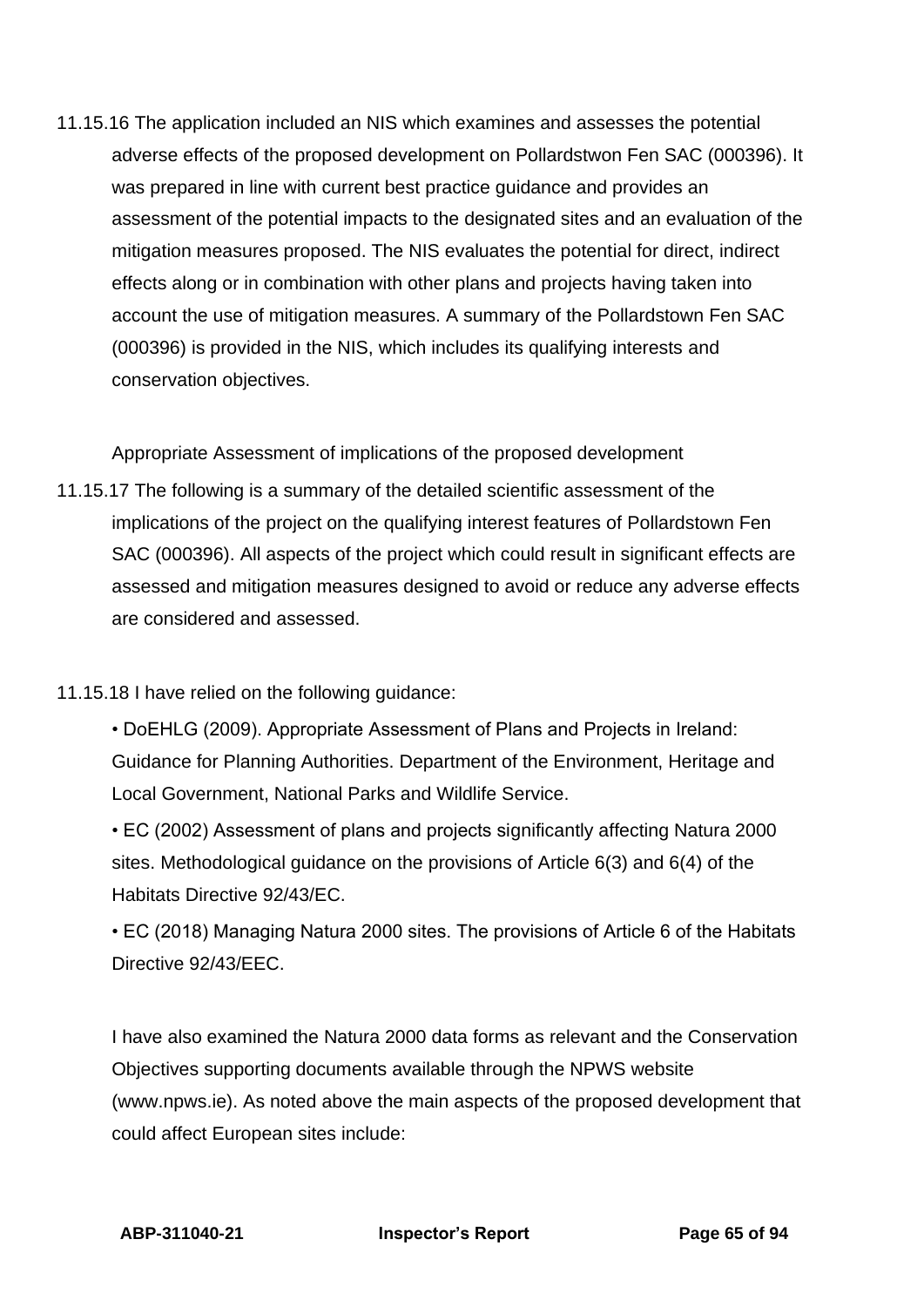11.15.16 The application included an NIS which examines and assesses the potential adverse effects of the proposed development on Pollardstwon Fen SAC (000396). It was prepared in line with current best practice guidance and provides an assessment of the potential impacts to the designated sites and an evaluation of the mitigation measures proposed. The NIS evaluates the potential for direct, indirect effects along or in combination with other plans and projects having taken into account the use of mitigation measures. A summary of the Pollardstown Fen SAC (000396) is provided in the NIS, which includes its qualifying interests and conservation objectives.

Appropriate Assessment of implications of the proposed development

11.15.17 The following is a summary of the detailed scientific assessment of the implications of the project on the qualifying interest features of Pollardstown Fen SAC (000396). All aspects of the project which could result in significant effects are assessed and mitigation measures designed to avoid or reduce any adverse effects are considered and assessed.

11.15.18 I have relied on the following guidance:

- DoEHLG (2009). Appropriate Assessment of Plans and Projects in Ireland: Guidance for Planning Authorities. Department of the Environment, Heritage and Local Government, National Parks and Wildlife Service.
- EC (2002) Assessment of plans and projects significantly affecting Natura 2000 sites. Methodological guidance on the provisions of Article 6(3) and 6(4) of the Habitats Directive 92/43/EC.
- EC (2018) Managing Natura 2000 sites. The provisions of Article 6 of the Habitats Directive 92/43/EEC.

I have also examined the Natura 2000 data forms as relevant and the Conservation Objectives supporting documents available through the NPWS website (www.npws.ie). As noted above the main aspects of the proposed development that could affect European sites include: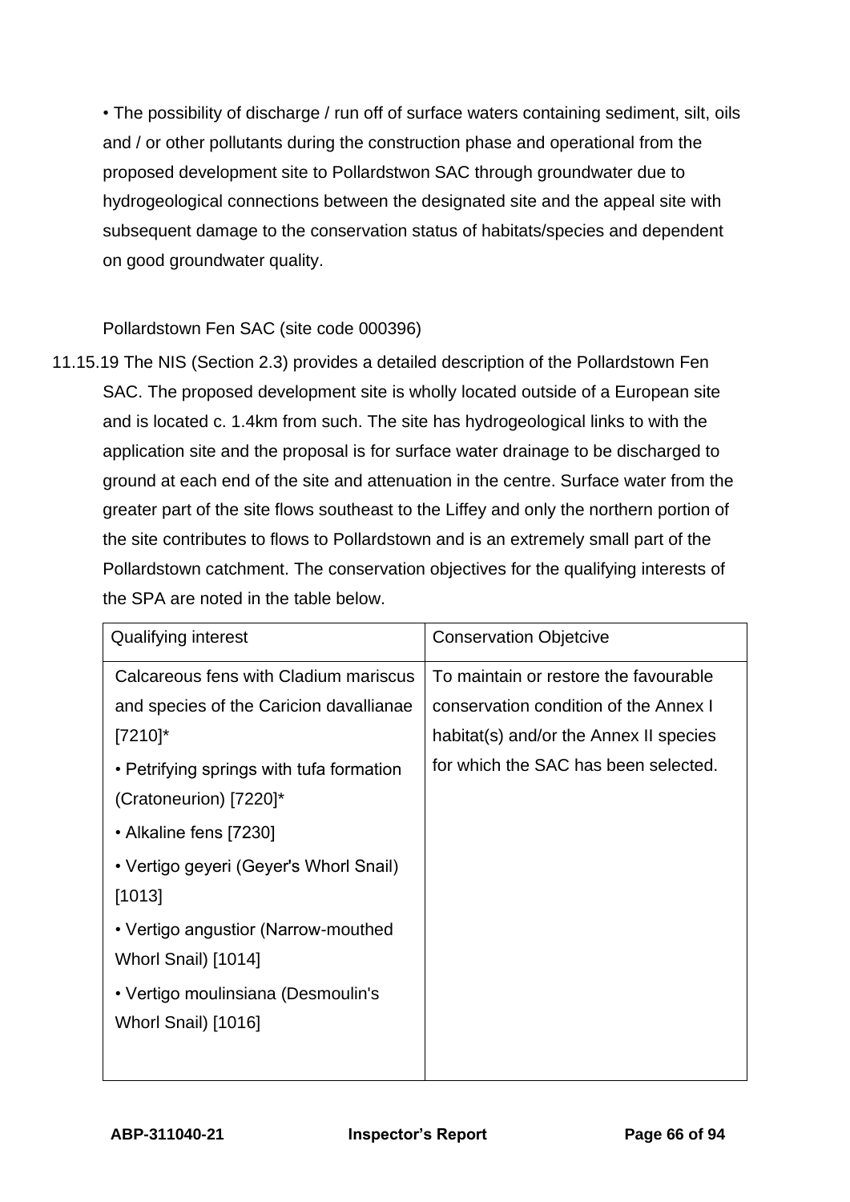- The possibility of discharge / run off of surface waters containing sediment, silt, oils and / or other pollutants during the construction phase and operational from the proposed development site to Pollardstwon SAC through groundwater due to hydrogeological connections between the designated site and the appeal site with subsequent damage to the conservation status of habitats/species and dependent on good groundwater quality.

Pollardstown Fen SAC (site code 000396)

11.15.19 The NIS (Section 2.3) provides a detailed description of the Pollardstown Fen SAC. The proposed development site is wholly located outside of a European site and is located c. 1.4km from such. The site has hydrogeological links to with the application site and the proposal is for surface water drainage to be discharged to ground at each end of the site and attenuation in the centre. Surface water from the greater part of the site flows southeast to the Liffey and only the northern portion of the site contributes to flows to Pollardstown and is an extremely small part of the Pollardstown catchment. The conservation objectives for the qualifying interests of the SPA are noted in the table below.

| Qualifying interest | Conservation Objetcive |
| --- | --- |
| Calcareous fens with Cladium mariscus and species of the Caricion davallianae [7210]*<br>• Petrifying springs with tufa formation (Cratoneurion) [7220]*<br>• Alkaline fens [7230]<br>• Vertigo geyeri (Geyer's Whorl Snail) [1013]<br>• Vertigo angustior (Narrow-mouthed Whorl Snail) [1014]<br>• Vertigo moulinsiana (Desmoulin's Whorl Snail) [1016] | To maintain or restore the favourable conservation condition of the Annex I habitat(s) and/or the Annex II species for which the SAC has been selected. |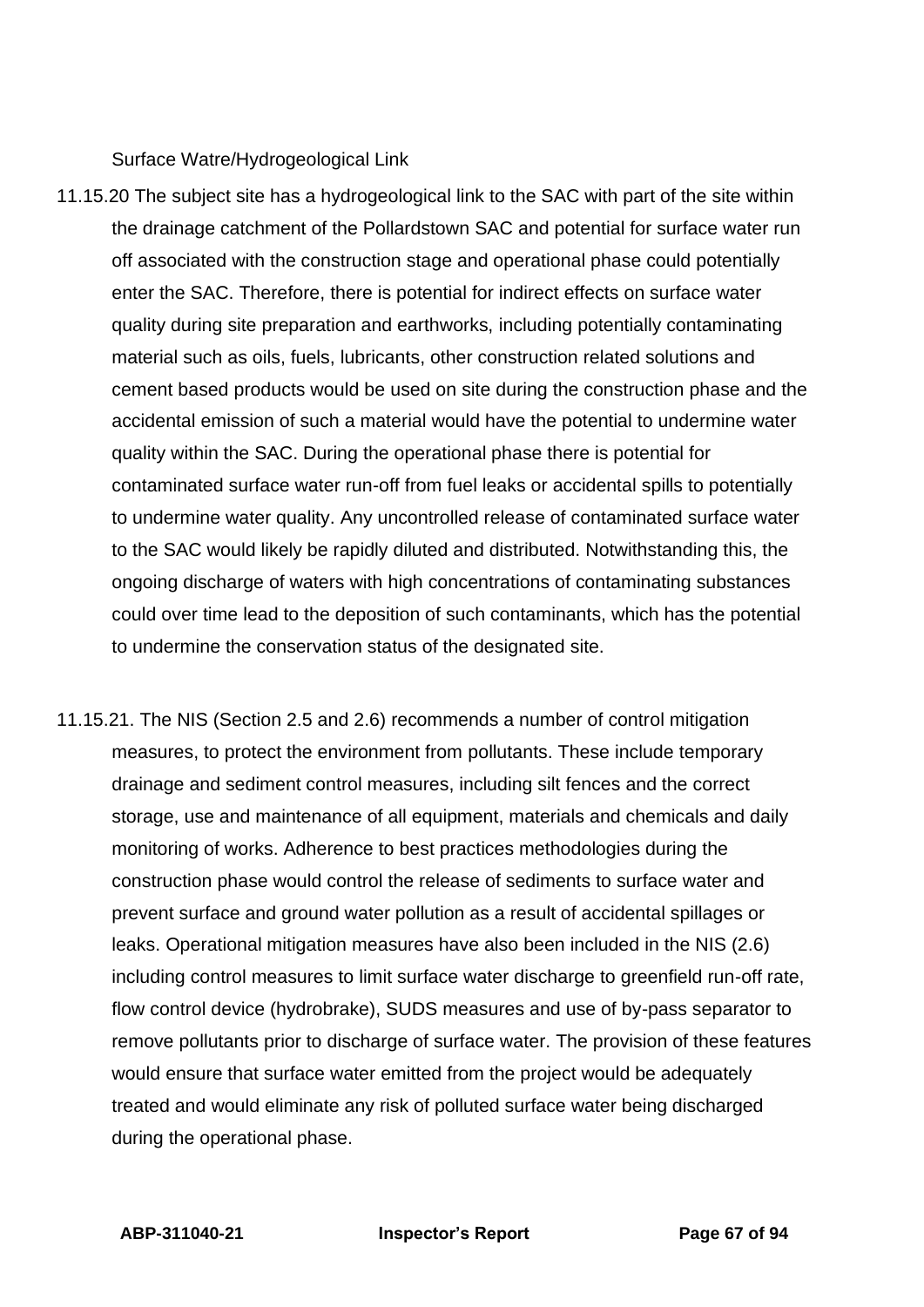Surface Watre/Hydrogeological Link

11.15.20 The subject site has a hydrogeological link to the SAC with part of the site within the drainage catchment of the Pollardstown SAC and potential for surface water run off associated with the construction stage and operational phase could potentially enter the SAC. Therefore, there is potential for indirect effects on surface water quality during site preparation and earthworks, including potentially contaminating material such as oils, fuels, lubricants, other construction related solutions and cement based products would be used on site during the construction phase and the accidental emission of such a material would have the potential to undermine water quality within the SAC. During the operational phase there is potential for contaminated surface water run-off from fuel leaks or accidental spills to potentially to undermine water quality. Any uncontrolled release of contaminated surface water to the SAC would likely be rapidly diluted and distributed. Notwithstanding this, the ongoing discharge of waters with high concentrations of contaminating substances could over time lead to the deposition of such contaminants, which has the potential to undermine the conservation status of the designated site.

11.15.21. The NIS (Section 2.5 and 2.6) recommends a number of control mitigation measures, to protect the environment from pollutants. These include temporary drainage and sediment control measures, including silt fences and the correct storage, use and maintenance of all equipment, materials and chemicals and daily monitoring of works. Adherence to best practices methodologies during the construction phase would control the release of sediments to surface water and prevent surface and ground water pollution as a result of accidental spillages or leaks. Operational mitigation measures have also been included in the NIS (2.6) including control measures to limit surface water discharge to greenfield run-off rate, flow control device (hydrobrake), SUDS measures and use of by-pass separator to remove pollutants prior to discharge of surface water. The provision of these features would ensure that surface water emitted from the project would be adequately treated and would eliminate any risk of polluted surface water being discharged during the operational phase.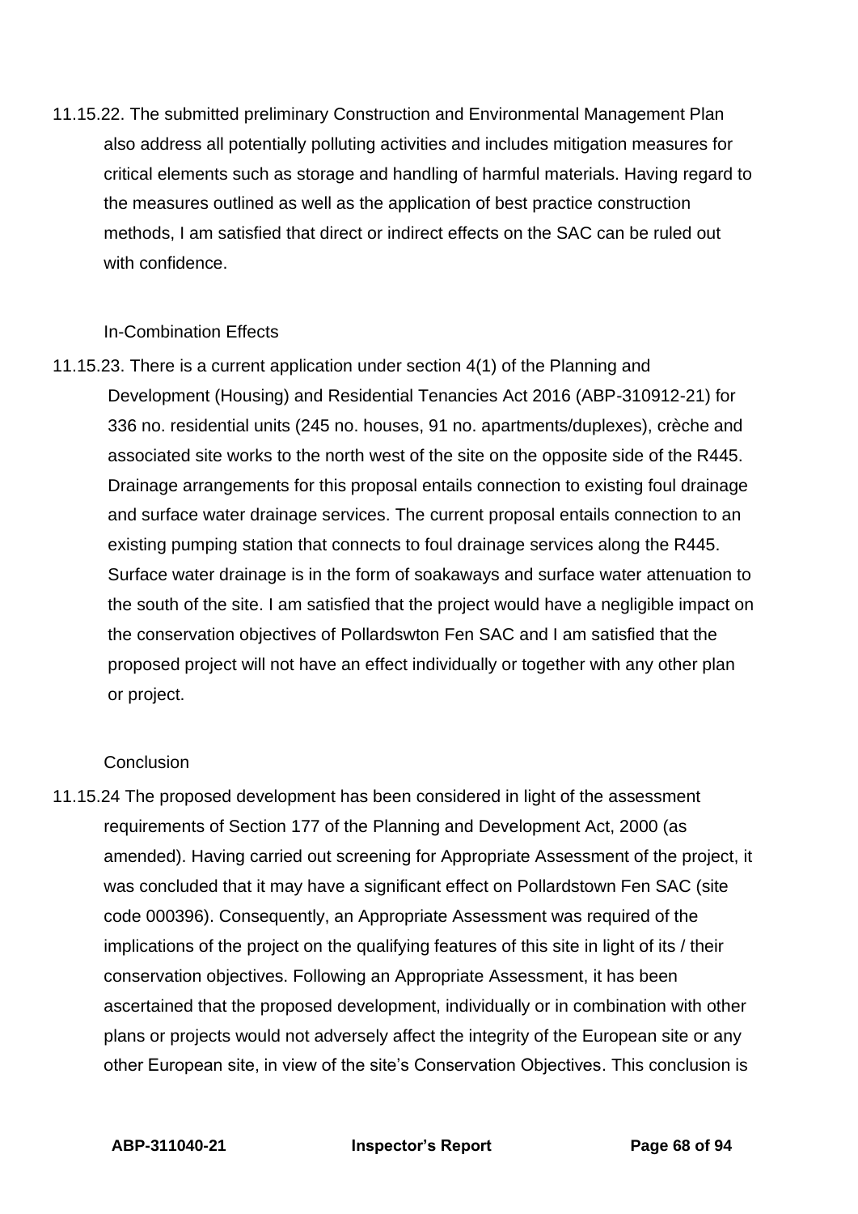11.15.22. The submitted preliminary Construction and Environmental Management Plan also address all potentially polluting activities and includes mitigation measures for critical elements such as storage and handling of harmful materials. Having regard to the measures outlined as well as the application of best practice construction methods, I am satisfied that direct or indirect effects on the SAC can be ruled out with confidence.

In-Combination Effects

11.15.23. There is a current application under section 4(1) of the Planning and Development (Housing) and Residential Tenancies Act 2016 (ABP-310912-21) for 336 no. residential units (245 no. houses, 91 no. apartments/duplexes), crèche and associated site works to the north west of the site on the opposite side of the R445. Drainage arrangements for this proposal entails connection to existing foul drainage and surface water drainage services. The current proposal entails connection to an existing pumping station that connects to foul drainage services along the R445. Surface water drainage is in the form of soakaways and surface water attenuation to the south of the site. I am satisfied that the project would have a negligible impact on the conservation objectives of Pollardswton Fen SAC and I am satisfied that the proposed project will not have an effect individually or together with any other plan or project.

Conclusion

11.15.24 The proposed development has been considered in light of the assessment requirements of Section 177 of the Planning and Development Act, 2000 (as amended). Having carried out screening for Appropriate Assessment of the project, it was concluded that it may have a significant effect on Pollardstown Fen SAC (site code 000396). Consequently, an Appropriate Assessment was required of the implications of the project on the qualifying features of this site in light of its / their conservation objectives. Following an Appropriate Assessment, it has been ascertained that the proposed development, individually or in combination with other plans or projects would not adversely affect the integrity of the European site or any other European site, in view of the site's Conservation Objectives. This conclusion is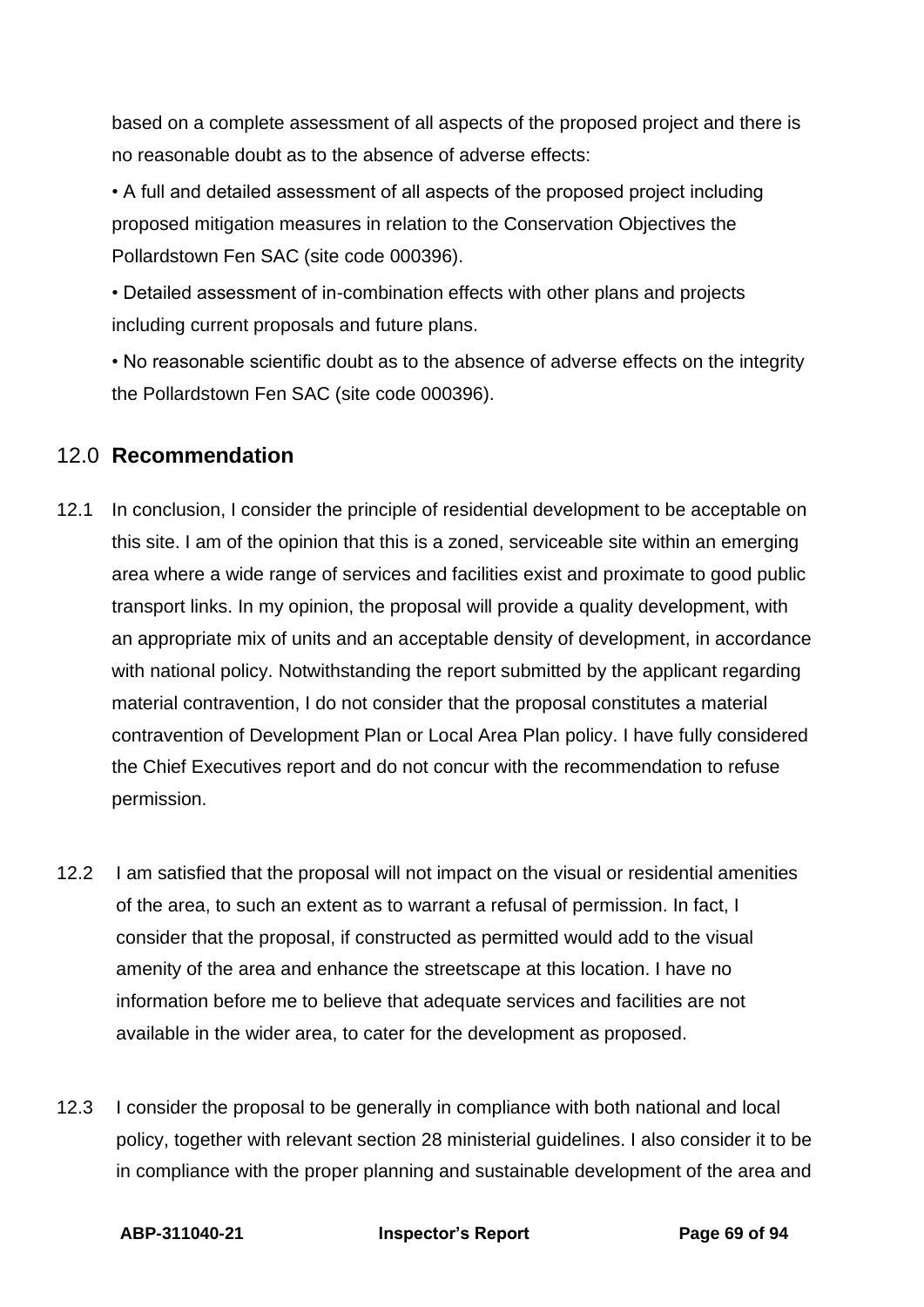based on a complete assessment of all aspects of the proposed project and there is no reasonable doubt as to the absence of adverse effects:

- A full and detailed assessment of all aspects of the proposed project including proposed mitigation measures in relation to the Conservation Objectives the Pollardstown Fen SAC (site code 000396).
- Detailed assessment of in-combination effects with other plans and projects including current proposals and future plans.
- No reasonable scientific doubt as to the absence of adverse effects on the integrity the Pollardstown Fen SAC (site code 000396).

## 12.0 **Recommendation**

12.1 In conclusion, I consider the principle of residential development to be acceptable on this site. I am of the opinion that this is a zoned, serviceable site within an emerging area where a wide range of services and facilities exist and proximate to good public transport links. In my opinion, the proposal will provide a quality development, with an appropriate mix of units and an acceptable density of development, in accordance with national policy. Notwithstanding the report submitted by the applicant regarding material contravention, I do not consider that the proposal constitutes a material contravention of Development Plan or Local Area Plan policy. I have fully considered the Chief Executives report and do not concur with the recommendation to refuse permission.

12.2 I am satisfied that the proposal will not impact on the visual or residential amenities of the area, to such an extent as to warrant a refusal of permission. In fact, I consider that the proposal, if constructed as permitted would add to the visual amenity of the area and enhance the streetscape at this location. I have no information before me to believe that adequate services and facilities are not available in the wider area, to cater for the development as proposed.

12.3 I consider the proposal to be generally in compliance with both national and local policy, together with relevant section 28 ministerial guidelines. I also consider it to be in compliance with the proper planning and sustainable development of the area and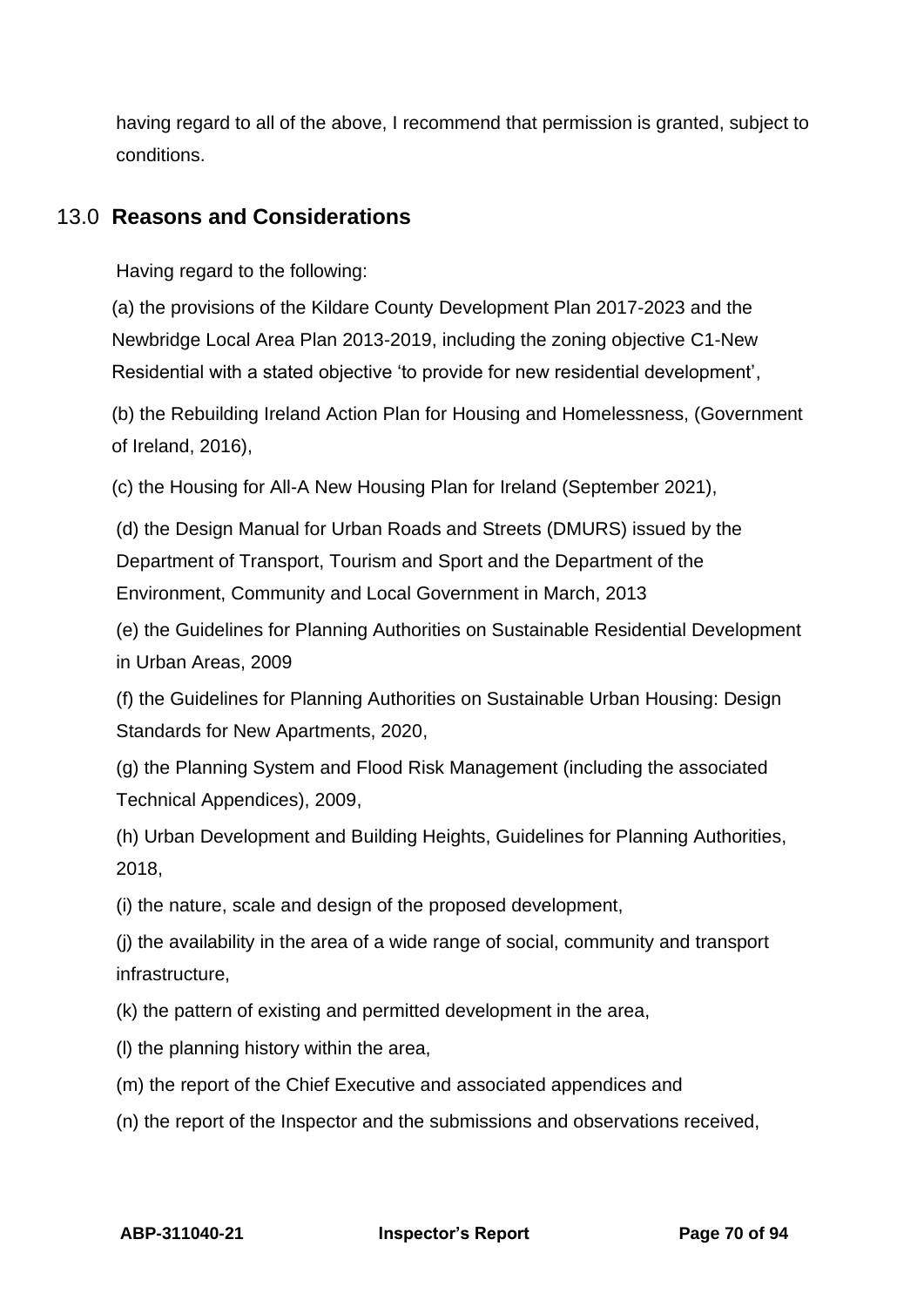having regard to all of the above, I recommend that permission is granted, subject to conditions.

## 13.0 Reasons and Considerations

Having regard to the following:

(a) the provisions of the Kildare County Development Plan 2017-2023 and the Newbridge Local Area Plan 2013-2019, including the zoning objective C1-New Residential with a stated objective 'to provide for new residential development',

(b) the Rebuilding Ireland Action Plan for Housing and Homelessness, (Government of Ireland, 2016),

(c) the Housing for All-A New Housing Plan for Ireland (September 2021),

(d) the Design Manual for Urban Roads and Streets (DMURS) issued by the Department of Transport, Tourism and Sport and the Department of the Environment, Community and Local Government in March, 2013

(e) the Guidelines for Planning Authorities on Sustainable Residential Development in Urban Areas, 2009

(f) the Guidelines for Planning Authorities on Sustainable Urban Housing: Design Standards for New Apartments, 2020,

(g) the Planning System and Flood Risk Management (including the associated Technical Appendices), 2009,

(h) Urban Development and Building Heights, Guidelines for Planning Authorities, 2018,

(i) the nature, scale and design of the proposed development,

(j) the availability in the area of a wide range of social, community and transport infrastructure,

(k) the pattern of existing and permitted development in the area,

(l) the planning history within the area,

(m) the report of the Chief Executive and associated appendices and

(n) the report of the Inspector and the submissions and observations received,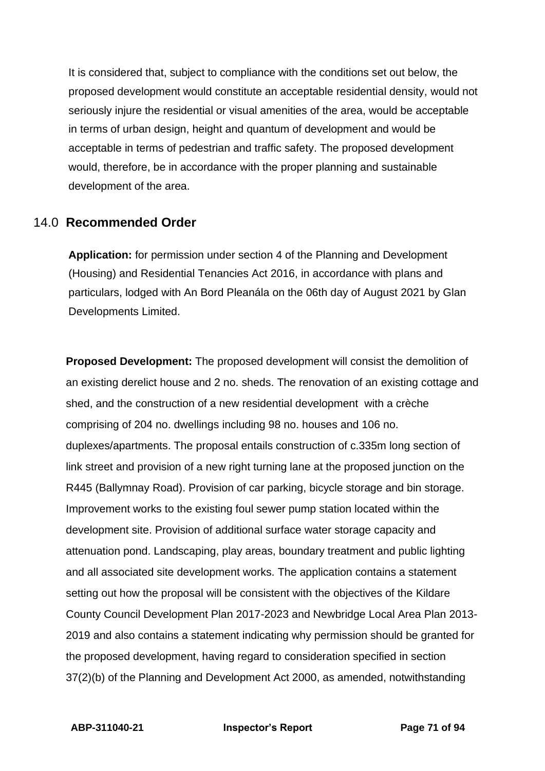It is considered that, subject to compliance with the conditions set out below, the proposed development would constitute an acceptable residential density, would not seriously injure the residential or visual amenities of the area, would be acceptable in terms of urban design, height and quantum of development and would be acceptable in terms of pedestrian and traffic safety. The proposed development would, therefore, be in accordance with the proper planning and sustainable development of the area.

## 14.0 Recommended Order

**Application:** for permission under section 4 of the Planning and Development (Housing) and Residential Tenancies Act 2016, in accordance with plans and particulars, lodged with An Bord Pleanála on the 06th day of August 2021 by Glan Developments Limited.

**Proposed Development:** The proposed development will consist the demolition of an existing derelict house and 2 no. sheds. The renovation of an existing cottage and shed, and the construction of a new residential development with a crèche comprising of 204 no. dwellings including 98 no. houses and 106 no. duplexes/apartments. The proposal entails construction of c.335m long section of link street and provision of a new right turning lane at the proposed junction on the R445 (Ballymnay Road). Provision of car parking, bicycle storage and bin storage. Improvement works to the existing foul sewer pump station located within the development site. Provision of additional surface water storage capacity and attenuation pond. Landscaping, play areas, boundary treatment and public lighting and all associated site development works. The application contains a statement setting out how the proposal will be consistent with the objectives of the Kildare County Council Development Plan 2017-2023 and Newbridge Local Area Plan 2013-2019 and also contains a statement indicating why permission should be granted for the proposed development, having regard to consideration specified in section 37(2)(b) of the Planning and Development Act 2000, as amended, notwithstanding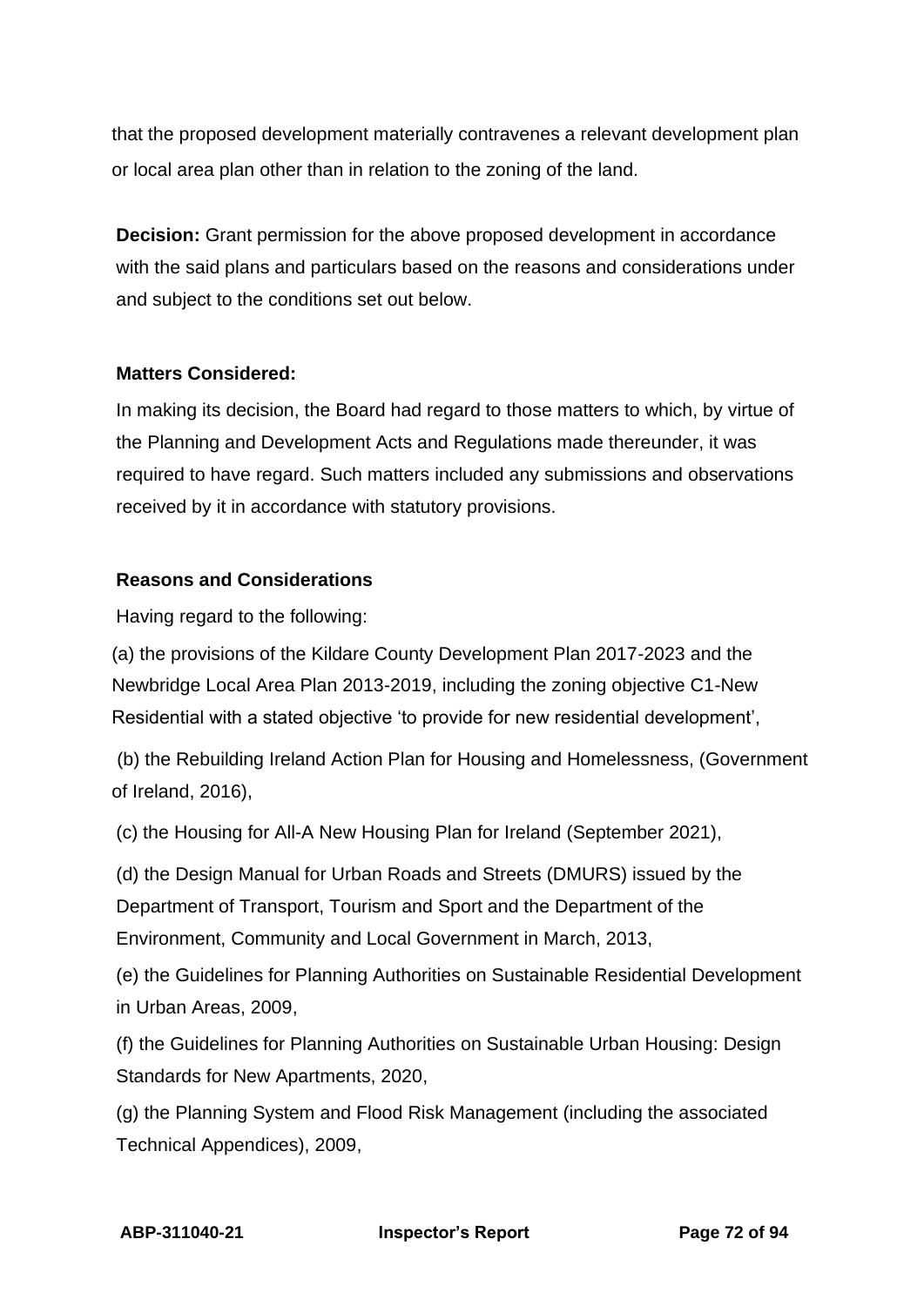that the proposed development materially contravenes a relevant development plan or local area plan other than in relation to the zoning of the land.

**Decision:** Grant permission for the above proposed development in accordance with the said plans and particulars based on the reasons and considerations under and subject to the conditions set out below.

**Matters Considered:**

In making its decision, the Board had regard to those matters to which, by virtue of the Planning and Development Acts and Regulations made thereunder, it was required to have regard. Such matters included any submissions and observations received by it in accordance with statutory provisions.

**Reasons and Considerations**

Having regard to the following:

(a) the provisions of the Kildare County Development Plan 2017-2023 and the Newbridge Local Area Plan 2013-2019, including the zoning objective C1-New Residential with a stated objective 'to provide for new residential development',

(b) the Rebuilding Ireland Action Plan for Housing and Homelessness, (Government of Ireland, 2016),

(c) the Housing for All-A New Housing Plan for Ireland (September 2021),

(d) the Design Manual for Urban Roads and Streets (DMURS) issued by the Department of Transport, Tourism and Sport and the Department of the Environment, Community and Local Government in March, 2013,

(e) the Guidelines for Planning Authorities on Sustainable Residential Development in Urban Areas, 2009,

(f) the Guidelines for Planning Authorities on Sustainable Urban Housing: Design Standards for New Apartments, 2020,

(g) the Planning System and Flood Risk Management (including the associated Technical Appendices), 2009,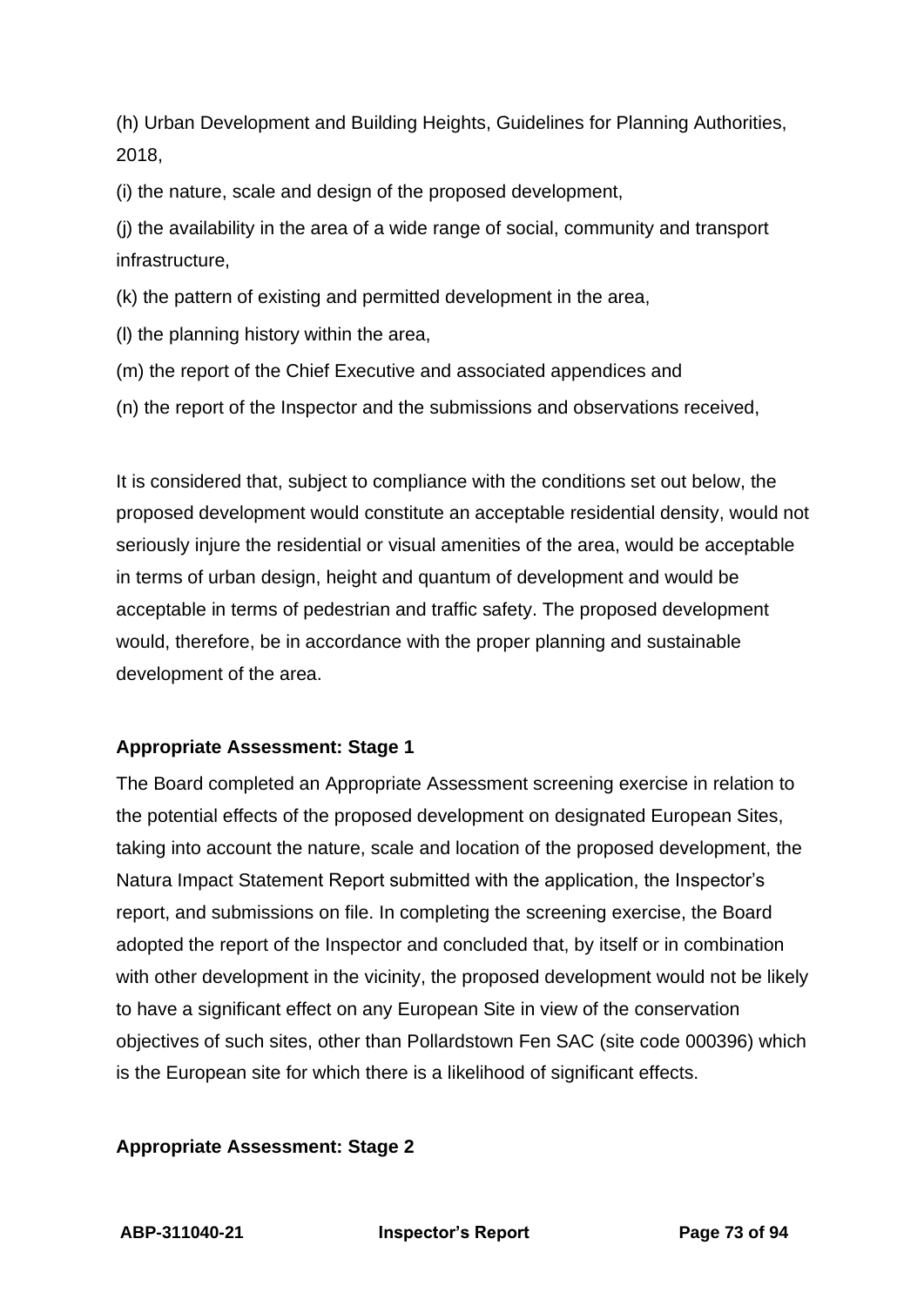(h) Urban Development and Building Heights, Guidelines for Planning Authorities, 2018,

(i) the nature, scale and design of the proposed development,

(j) the availability in the area of a wide range of social, community and transport infrastructure,

(k) the pattern of existing and permitted development in the area,

(l) the planning history within the area,

(m) the report of the Chief Executive and associated appendices and

(n) the report of the Inspector and the submissions and observations received,

It is considered that, subject to compliance with the conditions set out below, the proposed development would constitute an acceptable residential density, would not seriously injure the residential or visual amenities of the area, would be acceptable in terms of urban design, height and quantum of development and would be acceptable in terms of pedestrian and traffic safety. The proposed development would, therefore, be in accordance with the proper planning and sustainable development of the area.

**Appropriate Assessment: Stage 1**

The Board completed an Appropriate Assessment screening exercise in relation to the potential effects of the proposed development on designated European Sites, taking into account the nature, scale and location of the proposed development, the Natura Impact Statement Report submitted with the application, the Inspector's report, and submissions on file. In completing the screening exercise, the Board adopted the report of the Inspector and concluded that, by itself or in combination with other development in the vicinity, the proposed development would not be likely to have a significant effect on any European Site in view of the conservation objectives of such sites, other than Pollardstown Fen SAC (site code 000396) which is the European site for which there is a likelihood of significant effects.

**Appropriate Assessment: Stage 2**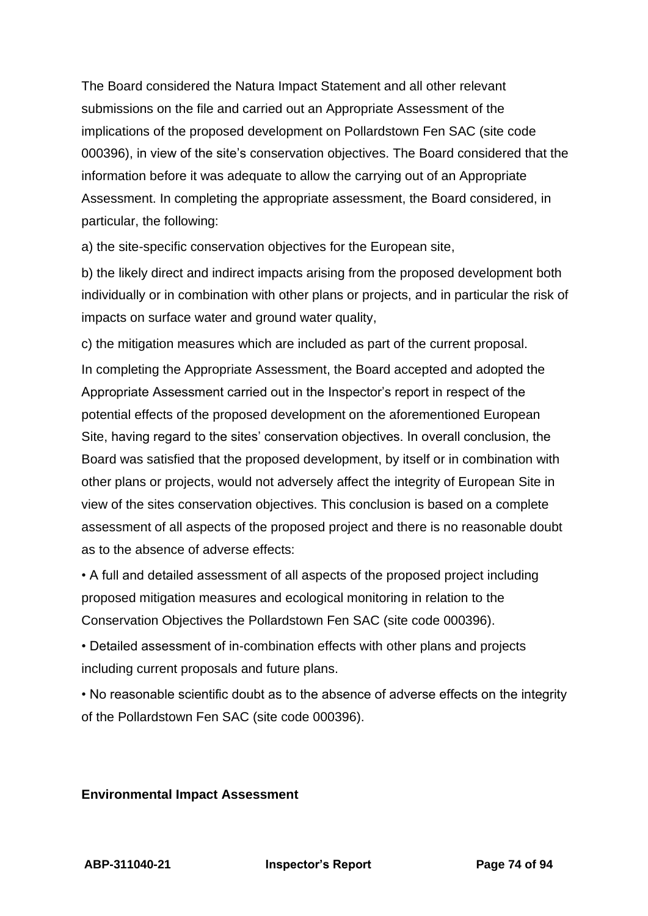The Board considered the Natura Impact Statement and all other relevant submissions on the file and carried out an Appropriate Assessment of the implications of the proposed development on Pollardstown Fen SAC (site code 000396), in view of the site's conservation objectives. The Board considered that the information before it was adequate to allow the carrying out of an Appropriate Assessment. In completing the appropriate assessment, the Board considered, in particular, the following:

a) the site-specific conservation objectives for the European site,

b) the likely direct and indirect impacts arising from the proposed development both individually or in combination with other plans or projects, and in particular the risk of impacts on surface water and ground water quality,

c) the mitigation measures which are included as part of the current proposal.

In completing the Appropriate Assessment, the Board accepted and adopted the Appropriate Assessment carried out in the Inspector's report in respect of the potential effects of the proposed development on the aforementioned European Site, having regard to the sites' conservation objectives. In overall conclusion, the Board was satisfied that the proposed development, by itself or in combination with other plans or projects, would not adversely affect the integrity of European Site in view of the sites conservation objectives. This conclusion is based on a complete assessment of all aspects of the proposed project and there is no reasonable doubt as to the absence of adverse effects:

- A full and detailed assessment of all aspects of the proposed project including proposed mitigation measures and ecological monitoring in relation to the Conservation Objectives the Pollardstown Fen SAC (site code 000396).
- Detailed assessment of in-combination effects with other plans and projects including current proposals and future plans.
- No reasonable scientific doubt as to the absence of adverse effects on the integrity of the Pollardstown Fen SAC (site code 000396).

**Environmental Impact Assessment**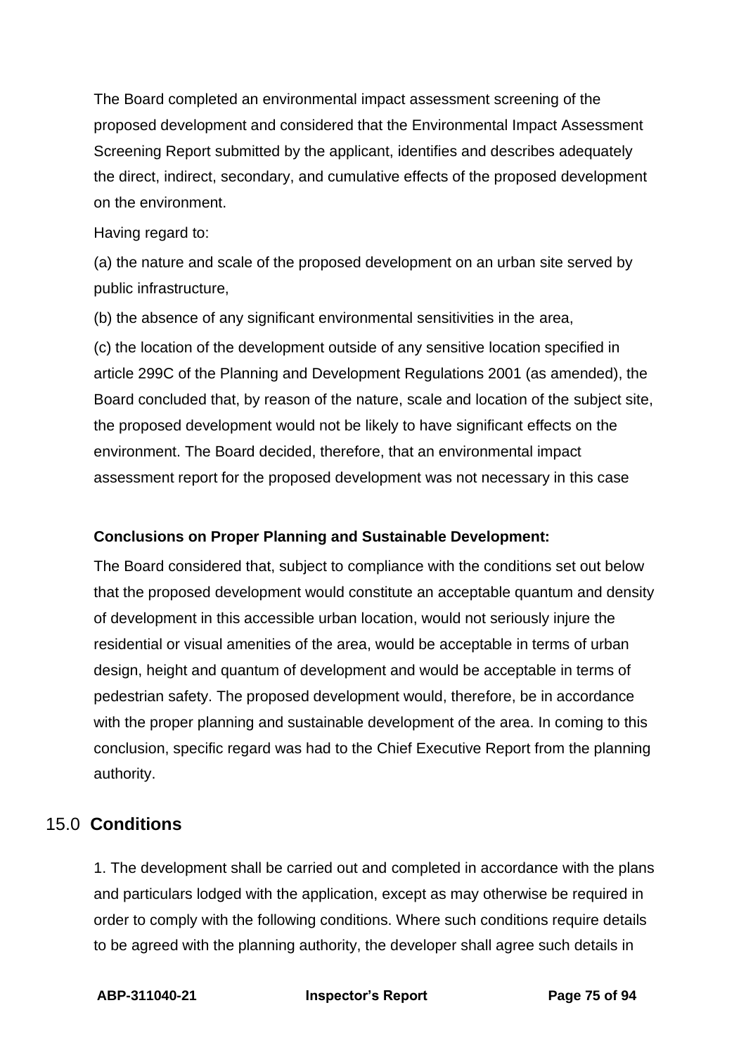The Board completed an environmental impact assessment screening of the proposed development and considered that the Environmental Impact Assessment Screening Report submitted by the applicant, identifies and describes adequately the direct, indirect, secondary, and cumulative effects of the proposed development on the environment.

Having regard to:

(a) the nature and scale of the proposed development on an urban site served by public infrastructure,

(b) the absence of any significant environmental sensitivities in the area,

(c) the location of the development outside of any sensitive location specified in article 299C of the Planning and Development Regulations 2001 (as amended), the Board concluded that, by reason of the nature, scale and location of the subject site, the proposed development would not be likely to have significant effects on the environment. The Board decided, therefore, that an environmental impact assessment report for the proposed development was not necessary in this case

**Conclusions on Proper Planning and Sustainable Development:**

The Board considered that, subject to compliance with the conditions set out below that the proposed development would constitute an acceptable quantum and density of development in this accessible urban location, would not seriously injure the residential or visual amenities of the area, would be acceptable in terms of urban design, height and quantum of development and would be acceptable in terms of pedestrian safety. The proposed development would, therefore, be in accordance with the proper planning and sustainable development of the area. In coming to this conclusion, specific regard was had to the Chief Executive Report from the planning authority.

## 15.0 Conditions

1. The development shall be carried out and completed in accordance with the plans and particulars lodged with the application, except as may otherwise be required in order to comply with the following conditions. Where such conditions require details to be agreed with the planning authority, the developer shall agree such details in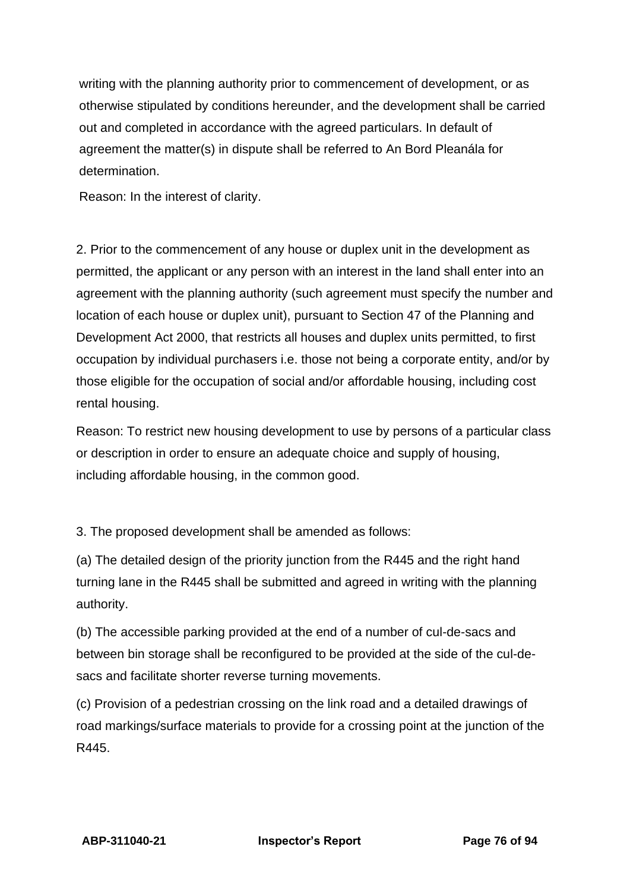writing with the planning authority prior to commencement of development, or as otherwise stipulated by conditions hereunder, and the development shall be carried out and completed in accordance with the agreed particulars. In default of agreement the matter(s) in dispute shall be referred to An Bord Pleanála for determination.

Reason: In the interest of clarity.

2. Prior to the commencement of any house or duplex unit in the development as permitted, the applicant or any person with an interest in the land shall enter into an agreement with the planning authority (such agreement must specify the number and location of each house or duplex unit), pursuant to Section 47 of the Planning and Development Act 2000, that restricts all houses and duplex units permitted, to first occupation by individual purchasers i.e. those not being a corporate entity, and/or by those eligible for the occupation of social and/or affordable housing, including cost rental housing.

Reason: To restrict new housing development to use by persons of a particular class or description in order to ensure an adequate choice and supply of housing, including affordable housing, in the common good.

3. The proposed development shall be amended as follows:

(a) The detailed design of the priority junction from the R445 and the right hand turning lane in the R445 shall be submitted and agreed in writing with the planning authority.

(b) The accessible parking provided at the end of a number of cul-de-sacs and between bin storage shall be reconfigured to be provided at the side of the cul-de-sacs and facilitate shorter reverse turning movements.

(c) Provision of a pedestrian crossing on the link road and a detailed drawings of road markings/surface materials to provide for a crossing point at the junction of the R445.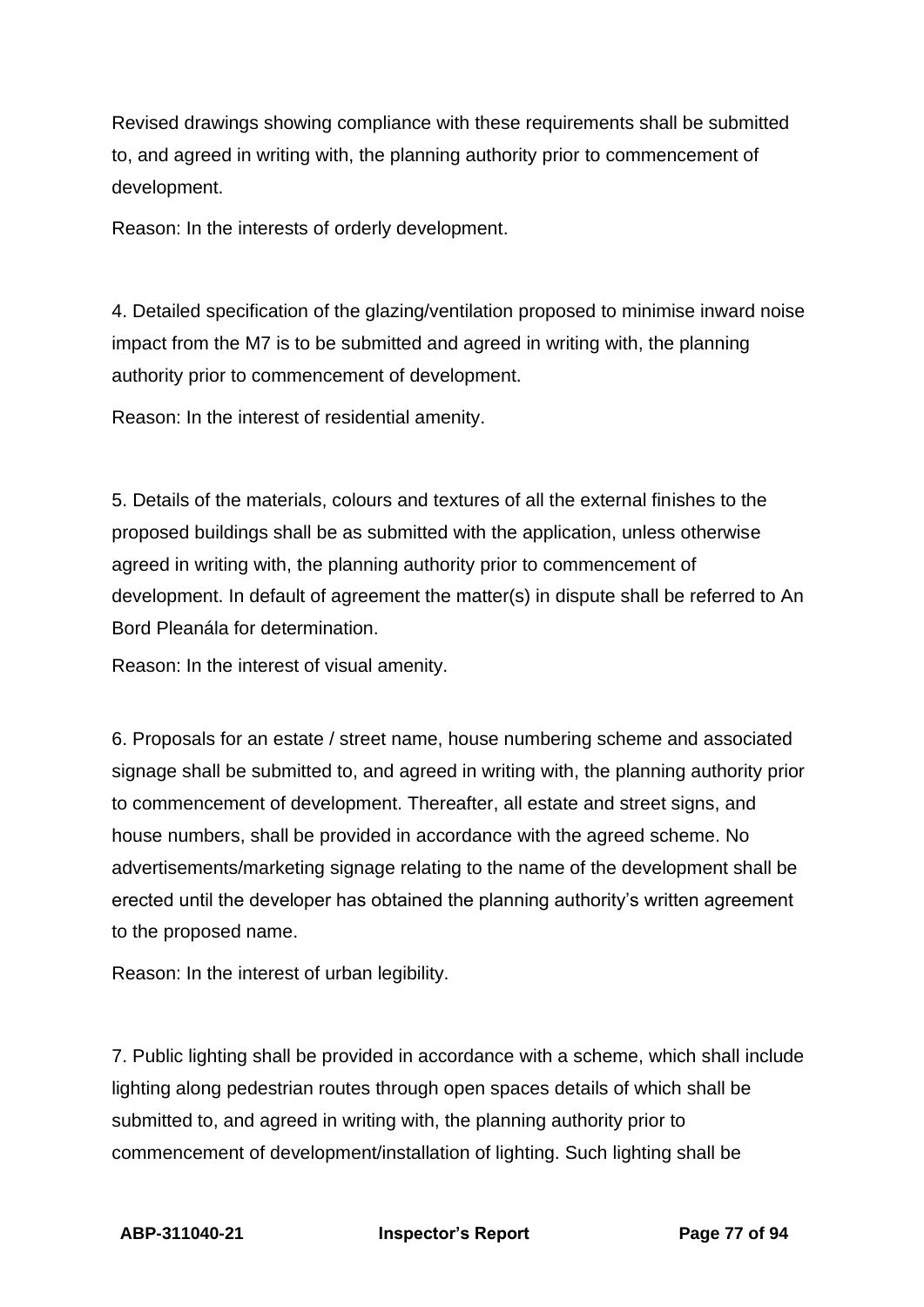Revised drawings showing compliance with these requirements shall be submitted to, and agreed in writing with, the planning authority prior to commencement of development.

Reason: In the interests of orderly development.

4. Detailed specification of the glazing/ventilation proposed to minimise inward noise impact from the M7 is to be submitted and agreed in writing with, the planning authority prior to commencement of development.

Reason: In the interest of residential amenity.

5. Details of the materials, colours and textures of all the external finishes to the proposed buildings shall be as submitted with the application, unless otherwise agreed in writing with, the planning authority prior to commencement of development. In default of agreement the matter(s) in dispute shall be referred to An Bord Pleanála for determination.

Reason: In the interest of visual amenity.

6. Proposals for an estate / street name, house numbering scheme and associated signage shall be submitted to, and agreed in writing with, the planning authority prior to commencement of development. Thereafter, all estate and street signs, and house numbers, shall be provided in accordance with the agreed scheme. No advertisements/marketing signage relating to the name of the development shall be erected until the developer has obtained the planning authority's written agreement to the proposed name.

Reason: In the interest of urban legibility.

7. Public lighting shall be provided in accordance with a scheme, which shall include lighting along pedestrian routes through open spaces details of which shall be submitted to, and agreed in writing with, the planning authority prior to commencement of development/installation of lighting. Such lighting shall be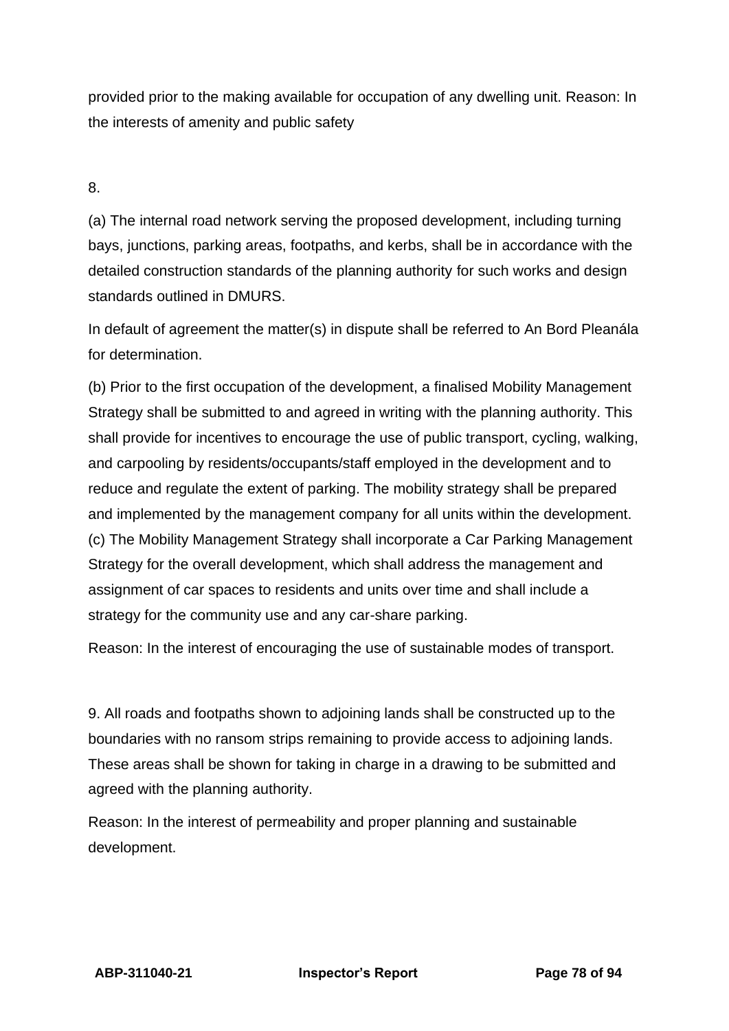provided prior to the making available for occupation of any dwelling unit. Reason: In the interests of amenity and public safety

8.

(a) The internal road network serving the proposed development, including turning bays, junctions, parking areas, footpaths, and kerbs, shall be in accordance with the detailed construction standards of the planning authority for such works and design standards outlined in DMURS.

In default of agreement the matter(s) in dispute shall be referred to An Bord Pleanála for determination.

(b) Prior to the first occupation of the development, a finalised Mobility Management Strategy shall be submitted to and agreed in writing with the planning authority. This shall provide for incentives to encourage the use of public transport, cycling, walking, and carpooling by residents/occupants/staff employed in the development and to reduce and regulate the extent of parking. The mobility strategy shall be prepared and implemented by the management company for all units within the development.
(c) The Mobility Management Strategy shall incorporate a Car Parking Management Strategy for the overall development, which shall address the management and assignment of car spaces to residents and units over time and shall include a strategy for the community use and any car-share parking.

Reason: In the interest of encouraging the use of sustainable modes of transport.

9. All roads and footpaths shown to adjoining lands shall be constructed up to the boundaries with no ransom strips remaining to provide access to adjoining lands. These areas shall be shown for taking in charge in a drawing to be submitted and agreed with the planning authority.

Reason: In the interest of permeability and proper planning and sustainable development.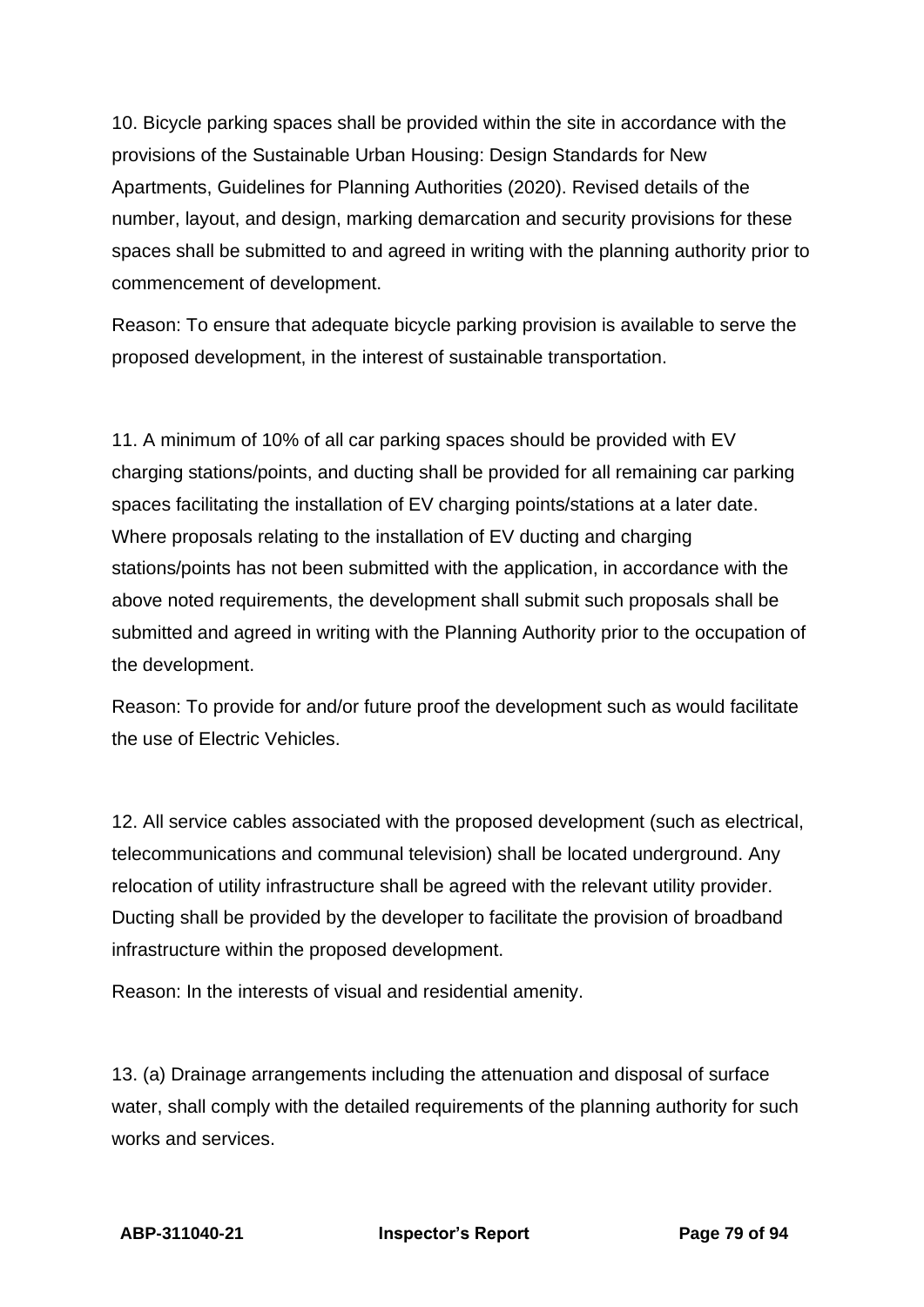10. Bicycle parking spaces shall be provided within the site in accordance with the provisions of the Sustainable Urban Housing: Design Standards for New Apartments, Guidelines for Planning Authorities (2020). Revised details of the number, layout, and design, marking demarcation and security provisions for these spaces shall be submitted to and agreed in writing with the planning authority prior to commencement of development.

Reason: To ensure that adequate bicycle parking provision is available to serve the proposed development, in the interest of sustainable transportation.

11. A minimum of 10% of all car parking spaces should be provided with EV charging stations/points, and ducting shall be provided for all remaining car parking spaces facilitating the installation of EV charging points/stations at a later date. Where proposals relating to the installation of EV ducting and charging stations/points has not been submitted with the application, in accordance with the above noted requirements, the development shall submit such proposals shall be submitted and agreed in writing with the Planning Authority prior to the occupation of the development.

Reason: To provide for and/or future proof the development such as would facilitate the use of Electric Vehicles.

12. All service cables associated with the proposed development (such as electrical, telecommunications and communal television) shall be located underground. Any relocation of utility infrastructure shall be agreed with the relevant utility provider. Ducting shall be provided by the developer to facilitate the provision of broadband infrastructure within the proposed development.

Reason: In the interests of visual and residential amenity.

13. (a) Drainage arrangements including the attenuation and disposal of surface water, shall comply with the detailed requirements of the planning authority for such works and services.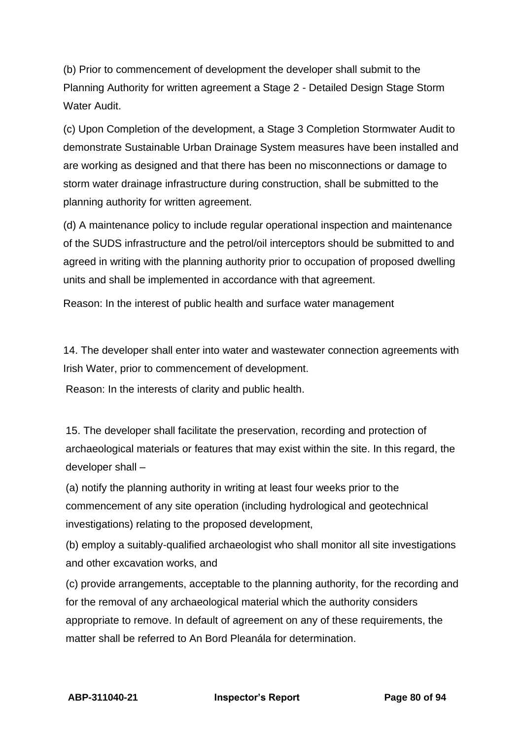(b) Prior to commencement of development the developer shall submit to the Planning Authority for written agreement a Stage 2 - Detailed Design Stage Storm Water Audit.

(c) Upon Completion of the development, a Stage 3 Completion Stormwater Audit to demonstrate Sustainable Urban Drainage System measures have been installed and are working as designed and that there has been no misconnections or damage to storm water drainage infrastructure during construction, shall be submitted to the planning authority for written agreement.

(d) A maintenance policy to include regular operational inspection and maintenance of the SUDS infrastructure and the petrol/oil interceptors should be submitted to and agreed in writing with the planning authority prior to occupation of proposed dwelling units and shall be implemented in accordance with that agreement.

Reason: In the interest of public health and surface water management

14. The developer shall enter into water and wastewater connection agreements with Irish Water, prior to commencement of development.

Reason: In the interests of clarity and public health.

15. The developer shall facilitate the preservation, recording and protection of archaeological materials or features that may exist within the site. In this regard, the developer shall –

(a) notify the planning authority in writing at least four weeks prior to the commencement of any site operation (including hydrological and geotechnical investigations) relating to the proposed development,

(b) employ a suitably-qualified archaeologist who shall monitor all site investigations and other excavation works, and

(c) provide arrangements, acceptable to the planning authority, for the recording and for the removal of any archaeological material which the authority considers appropriate to remove. In default of agreement on any of these requirements, the matter shall be referred to An Bord Pleanála for determination.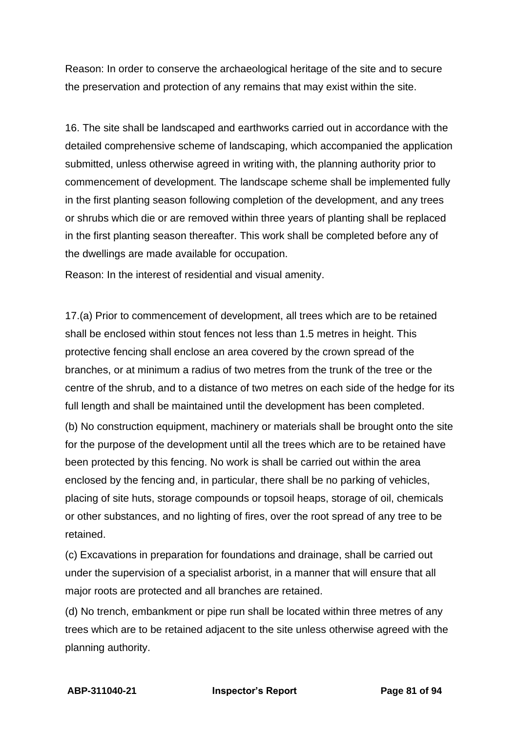Reason: In order to conserve the archaeological heritage of the site and to secure the preservation and protection of any remains that may exist within the site.

16. The site shall be landscaped and earthworks carried out in accordance with the detailed comprehensive scheme of landscaping, which accompanied the application submitted, unless otherwise agreed in writing with, the planning authority prior to commencement of development. The landscape scheme shall be implemented fully in the first planting season following completion of the development, and any trees or shrubs which die or are removed within three years of planting shall be replaced in the first planting season thereafter. This work shall be completed before any of the dwellings are made available for occupation.

Reason: In the interest of residential and visual amenity.

17.(a) Prior to commencement of development, all trees which are to be retained shall be enclosed within stout fences not less than 1.5 metres in height. This protective fencing shall enclose an area covered by the crown spread of the branches, or at minimum a radius of two metres from the trunk of the tree or the centre of the shrub, and to a distance of two metres on each side of the hedge for its full length and shall be maintained until the development has been completed.

(b) No construction equipment, machinery or materials shall be brought onto the site for the purpose of the development until all the trees which are to be retained have been protected by this fencing. No work is shall be carried out within the area enclosed by the fencing and, in particular, there shall be no parking of vehicles, placing of site huts, storage compounds or topsoil heaps, storage of oil, chemicals or other substances, and no lighting of fires, over the root spread of any tree to be retained.

(c) Excavations in preparation for foundations and drainage, shall be carried out under the supervision of a specialist arborist, in a manner that will ensure that all major roots are protected and all branches are retained.

(d) No trench, embankment or pipe run shall be located within three metres of any trees which are to be retained adjacent to the site unless otherwise agreed with the planning authority.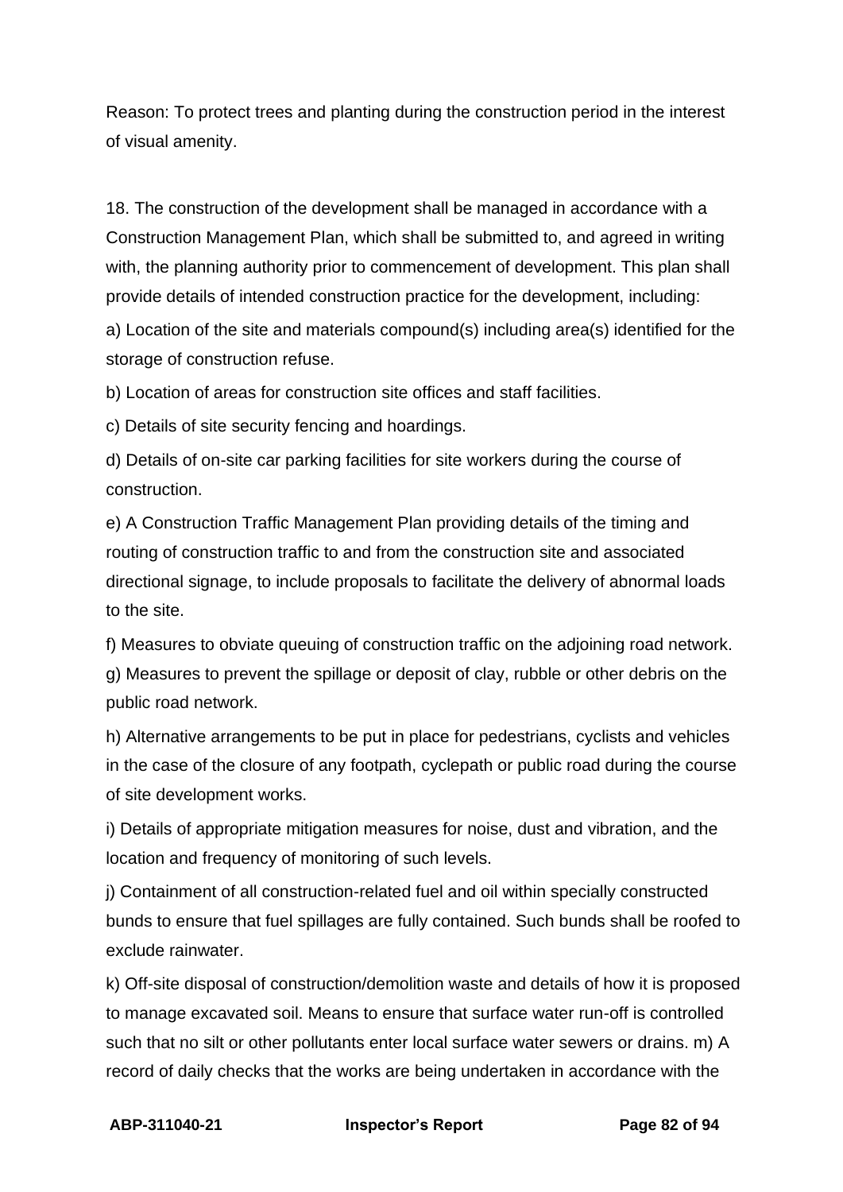Reason: To protect trees and planting during the construction period in the interest of visual amenity.

18. The construction of the development shall be managed in accordance with a Construction Management Plan, which shall be submitted to, and agreed in writing with, the planning authority prior to commencement of development. This plan shall provide details of intended construction practice for the development, including:

a) Location of the site and materials compound(s) including area(s) identified for the storage of construction refuse.

b) Location of areas for construction site offices and staff facilities.

c) Details of site security fencing and hoardings.

d) Details of on-site car parking facilities for site workers during the course of construction.

e) A Construction Traffic Management Plan providing details of the timing and routing of construction traffic to and from the construction site and associated directional signage, to include proposals to facilitate the delivery of abnormal loads to the site.

f) Measures to obviate queuing of construction traffic on the adjoining road network.

g) Measures to prevent the spillage or deposit of clay, rubble or other debris on the public road network.

h) Alternative arrangements to be put in place for pedestrians, cyclists and vehicles in the case of the closure of any footpath, cyclepath or public road during the course of site development works.

i) Details of appropriate mitigation measures for noise, dust and vibration, and the location and frequency of monitoring of such levels.

j) Containment of all construction-related fuel and oil within specially constructed bunds to ensure that fuel spillages are fully contained. Such bunds shall be roofed to exclude rainwater.

k) Off-site disposal of construction/demolition waste and details of how it is proposed to manage excavated soil. Means to ensure that surface water run-off is controlled such that no silt or other pollutants enter local surface water sewers or drains. m) A record of daily checks that the works are being undertaken in accordance with the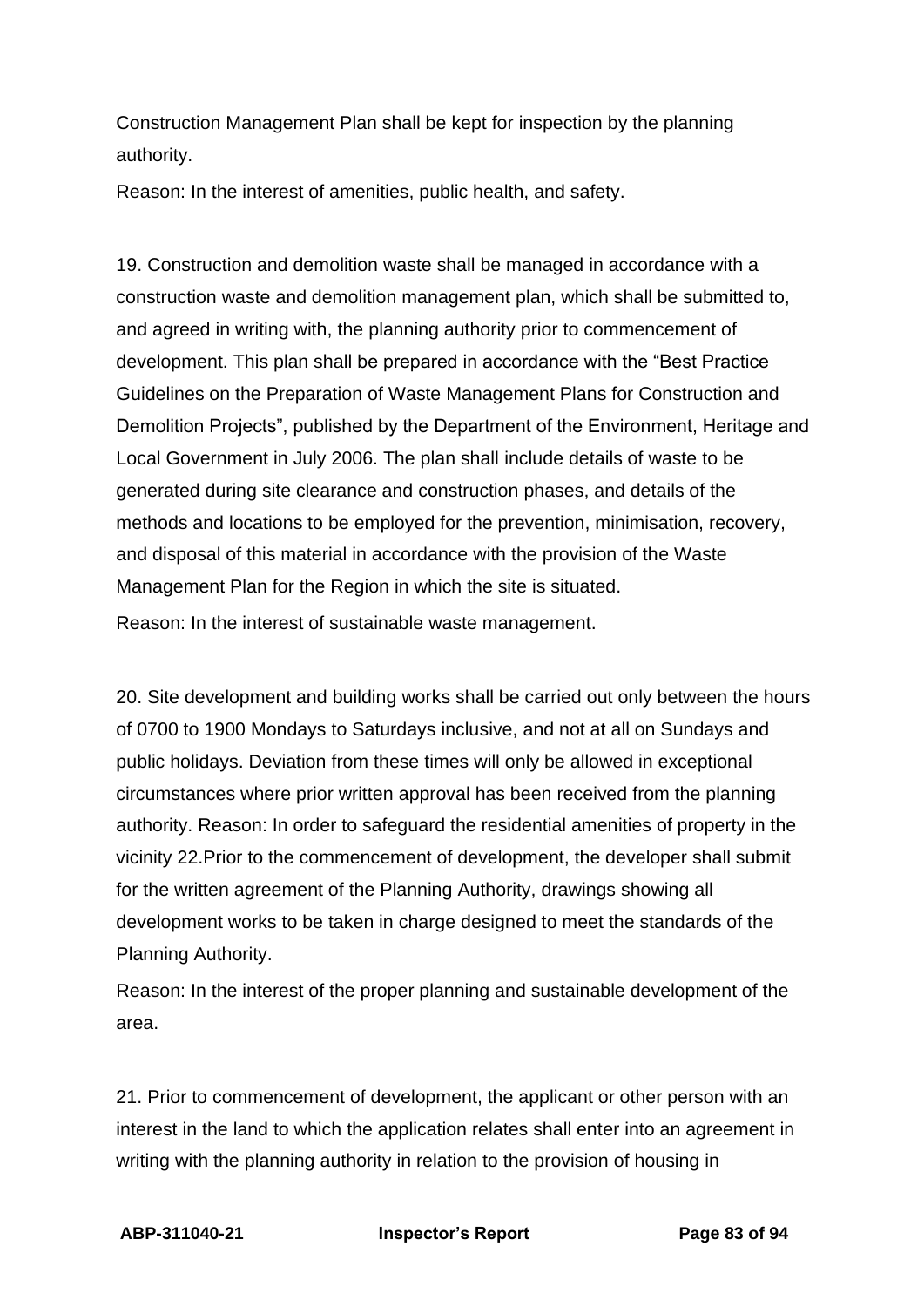Construction Management Plan shall be kept for inspection by the planning authority.

Reason: In the interest of amenities, public health, and safety.

19. Construction and demolition waste shall be managed in accordance with a construction waste and demolition management plan, which shall be submitted to, and agreed in writing with, the planning authority prior to commencement of development. This plan shall be prepared in accordance with the "Best Practice Guidelines on the Preparation of Waste Management Plans for Construction and Demolition Projects", published by the Department of the Environment, Heritage and Local Government in July 2006. The plan shall include details of waste to be generated during site clearance and construction phases, and details of the methods and locations to be employed for the prevention, minimisation, recovery, and disposal of this material in accordance with the provision of the Waste Management Plan for the Region in which the site is situated.

Reason: In the interest of sustainable waste management.

20. Site development and building works shall be carried out only between the hours of 0700 to 1900 Mondays to Saturdays inclusive, and not at all on Sundays and public holidays. Deviation from these times will only be allowed in exceptional circumstances where prior written approval has been received from the planning authority. Reason: In order to safeguard the residential amenities of property in the vicinity 22.Prior to the commencement of development, the developer shall submit for the written agreement of the Planning Authority, drawings showing all development works to be taken in charge designed to meet the standards of the Planning Authority.

Reason: In the interest of the proper planning and sustainable development of the area.

21. Prior to commencement of development, the applicant or other person with an interest in the land to which the application relates shall enter into an agreement in writing with the planning authority in relation to the provision of housing in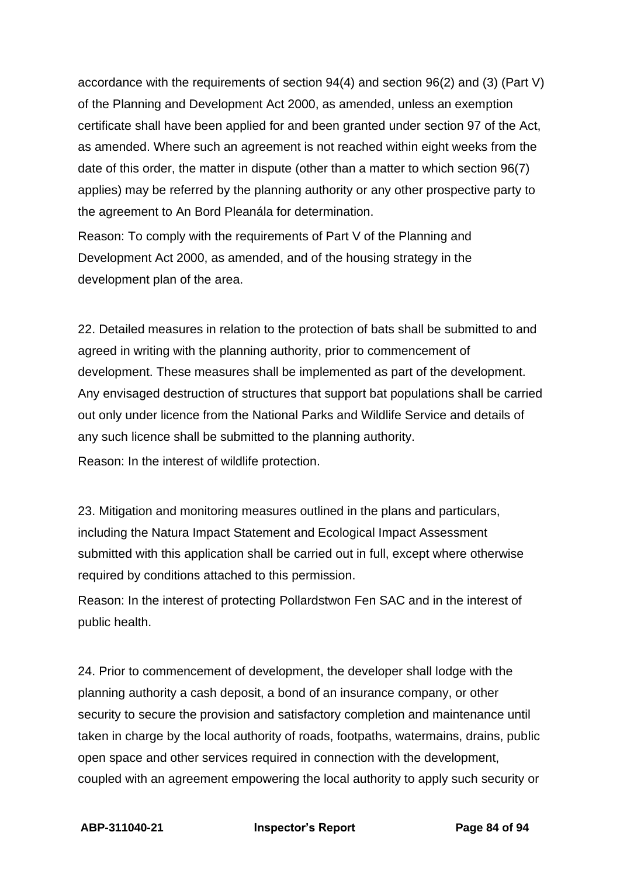accordance with the requirements of section 94(4) and section 96(2) and (3) (Part V) of the Planning and Development Act 2000, as amended, unless an exemption certificate shall have been applied for and been granted under section 97 of the Act, as amended. Where such an agreement is not reached within eight weeks from the date of this order, the matter in dispute (other than a matter to which section 96(7) applies) may be referred by the planning authority or any other prospective party to the agreement to An Bord Pleanála for determination.

Reason: To comply with the requirements of Part V of the Planning and Development Act 2000, as amended, and of the housing strategy in the development plan of the area.

22. Detailed measures in relation to the protection of bats shall be submitted to and agreed in writing with the planning authority, prior to commencement of development. These measures shall be implemented as part of the development. Any envisaged destruction of structures that support bat populations shall be carried out only under licence from the National Parks and Wildlife Service and details of any such licence shall be submitted to the planning authority.

Reason: In the interest of wildlife protection.

23. Mitigation and monitoring measures outlined in the plans and particulars, including the Natura Impact Statement and Ecological Impact Assessment submitted with this application shall be carried out in full, except where otherwise required by conditions attached to this permission.

Reason: In the interest of protecting Pollardstwon Fen SAC and in the interest of public health.

24. Prior to commencement of development, the developer shall lodge with the planning authority a cash deposit, a bond of an insurance company, or other security to secure the provision and satisfactory completion and maintenance until taken in charge by the local authority of roads, footpaths, watermains, drains, public open space and other services required in connection with the development, coupled with an agreement empowering the local authority to apply such security or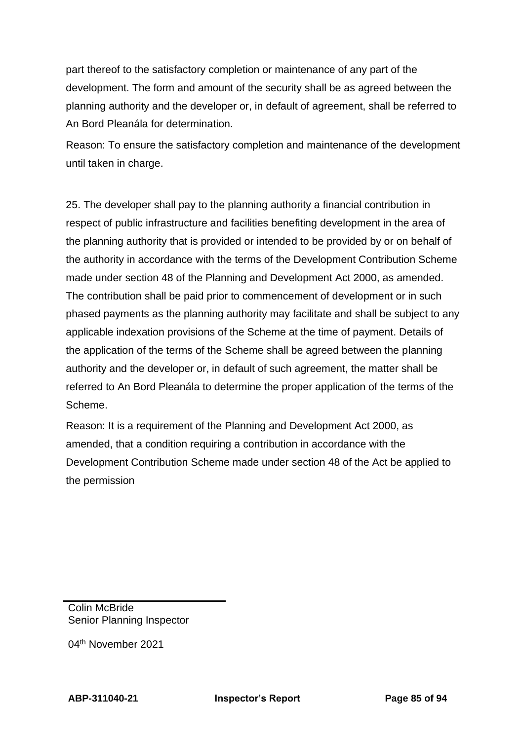part thereof to the satisfactory completion or maintenance of any part of the development. The form and amount of the security shall be as agreed between the planning authority and the developer or, in default of agreement, shall be referred to An Bord Pleanála for determination.

Reason: To ensure the satisfactory completion and maintenance of the development until taken in charge.

25. The developer shall pay to the planning authority a financial contribution in respect of public infrastructure and facilities benefiting development in the area of the planning authority that is provided or intended to be provided by or on behalf of the authority in accordance with the terms of the Development Contribution Scheme made under section 48 of the Planning and Development Act 2000, as amended. The contribution shall be paid prior to commencement of development or in such phased payments as the planning authority may facilitate and shall be subject to any applicable indexation provisions of the Scheme at the time of payment. Details of the application of the terms of the Scheme shall be agreed between the planning authority and the developer or, in default of such agreement, the matter shall be referred to An Bord Pleanála to determine the proper application of the terms of the Scheme.

Reason: It is a requirement of the Planning and Development Act 2000, as amended, that a condition requiring a contribution in accordance with the Development Contribution Scheme made under section 48 of the Act be applied to the permission

---

Colin McBride
Senior Planning Inspector

04th November 2021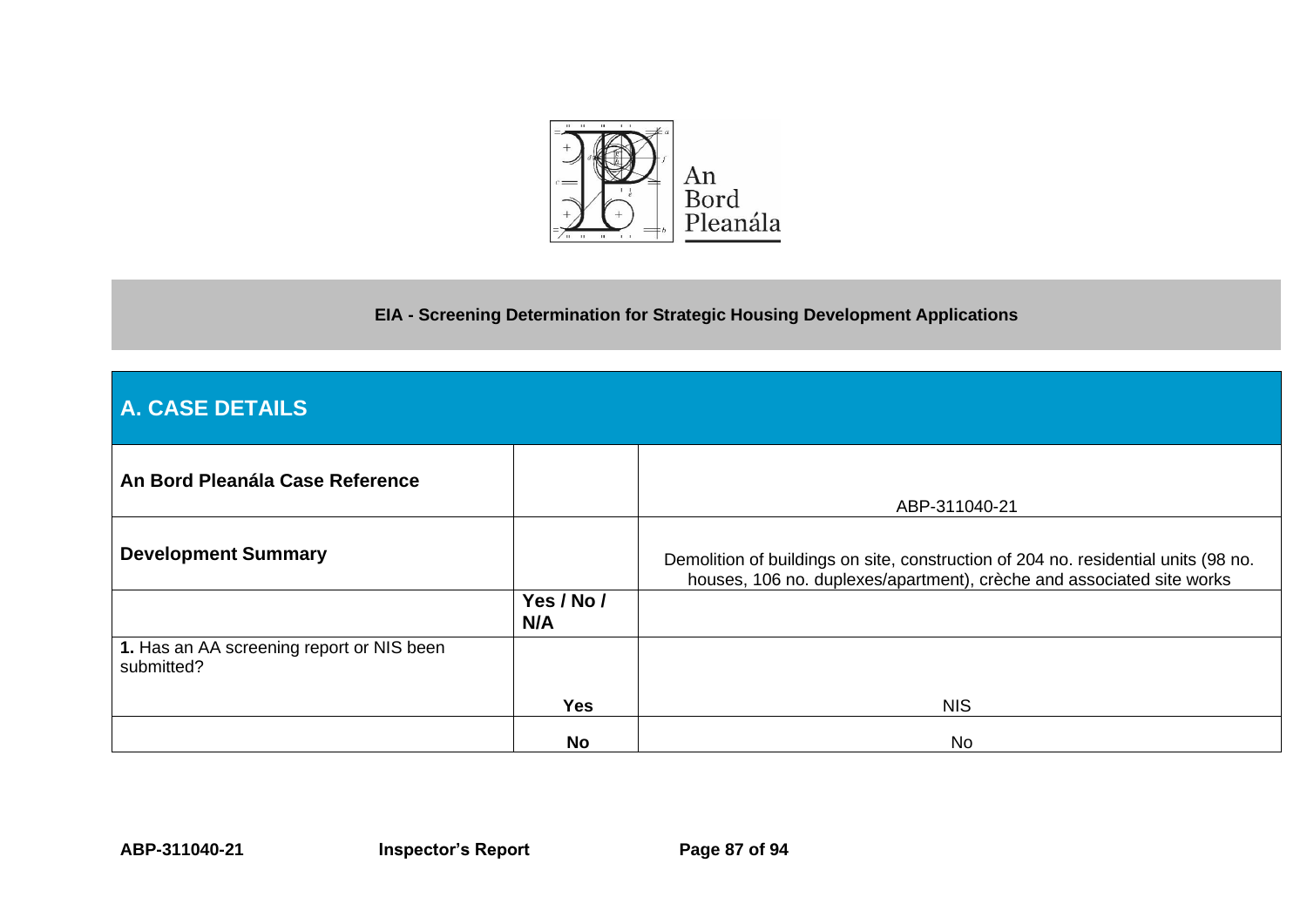An Bord Pleanála

**EIA - Screening Determination for Strategic Housing Development Applications**

## A. CASE DETAILS

| | | |
|---|---|---|
| **An Bord Pleanála Case Reference** | | ABP-311040-21 |
| **Development Summary** | | Demolition of buildings on site, construction of 204 no. residential units (98 no. houses, 106 no. duplexes/apartment), crèche and associated site works |
| | **Yes / No / N/A** | |
| **1.** Has an AA screening report or NIS been submitted? | **Yes** | NIS |
| | **No** | No |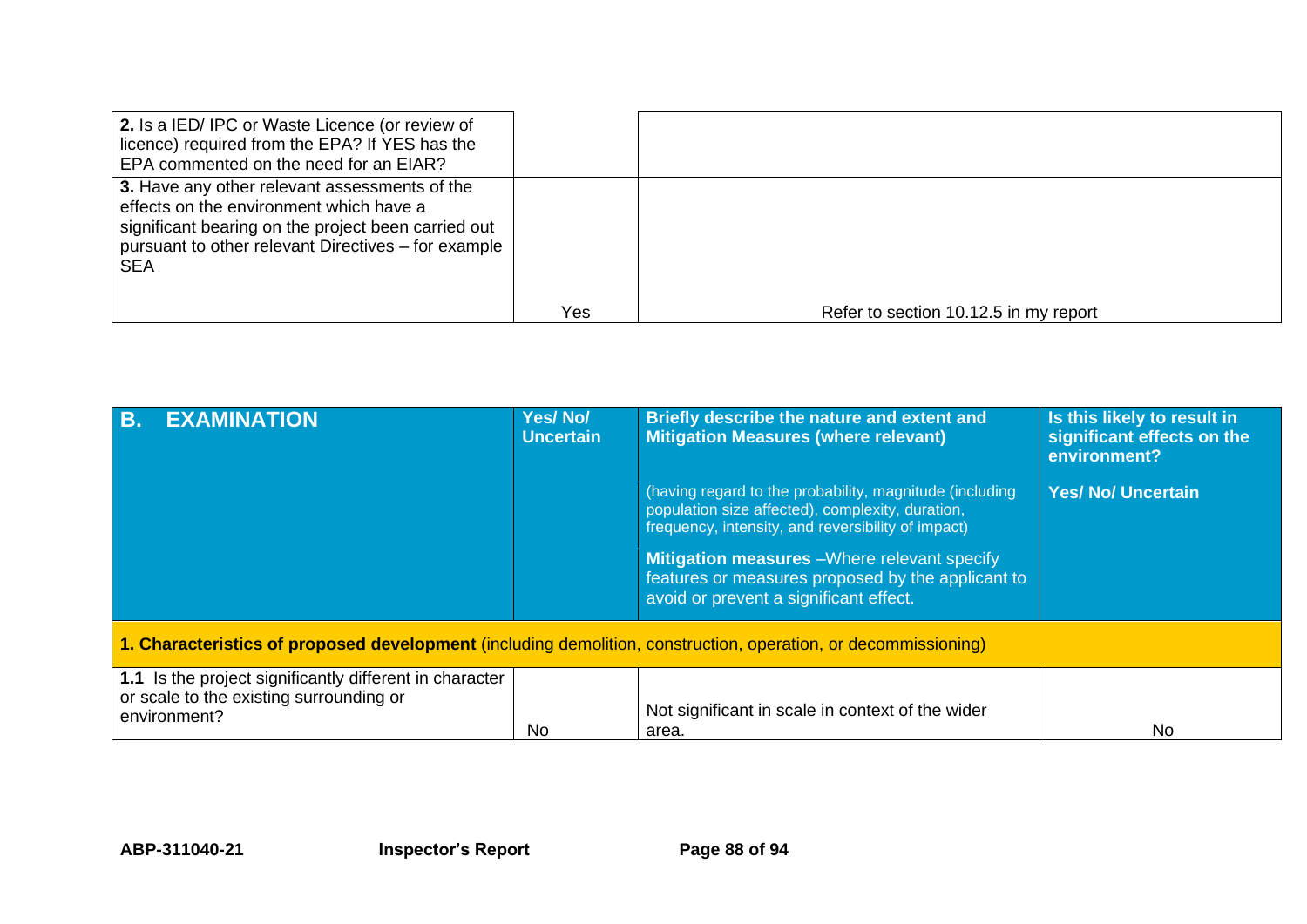| | | |
|---|---|---|
| **2.** Is a IED/ IPC or Waste Licence (or review of licence) required from the EPA? If YES has the EPA commented on the need for an EIAR? | | |
| **3.** Have any other relevant assessments of the effects on the environment which have a significant bearing on the project been carried out pursuant to other relevant Directives – for example SEA | Yes | Refer to section 10.12.5 in my report |

| **B. EXAMINATION** | **Yes/ No/ Uncertain** | **Briefly describe the nature and extent and Mitigation Measures (where relevant)**<br><br>(having regard to the probability, magnitude (including population size affected), complexity, duration, frequency, intensity, and reversibility of impact)<br><br>**Mitigation measures** –Where relevant specify features or measures proposed by the applicant to avoid or prevent a significant effect. | **Is this likely to result in significant effects on the environment?**<br><br>**Yes/ No/ Uncertain** |
|---|---|---|---|
| **1. Characteristics of proposed development** (including demolition, construction, operation, or decommissioning) | | | |
| **1.1** Is the project significantly different in character or scale to the existing surrounding or environment? | No | Not significant in scale in context of the wider area. | No |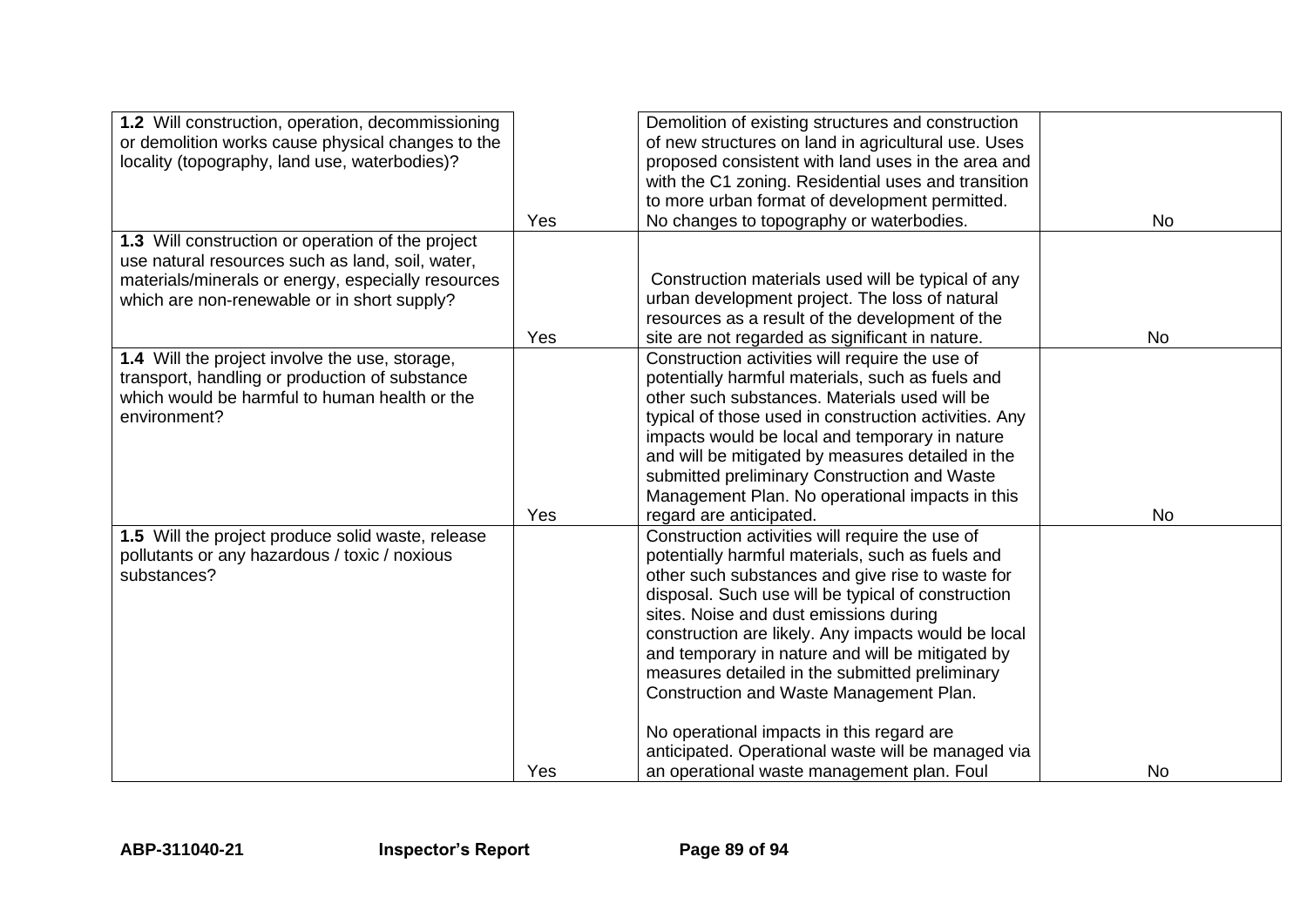| | | | |
|---|---|---|---|
| **1.2** Will construction, operation, decommissioning or demolition works cause physical changes to the locality (topography, land use, waterbodies)? | Yes | Demolition of existing structures and construction of new structures on land in agricultural use. Uses proposed consistent with land uses in the area and with the C1 zoning. Residential uses and transition to more urban format of development permitted. No changes to topography or waterbodies. | No |
| **1.3** Will construction or operation of the project use natural resources such as land, soil, water, materials/minerals or energy, especially resources which are non-renewable or in short supply? | Yes | Construction materials used will be typical of any urban development project. The loss of natural resources as a result of the development of the site are not regarded as significant in nature. | No |
| **1.4** Will the project involve the use, storage, transport, handling or production of substance which would be harmful to human health or the environment? | Yes | Construction activities will require the use of potentially harmful materials, such as fuels and other such substances. Materials used will be typical of those used in construction activities. Any impacts would be local and temporary in nature and will be mitigated by measures detailed in the submitted preliminary Construction and Waste Management Plan. No operational impacts in this regard are anticipated. | No |
| **1.5** Will the project produce solid waste, release pollutants or any hazardous / toxic / noxious substances? | Yes | Construction activities will require the use of potentially harmful materials, such as fuels and other such substances and give rise to waste for disposal. Such use will be typical of construction sites. Noise and dust emissions during construction are likely. Any impacts would be local and temporary in nature and will be mitigated by measures detailed in the submitted preliminary Construction and Waste Management Plan.<br><br>No operational impacts in this regard are anticipated. Operational waste will be managed via an operational waste management plan. Foul | No |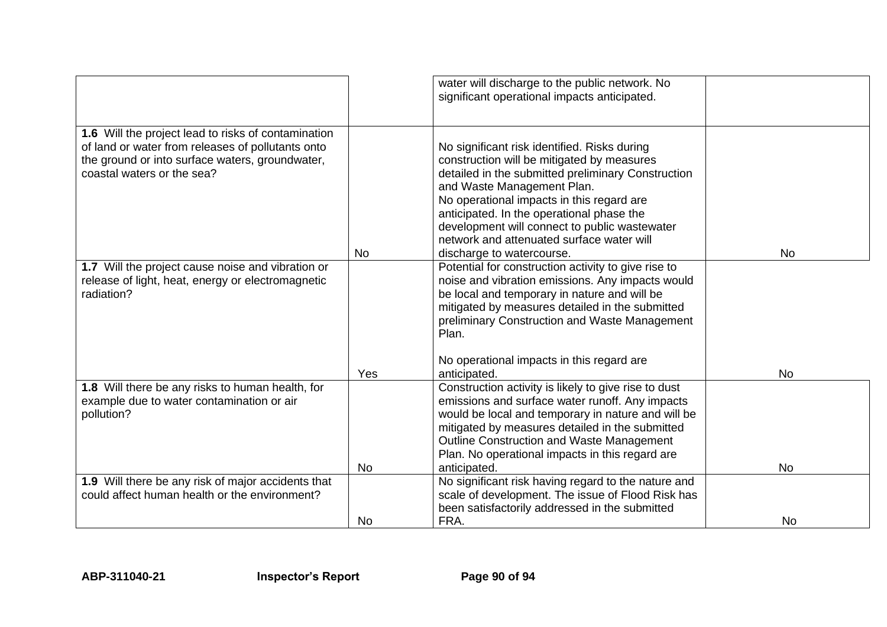|  |  |  |  |
|---|---|---|---|
|  |  | water will discharge to the public network. No significant operational impacts anticipated. |  |
| **1.6** Will the project lead to risks of contamination of land or water from releases of pollutants onto the ground or into surface waters, groundwater, coastal waters or the sea? | No | No significant risk identified. Risks during construction will be mitigated by measures detailed in the submitted preliminary Construction and Waste Management Plan.<br>No operational impacts in this regard are anticipated. In the operational phase the development will connect to public wastewater network and attenuated surface water will discharge to watercourse. | No |
| **1.7** Will the project cause noise and vibration or release of light, heat, energy or electromagnetic radiation? | Yes | Potential for construction activity to give rise to noise and vibration emissions. Any impacts would be local and temporary in nature and will be mitigated by measures detailed in the submitted preliminary Construction and Waste Management Plan.<br><br>No operational impacts in this regard are anticipated. | No |
| **1.8** Will there be any risks to human health, for example due to water contamination or air pollution? | No | Construction activity is likely to give rise to dust emissions and surface water runoff. Any impacts would be local and temporary in nature and will be mitigated by measures detailed in the submitted Outline Construction and Waste Management Plan. No operational impacts in this regard are anticipated. | No |
| **1.9** Will there be any risk of major accidents that could affect human health or the environment? | No | No significant risk having regard to the nature and scale of development. The issue of Flood Risk has been satisfactorily addressed in the submitted FRA. | No |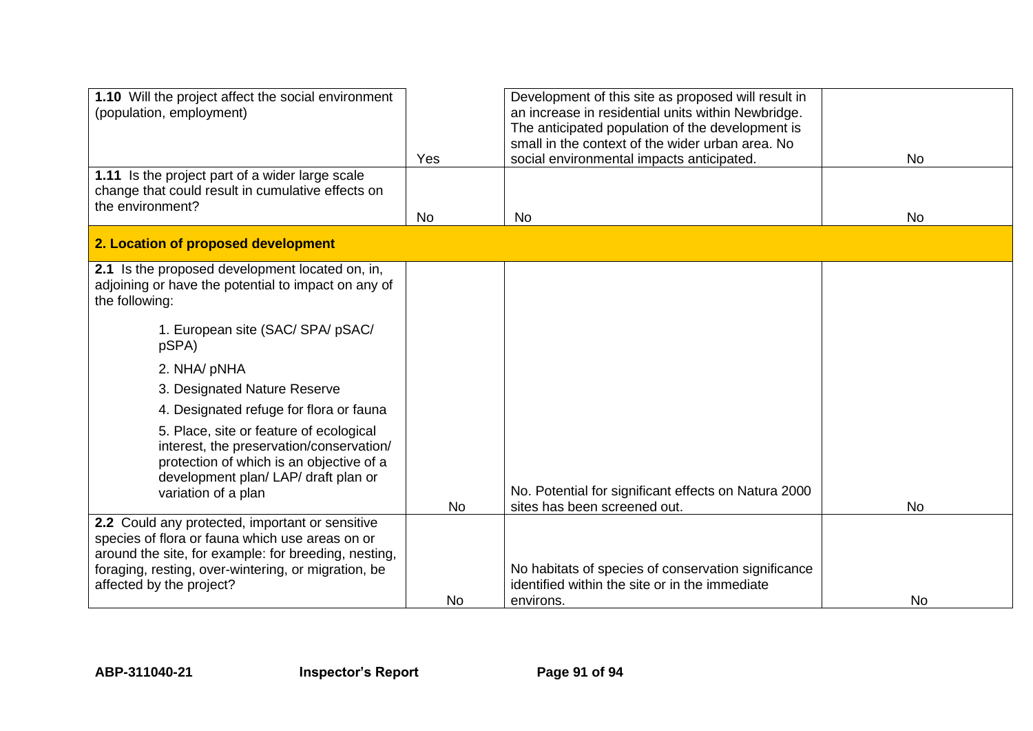| | | | |
|---|---|---|---|
| **1.10** Will the project affect the social environment (population, employment) | Yes | Development of this site as proposed will result in an increase in residential units within Newbridge. The anticipated population of the development is small in the context of the wider urban area. No social environmental impacts anticipated. | No |
| **1.11** Is the project part of a wider large scale change that could result in cumulative effects on the environment? | No | No | No |
| **2. Location of proposed development** | | | |
| **2.1** Is the proposed development located on, in, adjoining or have the potential to impact on any of the following:<br><br>1. European site (SAC/ SPA/ pSAC/ pSPA)<br>2. NHA/ pNHA<br>3. Designated Nature Reserve<br>4. Designated refuge for flora or fauna<br>5. Place, site or feature of ecological interest, the preservation/conservation/ protection of which is an objective of a development plan/ LAP/ draft plan or variation of a plan | No | No. Potential for significant effects on Natura 2000 sites has been screened out. | No |
| **2.2** Could any protected, important or sensitive species of flora or fauna which use areas on or around the site, for example: for breeding, nesting, foraging, resting, over-wintering, or migration, be affected by the project? | No | No habitats of species of conservation significance identified within the site or in the immediate environs. | No |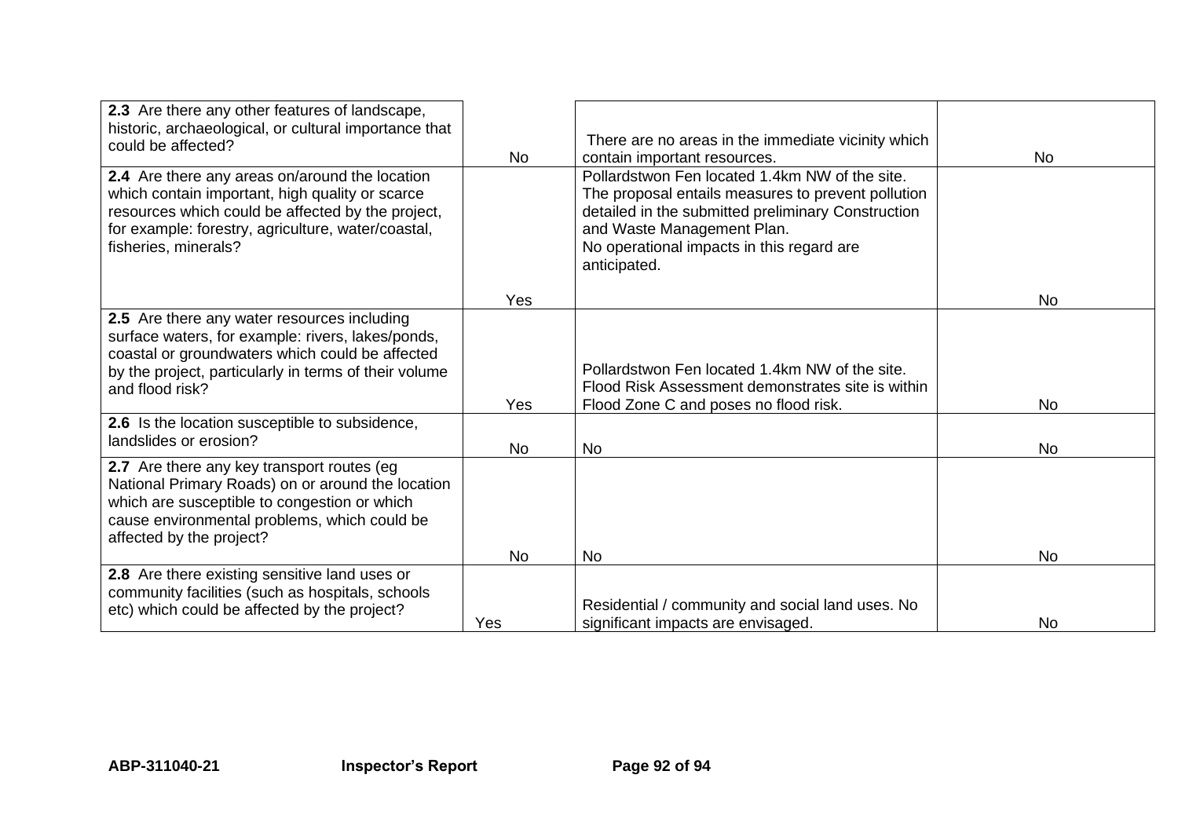| | | | |
|---|---|---|---|
| **2.3** Are there any other features of landscape, historic, archaeological, or cultural importance that could be affected? | No | There are no areas in the immediate vicinity which contain important resources. | No |
| **2.4** Are there any areas on/around the location which contain important, high quality or scarce resources which could be affected by the project, for example: forestry, agriculture, water/coastal, fisheries, minerals? | Yes | Pollardstwon Fen located 1.4km NW of the site. The proposal entails measures to prevent pollution detailed in the submitted preliminary Construction and Waste Management Plan. No operational impacts in this regard are anticipated. | No |
| **2.5** Are there any water resources including surface waters, for example: rivers, lakes/ponds, coastal or groundwaters which could be affected by the project, particularly in terms of their volume and flood risk? | Yes | Pollardstwon Fen located 1.4km NW of the site. Flood Risk Assessment demonstrates site is within Flood Zone C and poses no flood risk. | No |
| **2.6** Is the location susceptible to subsidence, landslides or erosion? | No | No | No |
| **2.7** Are there any key transport routes (eg National Primary Roads) on or around the location which are susceptible to congestion or which cause environmental problems, which could be affected by the project? | No | No | No |
| **2.8** Are there existing sensitive land uses or community facilities (such as hospitals, schools etc) which could be affected by the project? | Yes | Residential / community and social land uses. No significant impacts are envisaged. | No |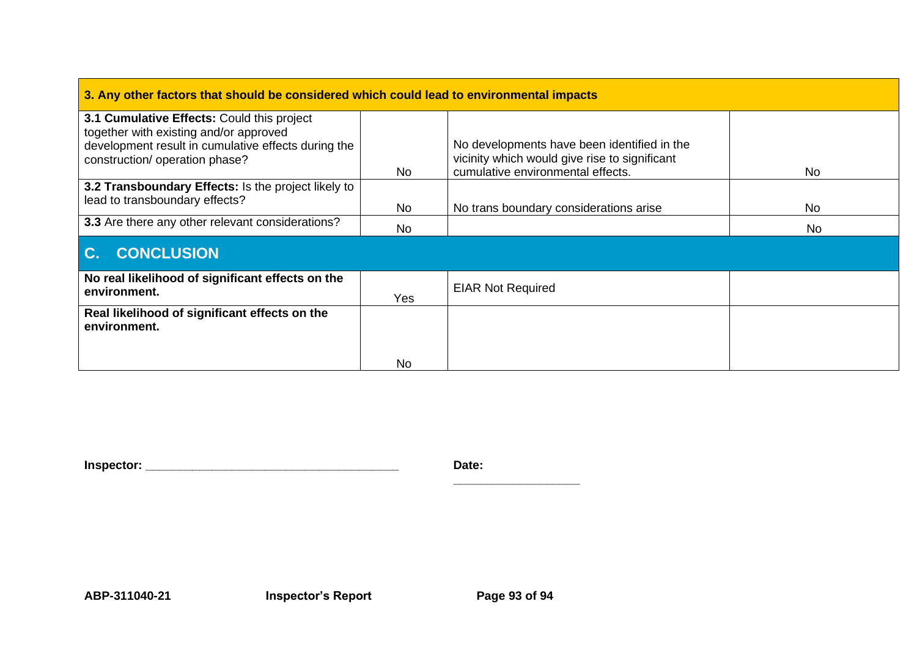| 3. Any other factors that should be considered which could lead to environmental impacts | | | |
|---|---|---|---|
| **3.1 Cumulative Effects:** Could this project together with existing and/or approved development result in cumulative effects during the construction/ operation phase? | No | No developments have been identified in the vicinity which would give rise to significant cumulative environmental effects. | No |
| **3.2 Transboundary Effects:** Is the project likely to lead to transboundary effects? | No | No trans boundary considerations arise | No |
| **3.3** Are there any other relevant considerations? | No | | No |

## C. CONCLUSION

| | | | |
|---|---|---|---|
| **No real likelihood of significant effects on the environment.** | Yes | EIAR Not Required | |
| **Real likelihood of significant effects on the environment.** | No | | |

**Inspector:** ______________________________________ **Date:** ___________________